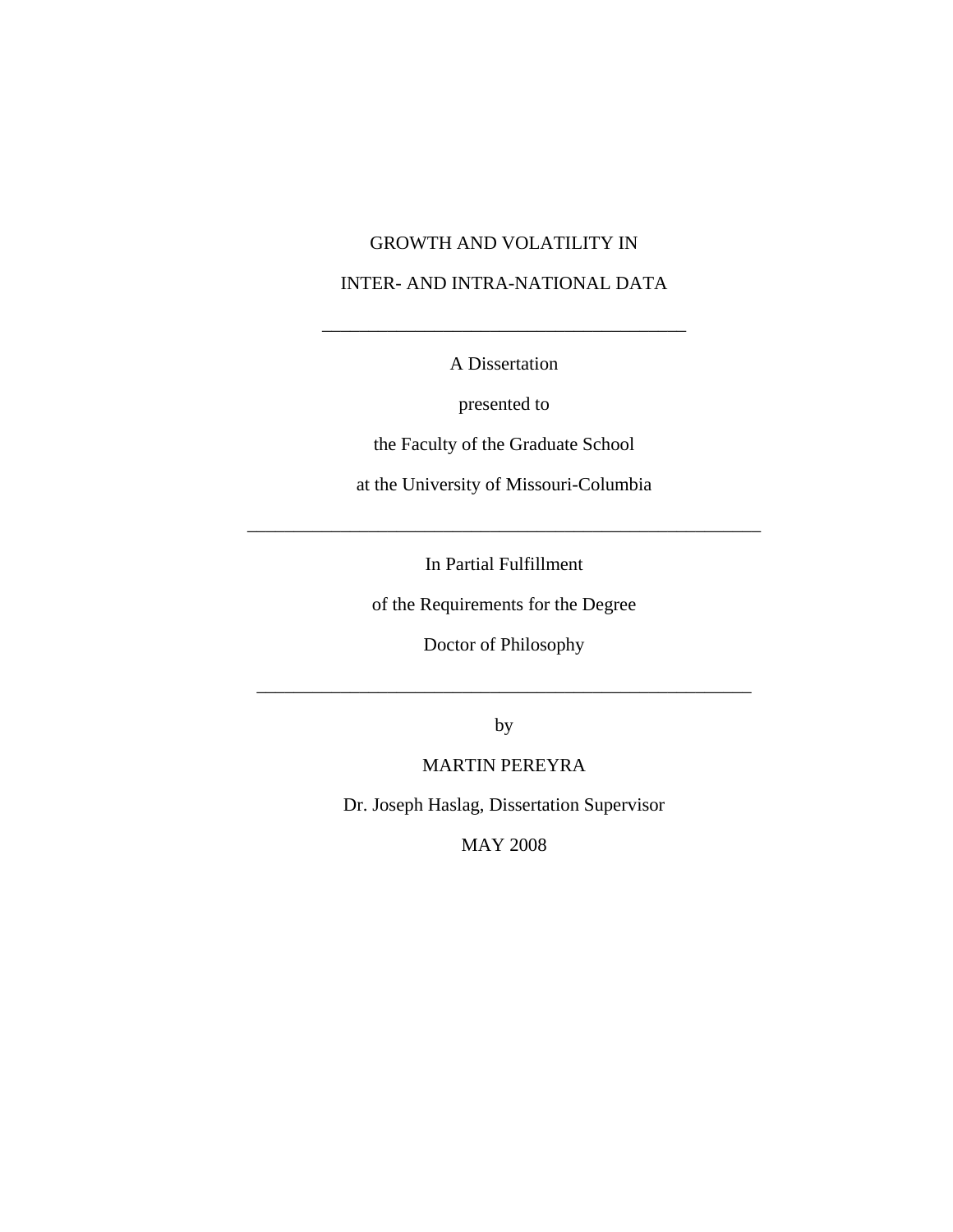# GROWTH AND VOLATILITY IN

# INTER- AND INTRA-NATIONAL DATA

---

A Dissertation

presented to

the Faculty of the Graduate School

at the University of Missouri-Columbia

---

In Partial Fulfillment

of the Requirements for the Degree

Doctor of Philosophy

---

by

MARTIN PEREYRA

Dr. Joseph Haslag, Dissertation Supervisor

MAY 2008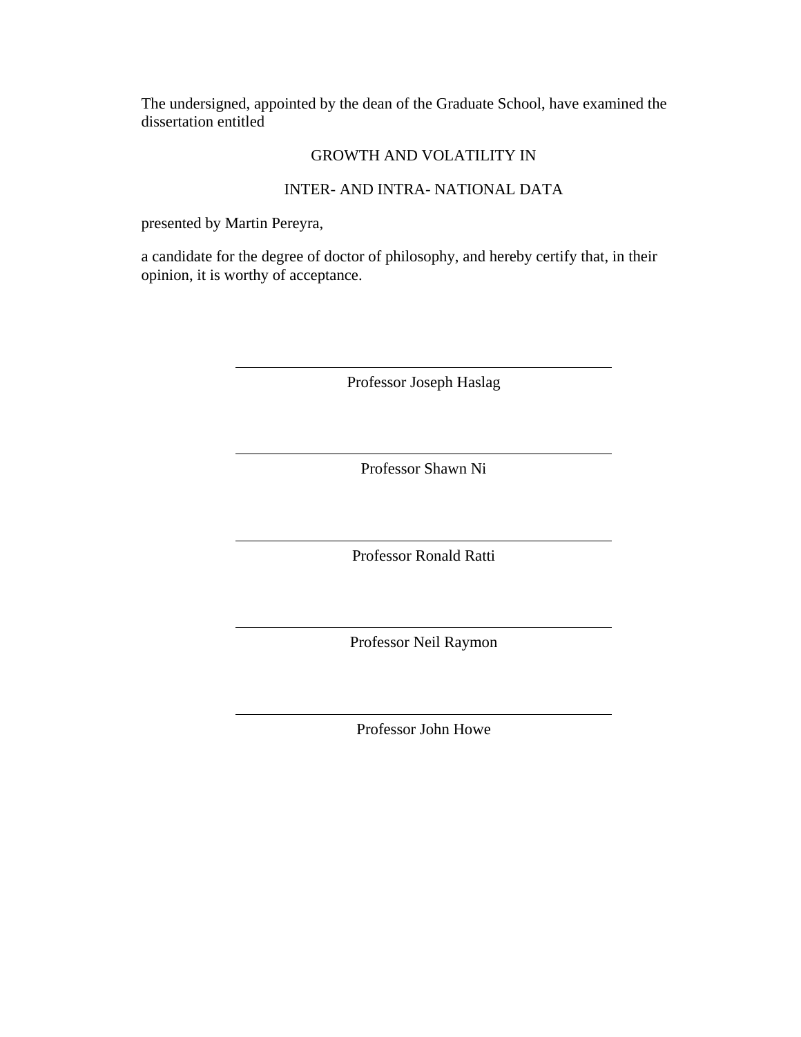The undersigned, appointed by the dean of the Graduate School, have examined the dissertation entitled

GROWTH AND VOLATILITY IN

INTER- AND INTRA- NATIONAL DATA

presented by Martin Pereyra,

a candidate for the degree of doctor of philosophy, and hereby certify that, in their opinion, it is worthy of acceptance.

\_\_\_\_\_\_\_\_\_\_\_\_\_\_\_\_\_\_\_\_\_\_\_\_\_\_\_\_\_\_\_\_\_\_\_\_\_\_\_\_

Professor Joseph Haslag

\_\_\_\_\_\_\_\_\_\_\_\_\_\_\_\_\_\_\_\_\_\_\_\_\_\_\_\_\_\_\_\_\_\_\_\_\_\_\_\_

Professor Shawn Ni

\_\_\_\_\_\_\_\_\_\_\_\_\_\_\_\_\_\_\_\_\_\_\_\_\_\_\_\_\_\_\_\_\_\_\_\_\_\_\_\_

Professor Ronald Ratti

\_\_\_\_\_\_\_\_\_\_\_\_\_\_\_\_\_\_\_\_\_\_\_\_\_\_\_\_\_\_\_\_\_\_\_\_\_\_\_\_

Professor Neil Raymon

\_\_\_\_\_\_\_\_\_\_\_\_\_\_\_\_\_\_\_\_\_\_\_\_\_\_\_\_\_\_\_\_\_\_\_\_\_\_\_\_

Professor John Howe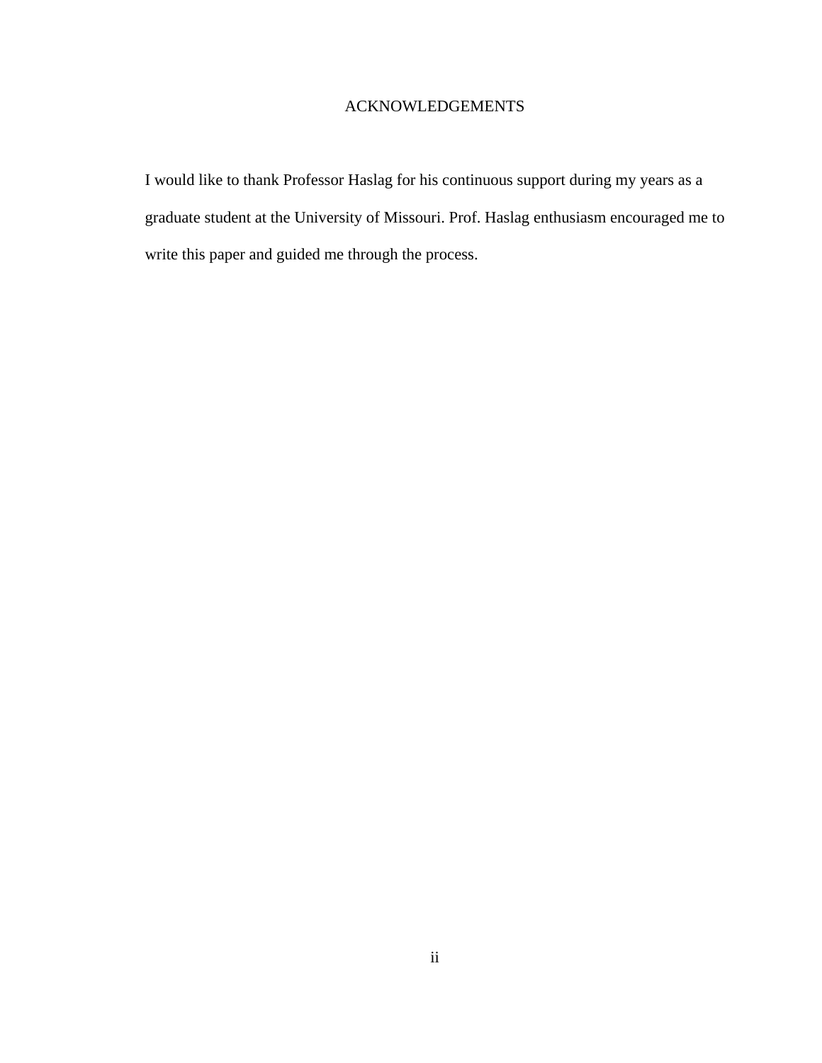# ACKNOWLEDGEMENTS

I would like to thank Professor Haslag for his continuous support during my years as a graduate student at the University of Missouri. Prof. Haslag enthusiasm encouraged me to write this paper and guided me through the process.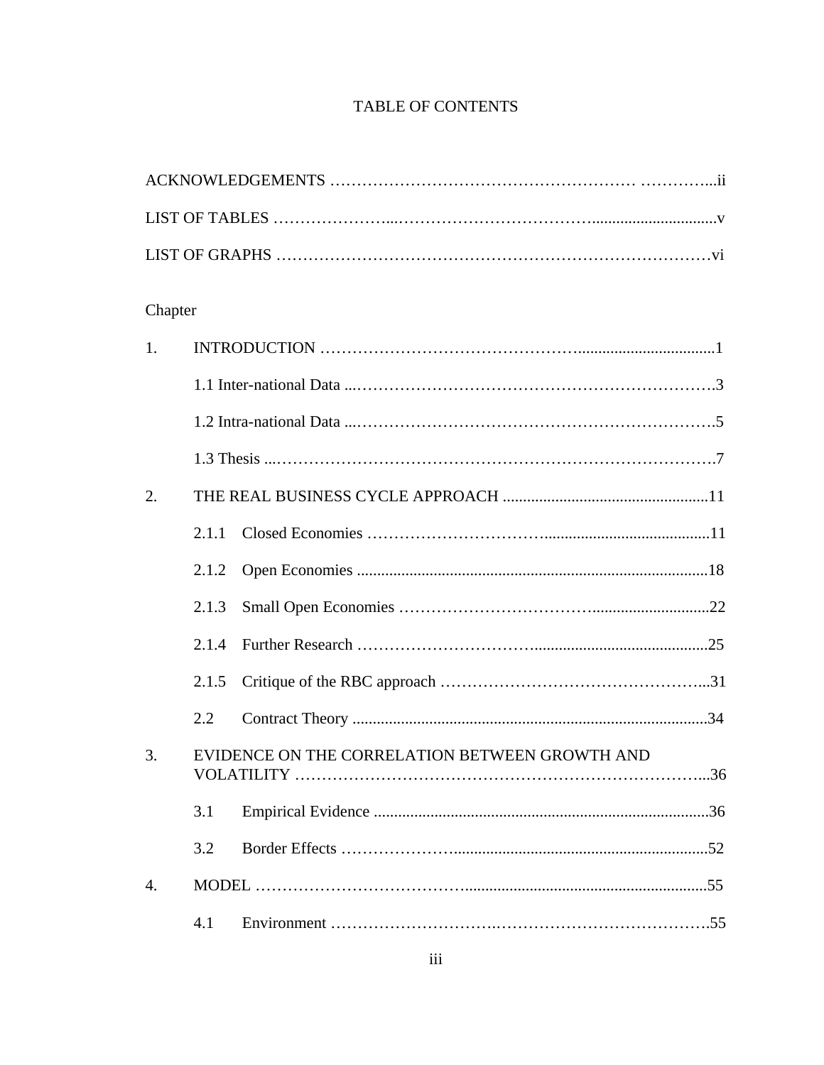# TABLE OF CONTENTS

ACKNOWLEDGEMENTS ……………………………………………… …………...ii

LIST OF TABLES …………………...……………………………..............................v

LIST OF GRAPHS ………………………………………………………………………vi

Chapter

1. INTRODUCTION ………………………………………..................................1

    1.1 Inter-national Data ...………………………………………………………….3

    1.2 Intra-national Data ...………………………………………………………….5

    1.3 Thesis ...……………………………………………………………………….7

2. THE REAL BUSINESS CYCLE APPROACH ...................................................11

    2.1.1 Closed Economies …………………………..........................................11

    2.1.2 Open Economies .......................................................................................18

    2.1.3 Small Open Economies …………………………….............................22

    2.1.4 Further Research ………………………….............................................25

    2.1.5 Critique of the RBC approach ……………………………………………...31

    2.2 Contract Theory .........................................................................................34

3. EVIDENCE ON THE CORRELATION BETWEEN GROWTH AND VOLATILITY ………………………………………………………………...36

    3.1 Empirical Evidence ....................................................................................36

    3.2 Border Effects ………………….............................................................52

4. MODEL ……………………………….........................................................55

    4.1 Environment ……………………….……………………………………….55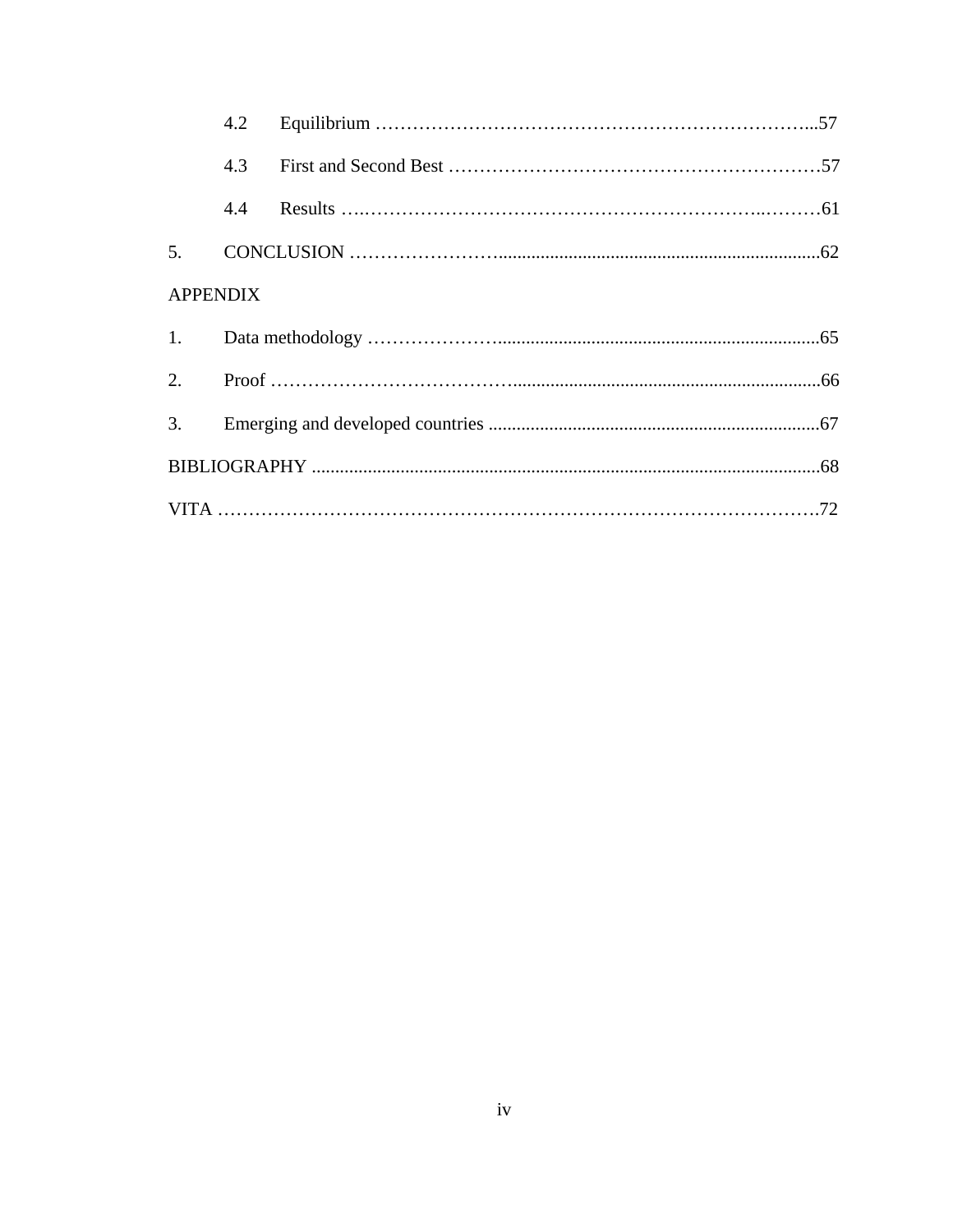4.2 Equilibrium ...57

4.3 First and Second Best ...57

4.4 Results ...61

5. CONCLUSION ...62

APPENDIX

1. Data methodology ...65
2. Proof ...66
3. Emerging and developed countries ...67

BIBLIOGRAPHY ...68

VITA ...72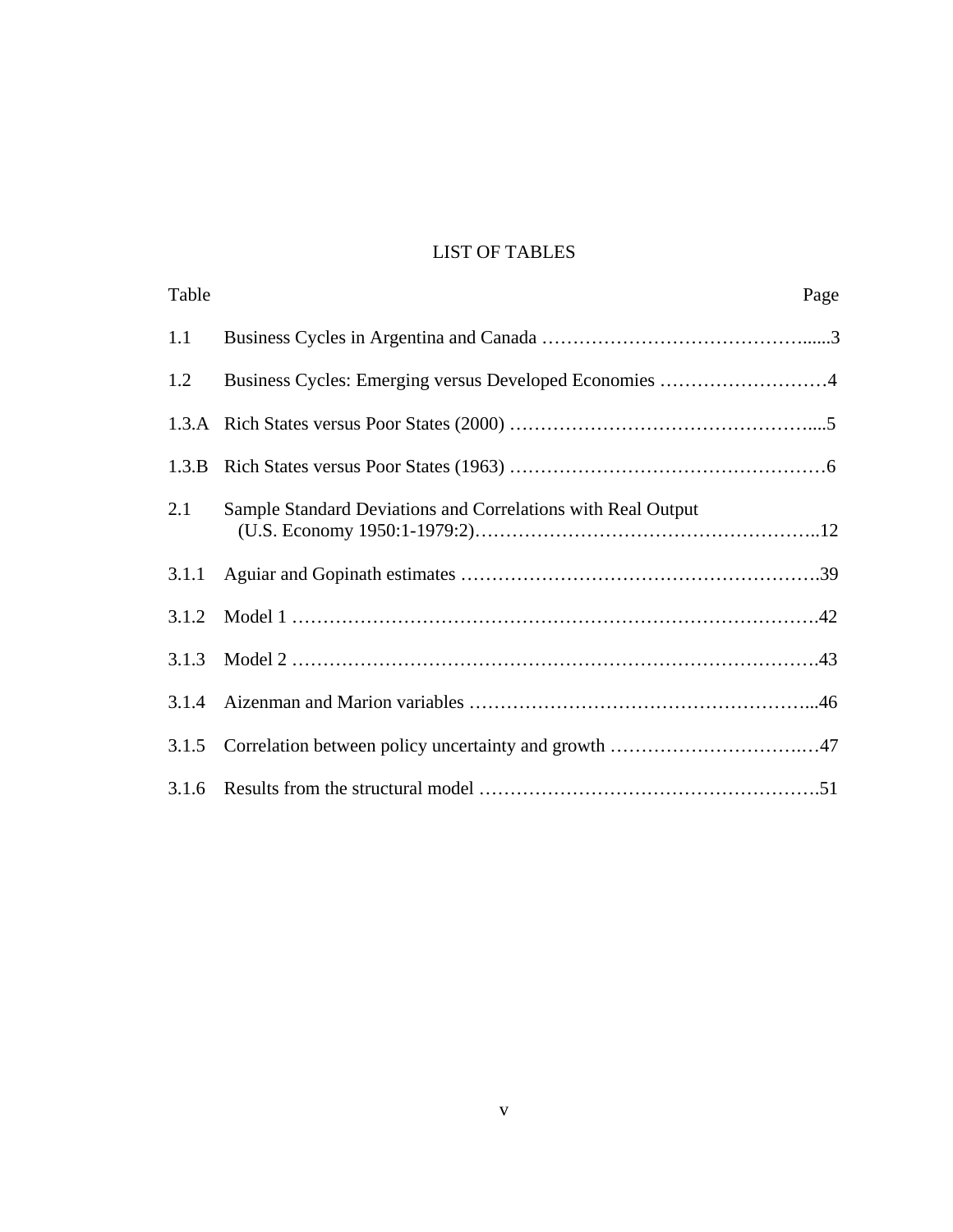# LIST OF TABLES

| Table | | Page |
|---|---|---|
| 1.1 | Business Cycles in Argentina and Canada | 3 |
| 1.2 | Business Cycles: Emerging versus Developed Economies | 4 |
| 1.3.A | Rich States versus Poor States (2000) | 5 |
| 1.3.B | Rich States versus Poor States (1963) | 6 |
| 2.1 | Sample Standard Deviations and Correlations with Real Output (U.S. Economy 1950:1-1979:2) | 12 |
| 3.1.1 | Aguiar and Gopinath estimates | 39 |
| 3.1.2 | Model 1 | 42 |
| 3.1.3 | Model 2 | 43 |
| 3.1.4 | Aizenman and Marion variables | 46 |
| 3.1.5 | Correlation between policy uncertainty and growth | 47 |
| 3.1.6 | Results from the structural model | 51 |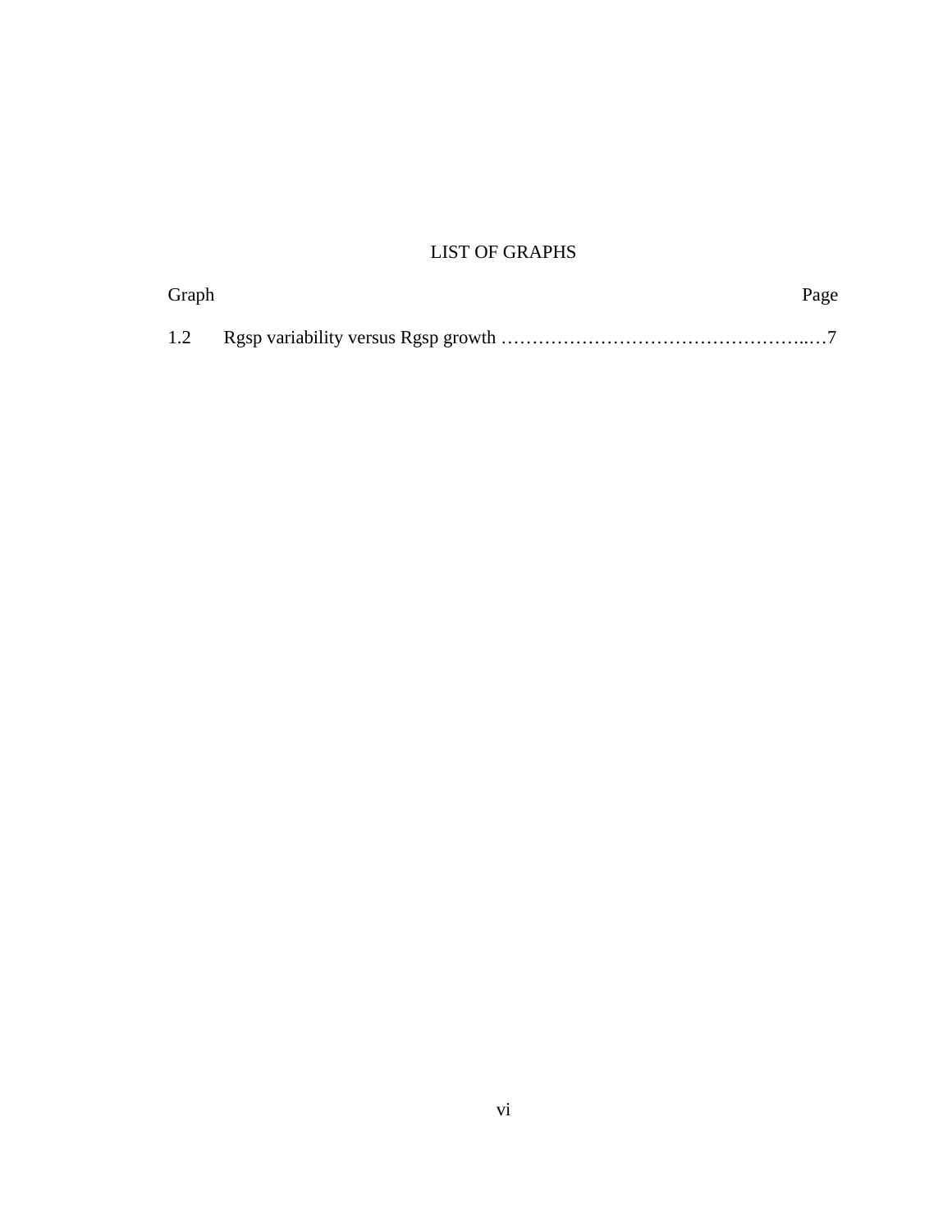# LIST OF GRAPHS

| Graph | | Page |
|---|---|---|
| 1.2 | Rgsp variability versus Rgsp growth | 7 |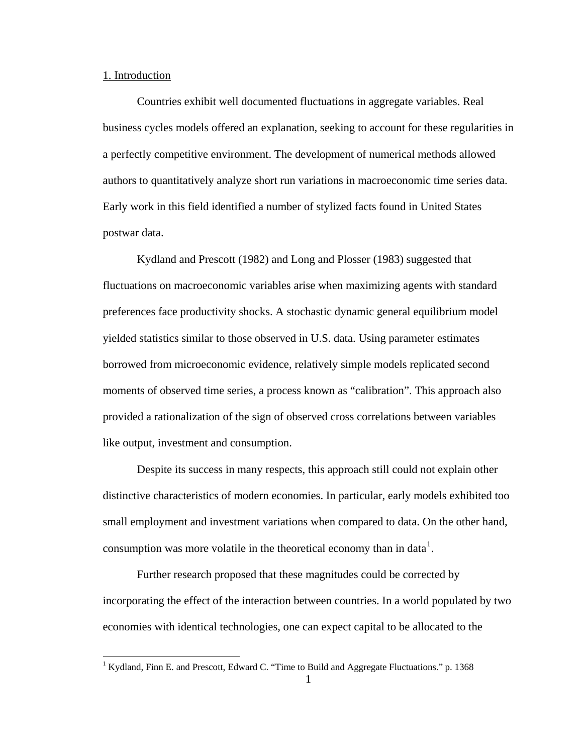## 1. Introduction

Countries exhibit well documented fluctuations in aggregate variables. Real business cycles models offered an explanation, seeking to account for these regularities in a perfectly competitive environment. The development of numerical methods allowed authors to quantitatively analyze short run variations in macroeconomic time series data. Early work in this field identified a number of stylized facts found in United States postwar data.

Kydland and Prescott (1982) and Long and Plosser (1983) suggested that fluctuations on macroeconomic variables arise when maximizing agents with standard preferences face productivity shocks. A stochastic dynamic general equilibrium model yielded statistics similar to those observed in U.S. data. Using parameter estimates borrowed from microeconomic evidence, relatively simple models replicated second moments of observed time series, a process known as “calibration”. This approach also provided a rationalization of the sign of observed cross correlations between variables like output, investment and consumption.

Despite its success in many respects, this approach still could not explain other distinctive characteristics of modern economies. In particular, early models exhibited too small employment and investment variations when compared to data. On the other hand, consumption was more volatile in the theoretical economy than in data[1].

Further research proposed that these magnitudes could be corrected by incorporating the effect of the interaction between countries. In a world populated by two economies with identical technologies, one can expect capital to be allocated to the

[1] Kydland, Finn E. and Prescott, Edward C. “Time to Build and Aggregate Fluctuations.” p. 1368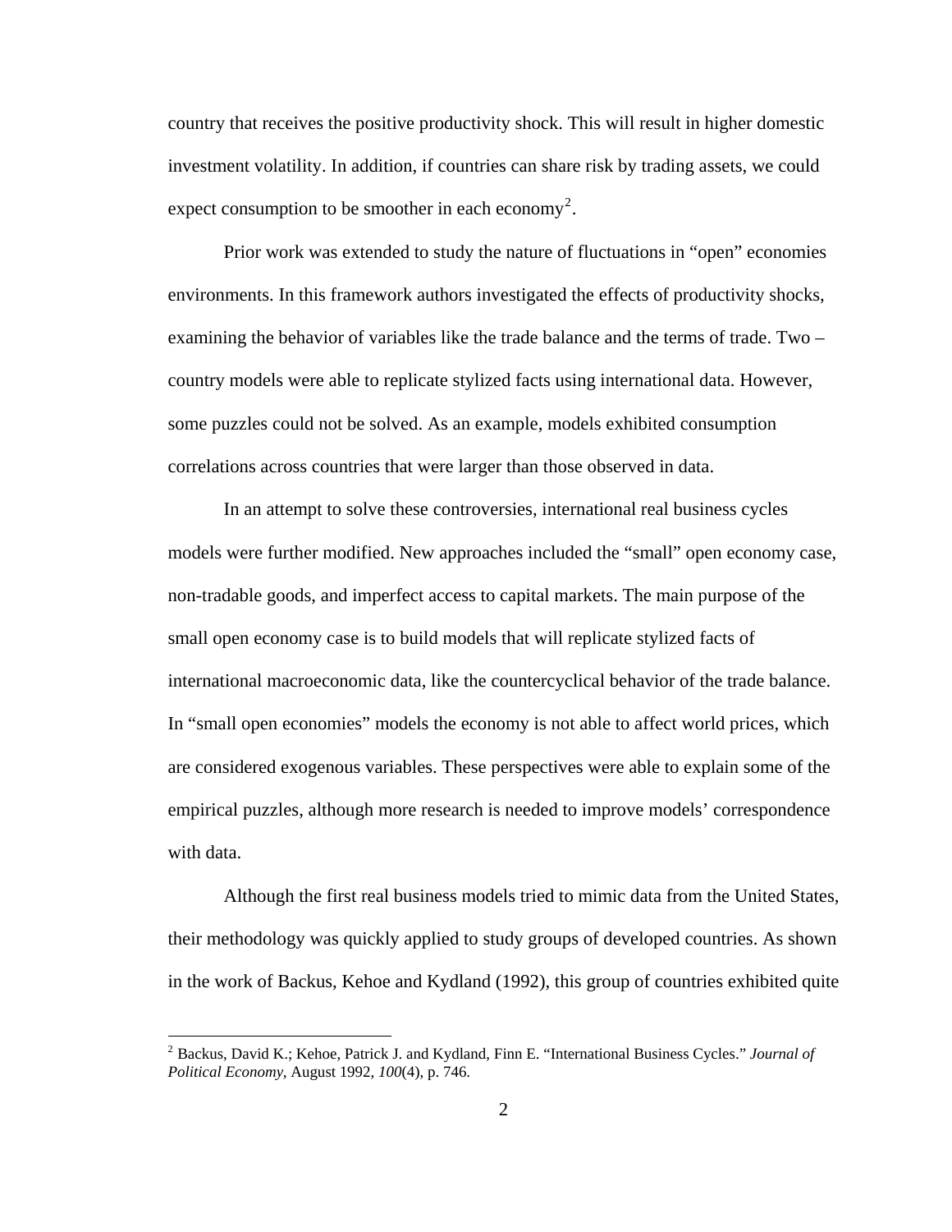country that receives the positive productivity shock. This will result in higher domestic investment volatility. In addition, if countries can share risk by trading assets, we could expect consumption to be smoother in each economy[2].

Prior work was extended to study the nature of fluctuations in "open" economies environments. In this framework authors investigated the effects of productivity shocks, examining the behavior of variables like the trade balance and the terms of trade. Two – country models were able to replicate stylized facts using international data. However, some puzzles could not be solved. As an example, models exhibited consumption correlations across countries that were larger than those observed in data.

In an attempt to solve these controversies, international real business cycles models were further modified. New approaches included the "small" open economy case, non-tradable goods, and imperfect access to capital markets. The main purpose of the small open economy case is to build models that will replicate stylized facts of international macroeconomic data, like the countercyclical behavior of the trade balance. In "small open economies" models the economy is not able to affect world prices, which are considered exogenous variables. These perspectives were able to explain some of the empirical puzzles, although more research is needed to improve models' correspondence with data.

Although the first real business models tried to mimic data from the United States, their methodology was quickly applied to study groups of developed countries. As shown in the work of Backus, Kehoe and Kydland (1992), this group of countries exhibited quite

---

[2] Backus, David K.; Kehoe, Patrick J. and Kydland, Finn E. "International Business Cycles." *Journal of Political Economy*, August 1992, *100*(4), p. 746.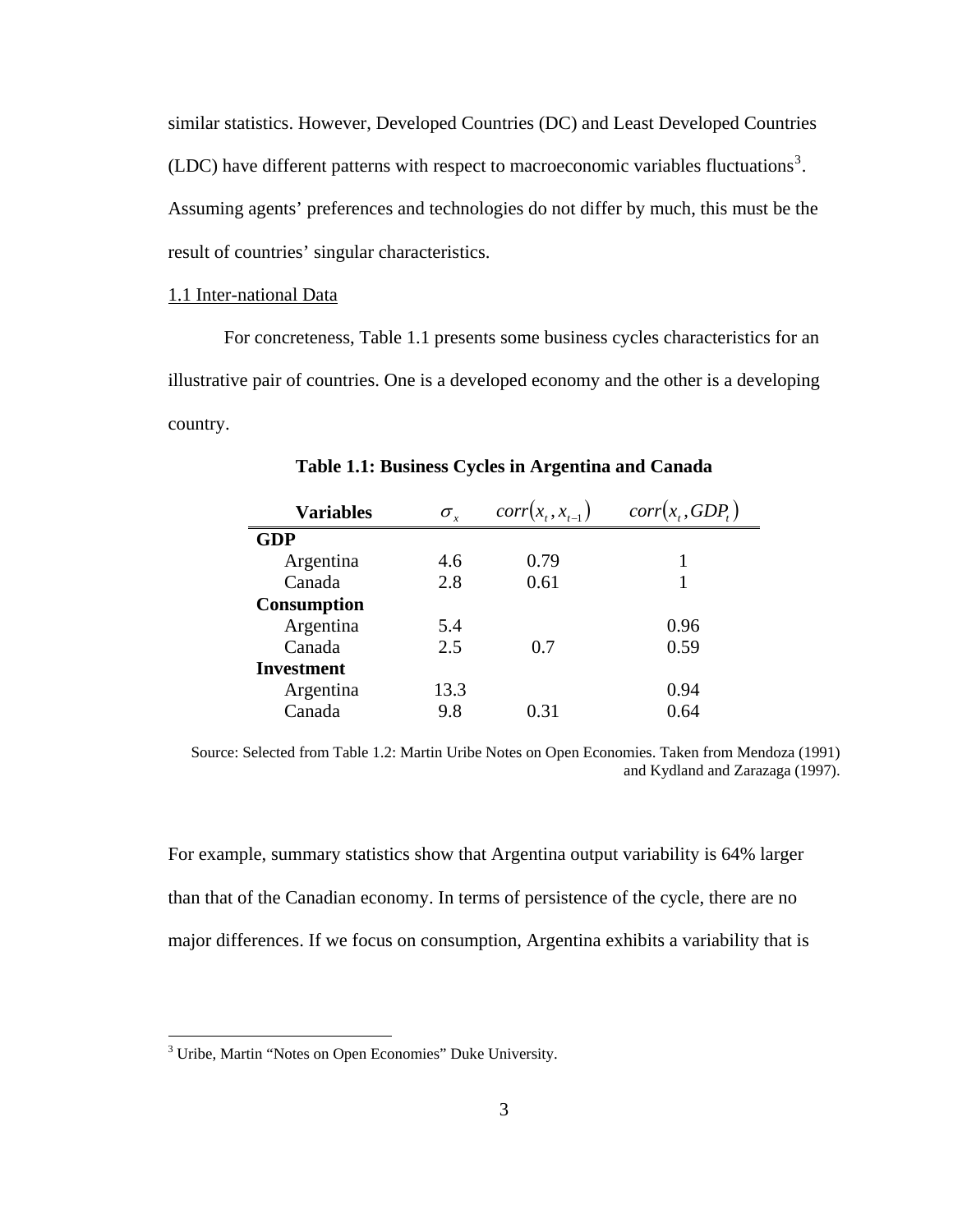similar statistics. However, Developed Countries (DC) and Least Developed Countries (LDC) have different patterns with respect to macroeconomic variables fluctuations[3]. Assuming agents' preferences and technologies do not differ by much, this must be the result of countries' singular characteristics.

1.1 Inter-national Data

For concreteness, Table 1.1 presents some business cycles characteristics for an illustrative pair of countries. One is a developed economy and the other is a developing country.

**Table 1.1: Business Cycles in Argentina and Canada**

| Variables | $\sigma_x$ | $corr(x_t, x_{t-1})$ | $corr(x_t, GDP_t)$ |
|---|---|---|---|
| **GDP** | | | |
| Argentina | 4.6 | 0.79 | 1 |
| Canada | 2.8 | 0.61 | 1 |
| **Consumption** | | | |
| Argentina | 5.4 | | 0.96 |
| Canada | 2.5 | 0.7 | 0.59 |
| **Investment** | | | |
| Argentina | 13.3 | | 0.94 |
| Canada | 9.8 | 0.31 | 0.64 |

Source: Selected from Table 1.2: Martin Uribe Notes on Open Economies. Taken from Mendoza (1991) and Kydland and Zarazaga (1997).

For example, summary statistics show that Argentina output variability is 64% larger than that of the Canadian economy. In terms of persistence of the cycle, there are no major differences. If we focus on consumption, Argentina exhibits a variability that is

[3] Uribe, Martin "Notes on Open Economies" Duke University.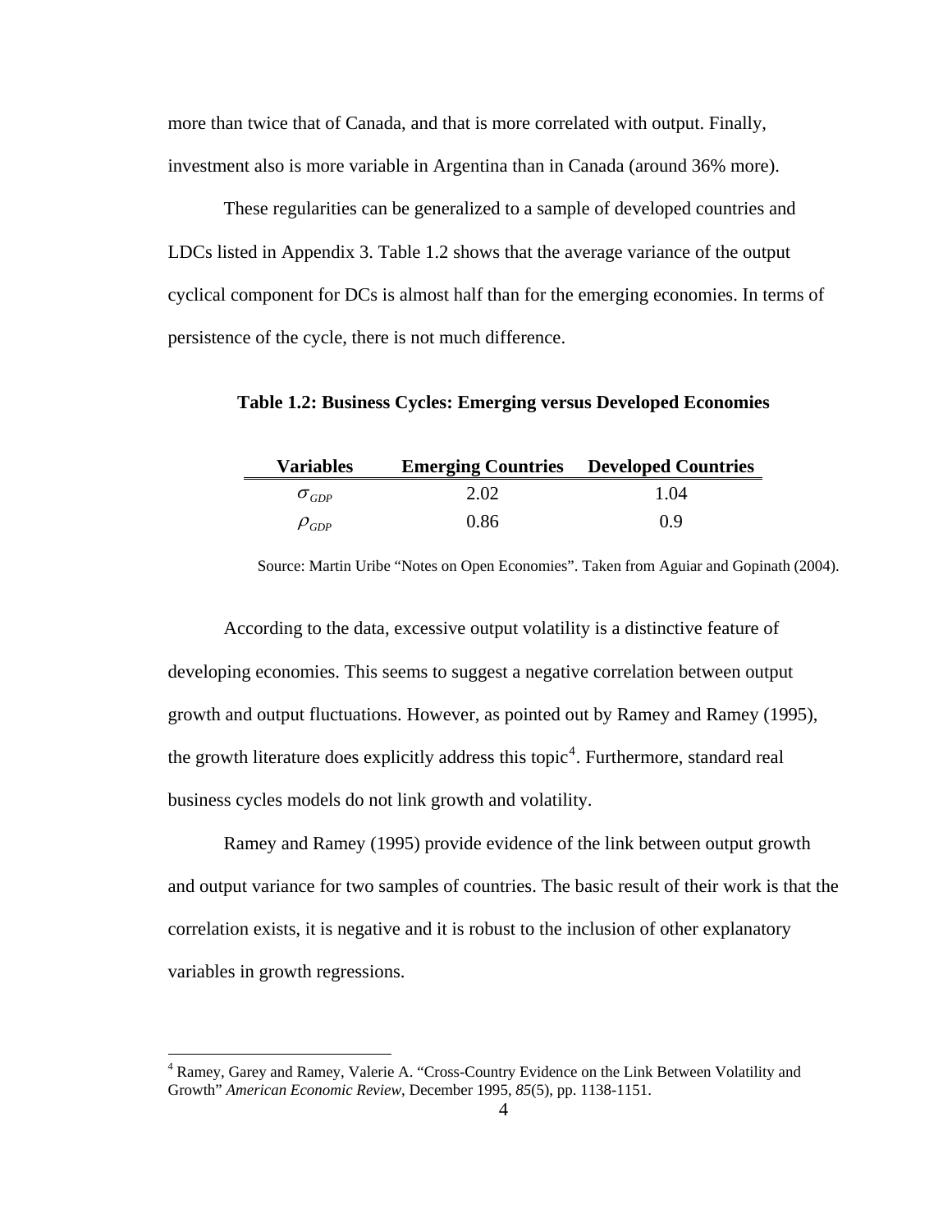more than twice that of Canada, and that is more correlated with output. Finally, investment also is more variable in Argentina than in Canada (around 36% more).

These regularities can be generalized to a sample of developed countries and LDCs listed in Appendix 3. Table 1.2 shows that the average variance of the output cyclical component for DCs is almost half than for the emerging economies. In terms of persistence of the cycle, there is not much difference.

**Table 1.2: Business Cycles: Emerging versus Developed Economies**

| Variables | Emerging Countries | Developed Countries |
|---|---|---|
| $\sigma_{GDP}$ | 2.02 | 1.04 |
| $\rho_{GDP}$ | 0.86 | 0.9 |

Source: Martin Uribe "Notes on Open Economies". Taken from Aguiar and Gopinath (2004).

According to the data, excessive output volatility is a distinctive feature of developing economies. This seems to suggest a negative correlation between output growth and output fluctuations. However, as pointed out by Ramey and Ramey (1995), the growth literature does explicitly address this topic[4]. Furthermore, standard real business cycles models do not link growth and volatility.

Ramey and Ramey (1995) provide evidence of the link between output growth and output variance for two samples of countries. The basic result of their work is that the correlation exists, it is negative and it is robust to the inclusion of other explanatory variables in growth regressions.

[4] Ramey, Garey and Ramey, Valerie A. "Cross-Country Evidence on the Link Between Volatility and Growth" *American Economic Review*, December 1995, *85*(5), pp. 1138-1151.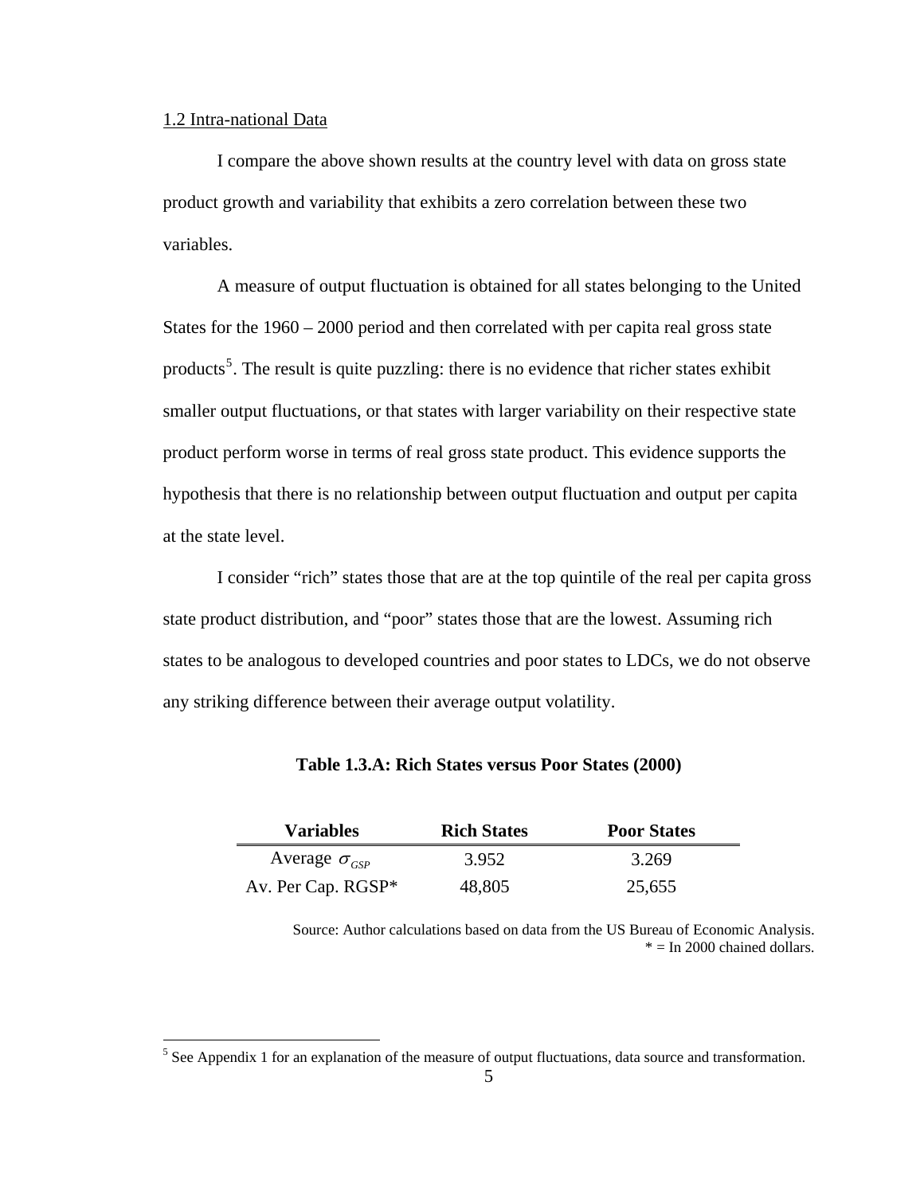1.2 Intra-national Data

I compare the above shown results at the country level with data on gross state product growth and variability that exhibits a zero correlation between these two variables.

A measure of output fluctuation is obtained for all states belonging to the United States for the 1960 – 2000 period and then correlated with per capita real gross state products[5]. The result is quite puzzling: there is no evidence that richer states exhibit smaller output fluctuations, or that states with larger variability on their respective state product perform worse in terms of real gross state product. This evidence supports the hypothesis that there is no relationship between output fluctuation and output per capita at the state level.

I consider "rich" states those that are at the top quintile of the real per capita gross state product distribution, and "poor" states those that are the lowest. Assuming rich states to be analogous to developed countries and poor states to LDCs, we do not observe any striking difference between their average output volatility.

**Table 1.3.A: Rich States versus Poor States (2000)**

| Variables | Rich States | Poor States |
|---|---|---|
| Average $\sigma_{GSP}$ | 3.952 | 3.269 |
| Av. Per Cap. RGSP* | 48,805 | 25,655 |

Source: Author calculations based on data from the US Bureau of Economic Analysis.
* = In 2000 chained dollars.

[5] See Appendix 1 for an explanation of the measure of output fluctuations, data source and transformation.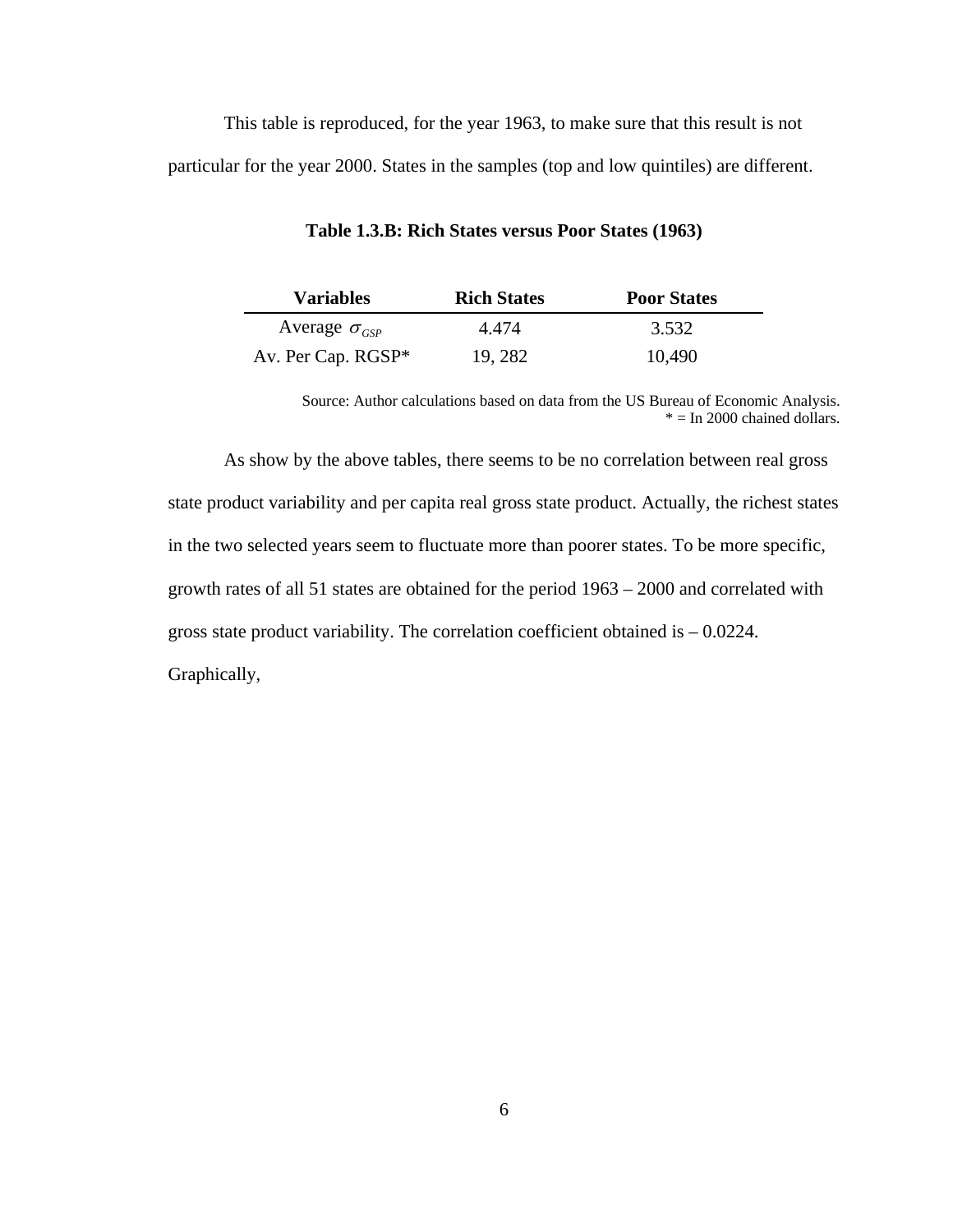This table is reproduced, for the year 1963, to make sure that this result is not particular for the year 2000. States in the samples (top and low quintiles) are different.

**Table 1.3.B: Rich States versus Poor States (1963)**

| Variables | Rich States | Poor States |
|---|---|---|
| Average $\sigma_{GSP}$ | 4.474 | 3.532 |
| Av. Per Cap. RGSP* | 19, 282 | 10,490 |

Source: Author calculations based on data from the US Bureau of Economic Analysis.
* = In 2000 chained dollars.

As show by the above tables, there seems to be no correlation between real gross state product variability and per capita real gross state product. Actually, the richest states in the two selected years seem to fluctuate more than poorer states. To be more specific, growth rates of all 51 states are obtained for the period 1963 – 2000 and correlated with gross state product variability. The correlation coefficient obtained is – 0.0224. Graphically,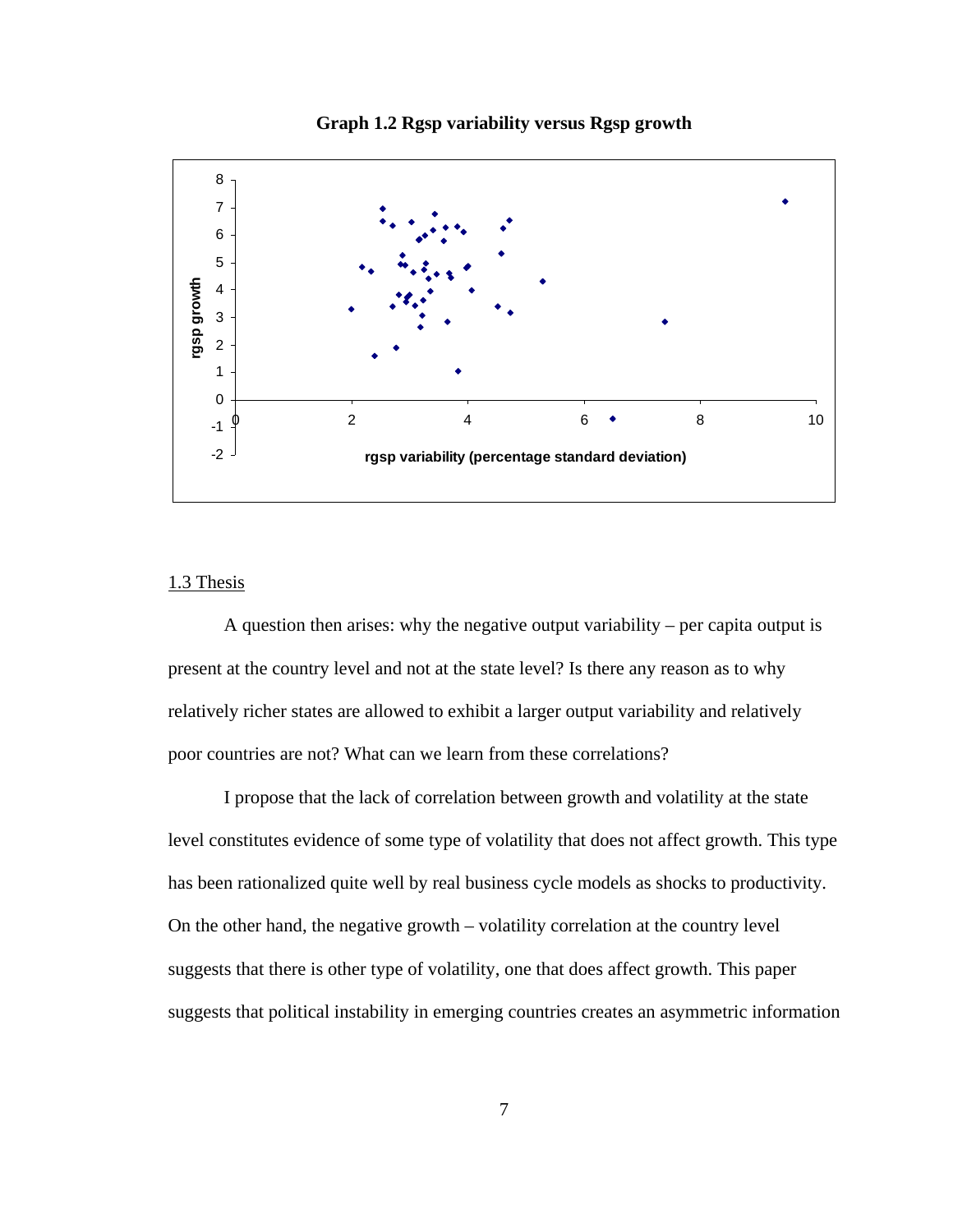**Graph 1.2 Rgsp variability versus Rgsp growth**

## 1.3 Thesis

A question then arises: why the negative output variability – per capita output is present at the country level and not at the state level? Is there any reason as to why relatively richer states are allowed to exhibit a larger output variability and relatively poor countries are not? What can we learn from these correlations?

I propose that the lack of correlation between growth and volatility at the state level constitutes evidence of some type of volatility that does not affect growth. This type has been rationalized quite well by real business cycle models as shocks to productivity. On the other hand, the negative growth – volatility correlation at the country level suggests that there is other type of volatility, one that does affect growth. This paper suggests that political instability in emerging countries creates an asymmetric information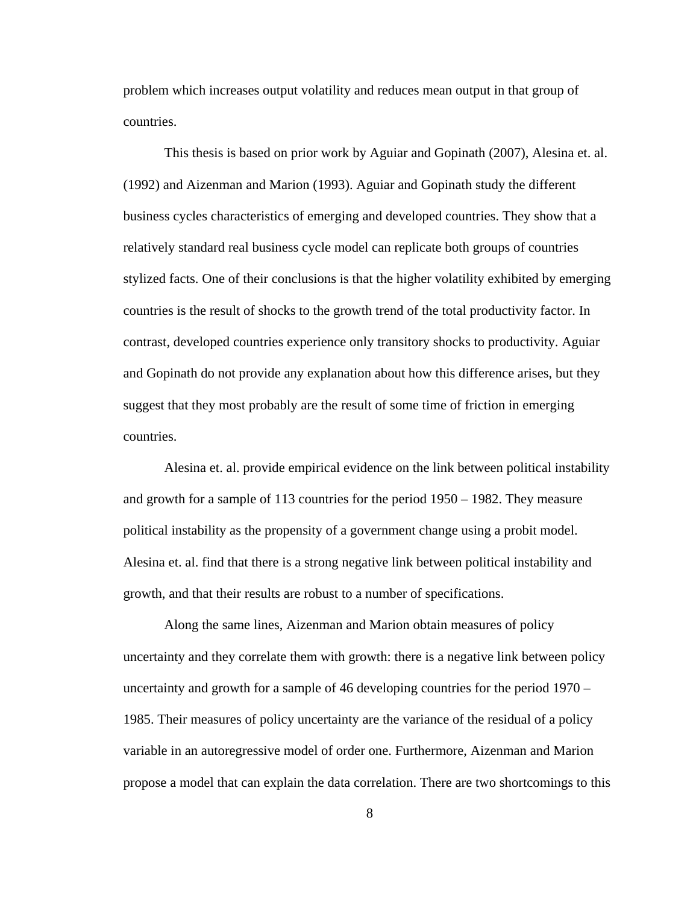problem which increases output volatility and reduces mean output in that group of countries.

This thesis is based on prior work by Aguiar and Gopinath (2007), Alesina et. al. (1992) and Aizenman and Marion (1993). Aguiar and Gopinath study the different business cycles characteristics of emerging and developed countries. They show that a relatively standard real business cycle model can replicate both groups of countries stylized facts. One of their conclusions is that the higher volatility exhibited by emerging countries is the result of shocks to the growth trend of the total productivity factor. In contrast, developed countries experience only transitory shocks to productivity. Aguiar and Gopinath do not provide any explanation about how this difference arises, but they suggest that they most probably are the result of some time of friction in emerging countries.

Alesina et. al. provide empirical evidence on the link between political instability and growth for a sample of 113 countries for the period 1950 – 1982. They measure political instability as the propensity of a government change using a probit model. Alesina et. al. find that there is a strong negative link between political instability and growth, and that their results are robust to a number of specifications.

Along the same lines, Aizenman and Marion obtain measures of policy uncertainty and they correlate them with growth: there is a negative link between policy uncertainty and growth for a sample of 46 developing countries for the period 1970 – 1985. Their measures of policy uncertainty are the variance of the residual of a policy variable in an autoregressive model of order one. Furthermore, Aizenman and Marion propose a model that can explain the data correlation. There are two shortcomings to this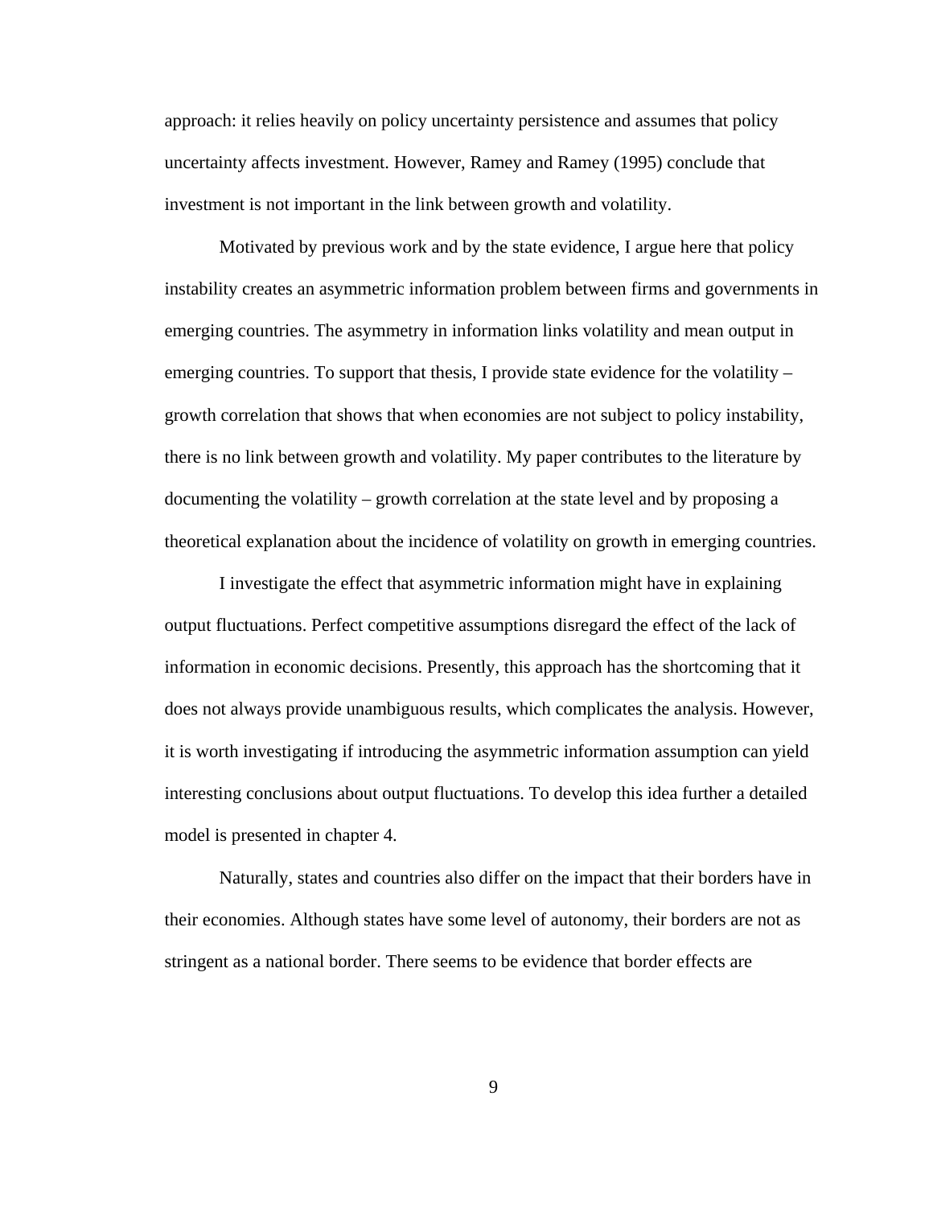approach: it relies heavily on policy uncertainty persistence and assumes that policy uncertainty affects investment. However, Ramey and Ramey (1995) conclude that investment is not important in the link between growth and volatility.

Motivated by previous work and by the state evidence, I argue here that policy instability creates an asymmetric information problem between firms and governments in emerging countries. The asymmetry in information links volatility and mean output in emerging countries. To support that thesis, I provide state evidence for the volatility – growth correlation that shows that when economies are not subject to policy instability, there is no link between growth and volatility. My paper contributes to the literature by documenting the volatility – growth correlation at the state level and by proposing a theoretical explanation about the incidence of volatility on growth in emerging countries.

I investigate the effect that asymmetric information might have in explaining output fluctuations. Perfect competitive assumptions disregard the effect of the lack of information in economic decisions. Presently, this approach has the shortcoming that it does not always provide unambiguous results, which complicates the analysis. However, it is worth investigating if introducing the asymmetric information assumption can yield interesting conclusions about output fluctuations. To develop this idea further a detailed model is presented in chapter 4.

Naturally, states and countries also differ on the impact that their borders have in their economies. Although states have some level of autonomy, their borders are not as stringent as a national border. There seems to be evidence that border effects are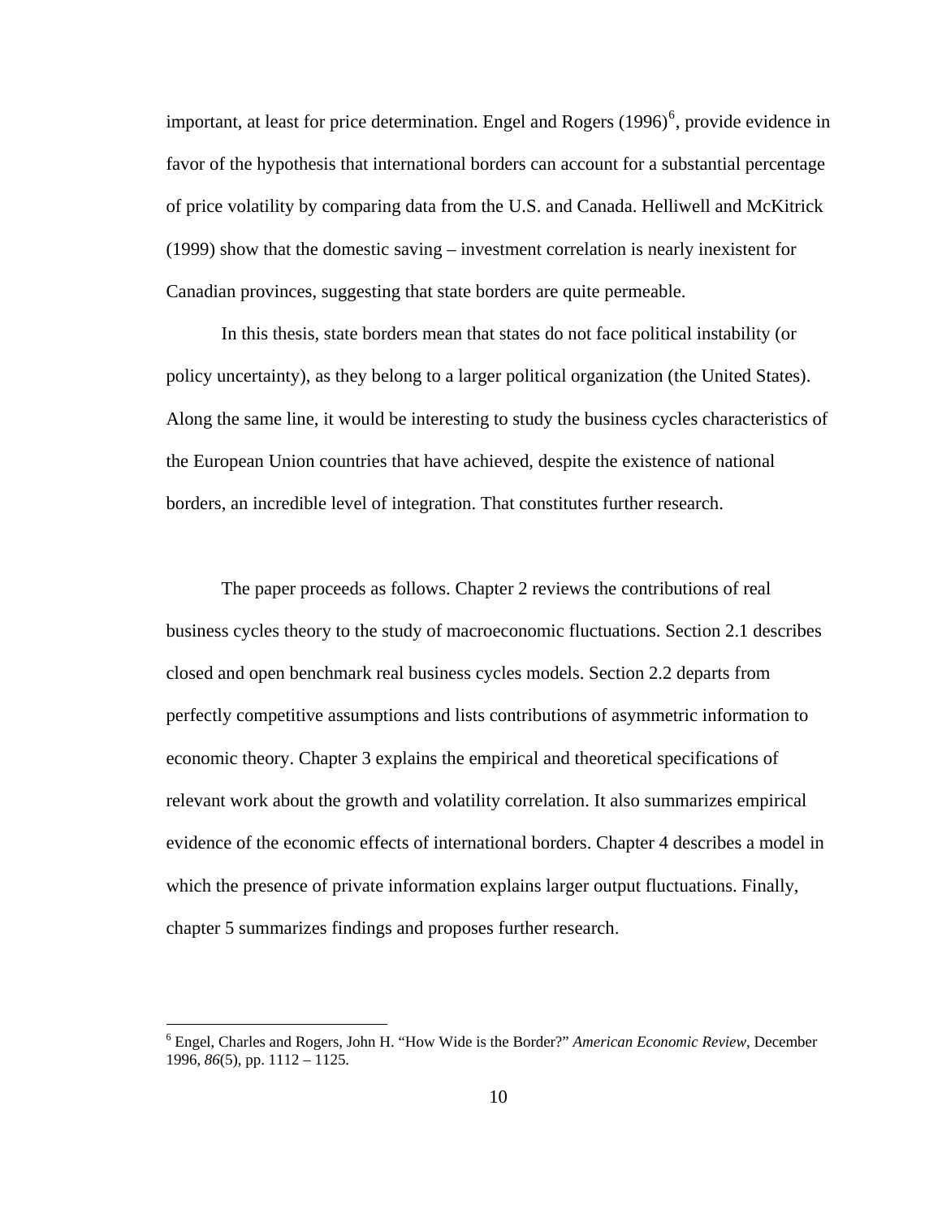important, at least for price determination. Engel and Rogers (1996)[6], provide evidence in favor of the hypothesis that international borders can account for a substantial percentage of price volatility by comparing data from the U.S. and Canada. Helliwell and McKitrick (1999) show that the domestic saving – investment correlation is nearly inexistent for Canadian provinces, suggesting that state borders are quite permeable.

In this thesis, state borders mean that states do not face political instability (or policy uncertainty), as they belong to a larger political organization (the United States). Along the same line, it would be interesting to study the business cycles characteristics of the European Union countries that have achieved, despite the existence of national borders, an incredible level of integration. That constitutes further research.

The paper proceeds as follows. Chapter 2 reviews the contributions of real business cycles theory to the study of macroeconomic fluctuations. Section 2.1 describes closed and open benchmark real business cycles models. Section 2.2 departs from perfectly competitive assumptions and lists contributions of asymmetric information to economic theory. Chapter 3 explains the empirical and theoretical specifications of relevant work about the growth and volatility correlation. It also summarizes empirical evidence of the economic effects of international borders. Chapter 4 describes a model in which the presence of private information explains larger output fluctuations. Finally, chapter 5 summarizes findings and proposes further research.

---

[6] Engel, Charles and Rogers, John H. "How Wide is the Border?" *American Economic Review*, December 1996, *86*(5), pp. 1112 – 1125.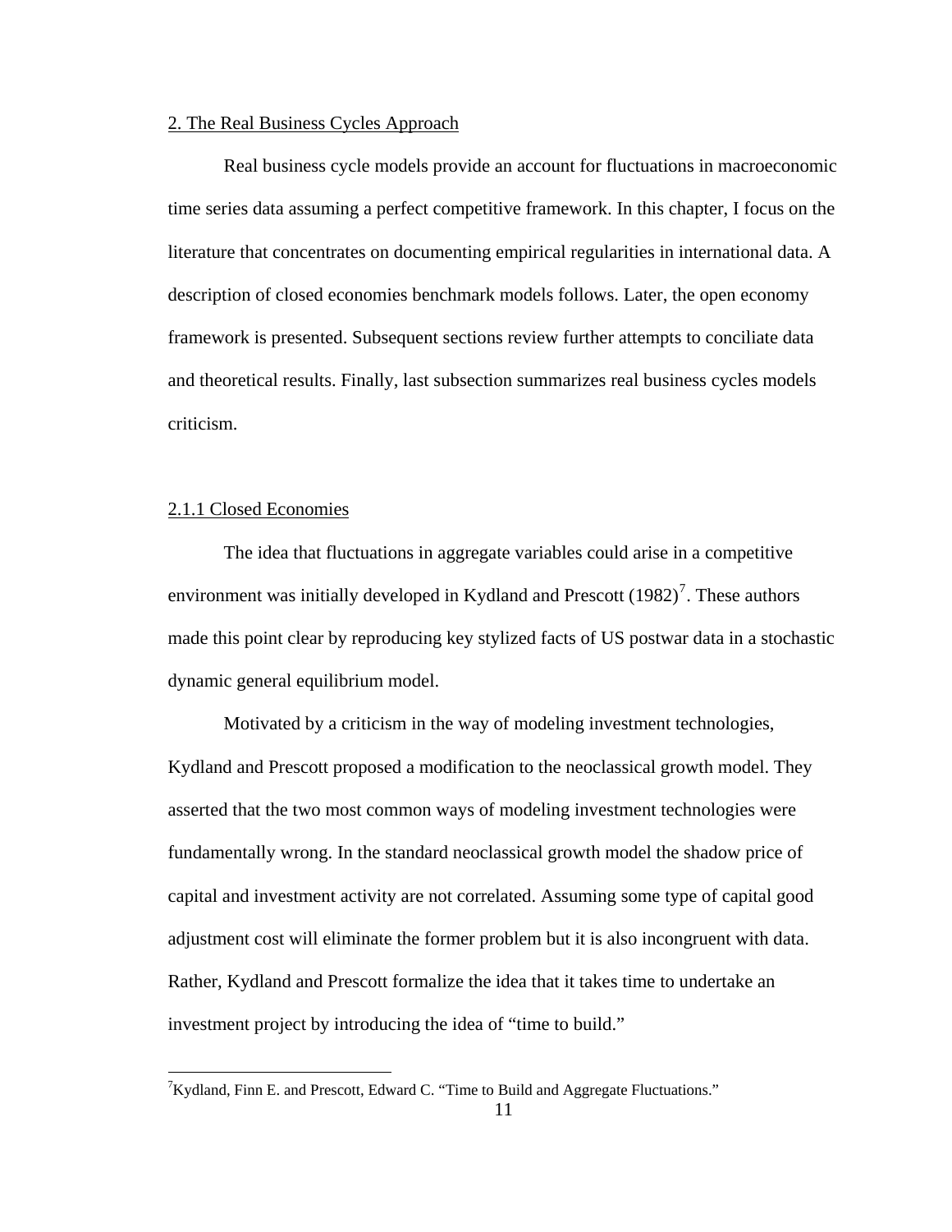## 2. The Real Business Cycles Approach

Real business cycle models provide an account for fluctuations in macroeconomic time series data assuming a perfect competitive framework. In this chapter, I focus on the literature that concentrates on documenting empirical regularities in international data. A description of closed economies benchmark models follows. Later, the open economy framework is presented. Subsequent sections review further attempts to conciliate data and theoretical results. Finally, last subsection summarizes real business cycles models criticism.

### 2.1.1 Closed Economies

The idea that fluctuations in aggregate variables could arise in a competitive environment was initially developed in Kydland and Prescott (1982)[7]. These authors made this point clear by reproducing key stylized facts of US postwar data in a stochastic dynamic general equilibrium model.

Motivated by a criticism in the way of modeling investment technologies, Kydland and Prescott proposed a modification to the neoclassical growth model. They asserted that the two most common ways of modeling investment technologies were fundamentally wrong. In the standard neoclassical growth model the shadow price of capital and investment activity are not correlated. Assuming some type of capital good adjustment cost will eliminate the former problem but it is also incongruent with data. Rather, Kydland and Prescott formalize the idea that it takes time to undertake an investment project by introducing the idea of "time to build."

[7]Kydland, Finn E. and Prescott, Edward C. "Time to Build and Aggregate Fluctuations."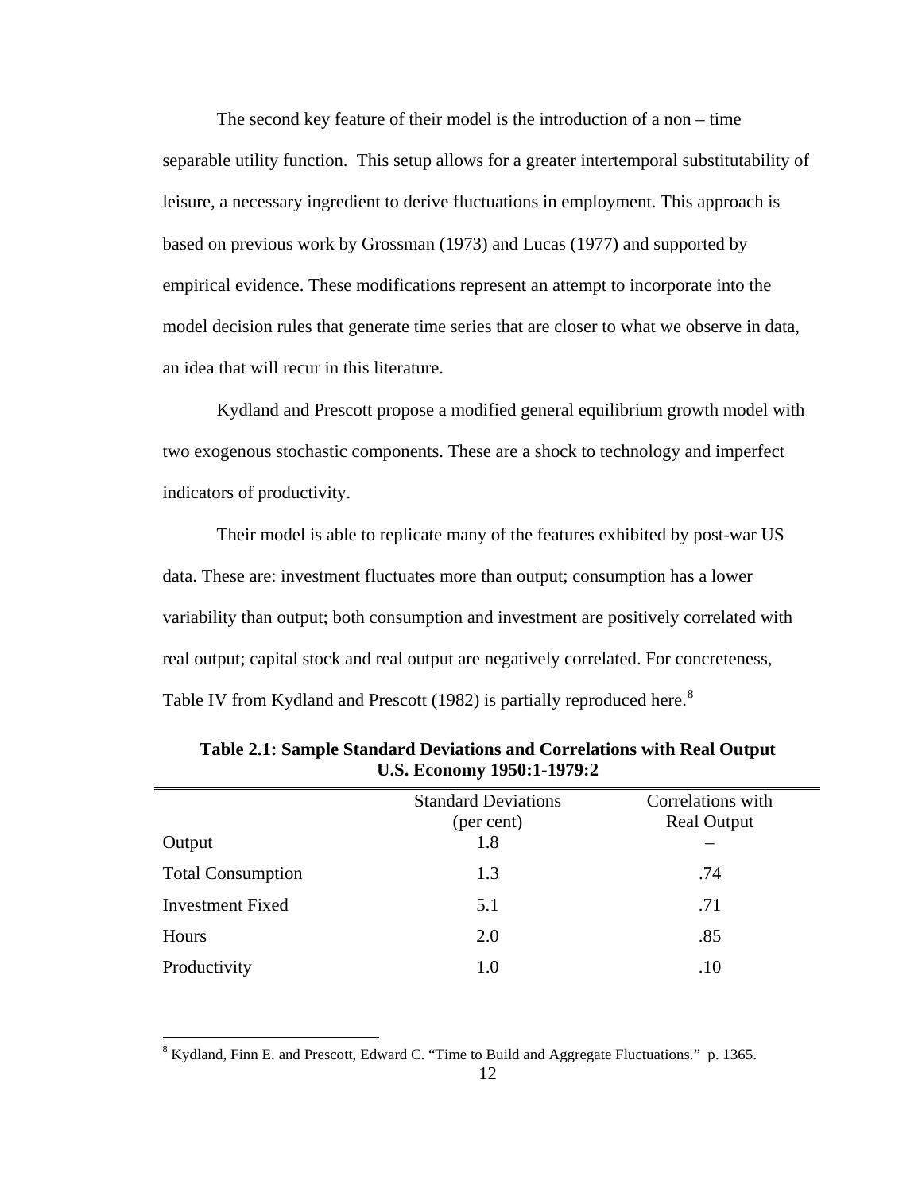The second key feature of their model is the introduction of a non – time separable utility function. This setup allows for a greater intertemporal substitutability of leisure, a necessary ingredient to derive fluctuations in employment. This approach is based on previous work by Grossman (1973) and Lucas (1977) and supported by empirical evidence. These modifications represent an attempt to incorporate into the model decision rules that generate time series that are closer to what we observe in data, an idea that will recur in this literature.

Kydland and Prescott propose a modified general equilibrium growth model with two exogenous stochastic components. These are a shock to technology and imperfect indicators of productivity.

Their model is able to replicate many of the features exhibited by post-war US data. These are: investment fluctuates more than output; consumption has a lower variability than output; both consumption and investment are positively correlated with real output; capital stock and real output are negatively correlated. For concreteness, Table IV from Kydland and Prescott (1982) is partially reproduced here.[8]

**Table 2.1: Sample Standard Deviations and Correlations with Real Output U.S. Economy 1950:1-1979:2**

| | Standard Deviations (per cent) | Correlations with Real Output |
|---|---|---|
| Output | 1.8 | – |
| Total Consumption | 1.3 | .74 |
| Investment Fixed | 5.1 | .71 |
| Hours | 2.0 | .85 |
| Productivity | 1.0 | .10 |

[8] Kydland, Finn E. and Prescott, Edward C. "Time to Build and Aggregate Fluctuations." p. 1365.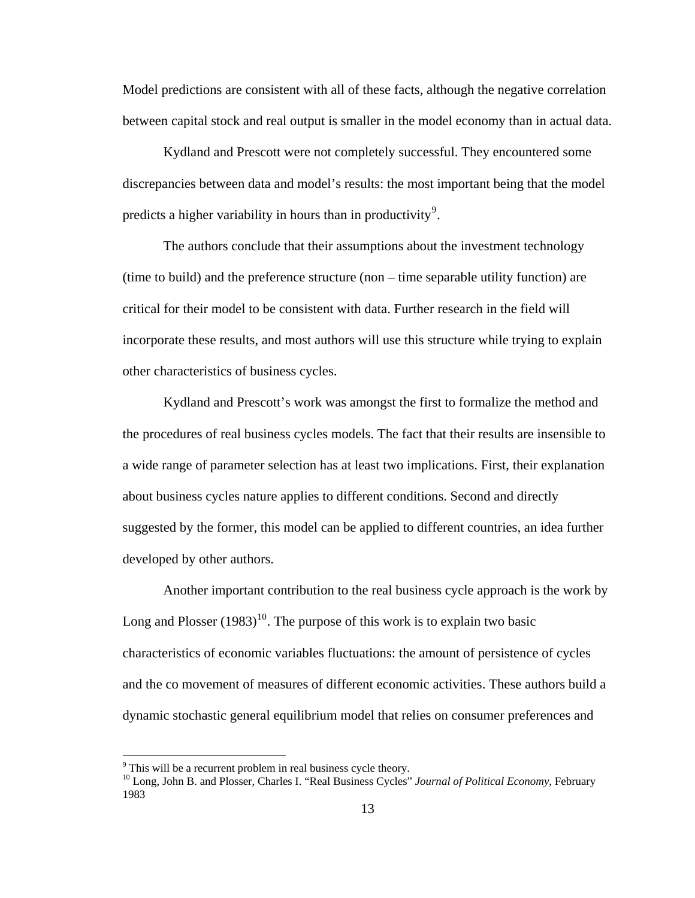Model predictions are consistent with all of these facts, although the negative correlation between capital stock and real output is smaller in the model economy than in actual data.

Kydland and Prescott were not completely successful. They encountered some discrepancies between data and model's results: the most important being that the model predicts a higher variability in hours than in productivity[9].

The authors conclude that their assumptions about the investment technology (time to build) and the preference structure (non – time separable utility function) are critical for their model to be consistent with data. Further research in the field will incorporate these results, and most authors will use this structure while trying to explain other characteristics of business cycles.

Kydland and Prescott's work was amongst the first to formalize the method and the procedures of real business cycles models. The fact that their results are insensible to a wide range of parameter selection has at least two implications. First, their explanation about business cycles nature applies to different conditions. Second and directly suggested by the former, this model can be applied to different countries, an idea further developed by other authors.

Another important contribution to the real business cycle approach is the work by Long and Plosser (1983)[10]. The purpose of this work is to explain two basic characteristics of economic variables fluctuations: the amount of persistence of cycles and the co movement of measures of different economic activities. These authors build a dynamic stochastic general equilibrium model that relies on consumer preferences and

---

[9] This will be a recurrent problem in real business cycle theory.

[10] Long, John B. and Plosser, Charles I. "Real Business Cycles" *Journal of Political Economy*, February 1983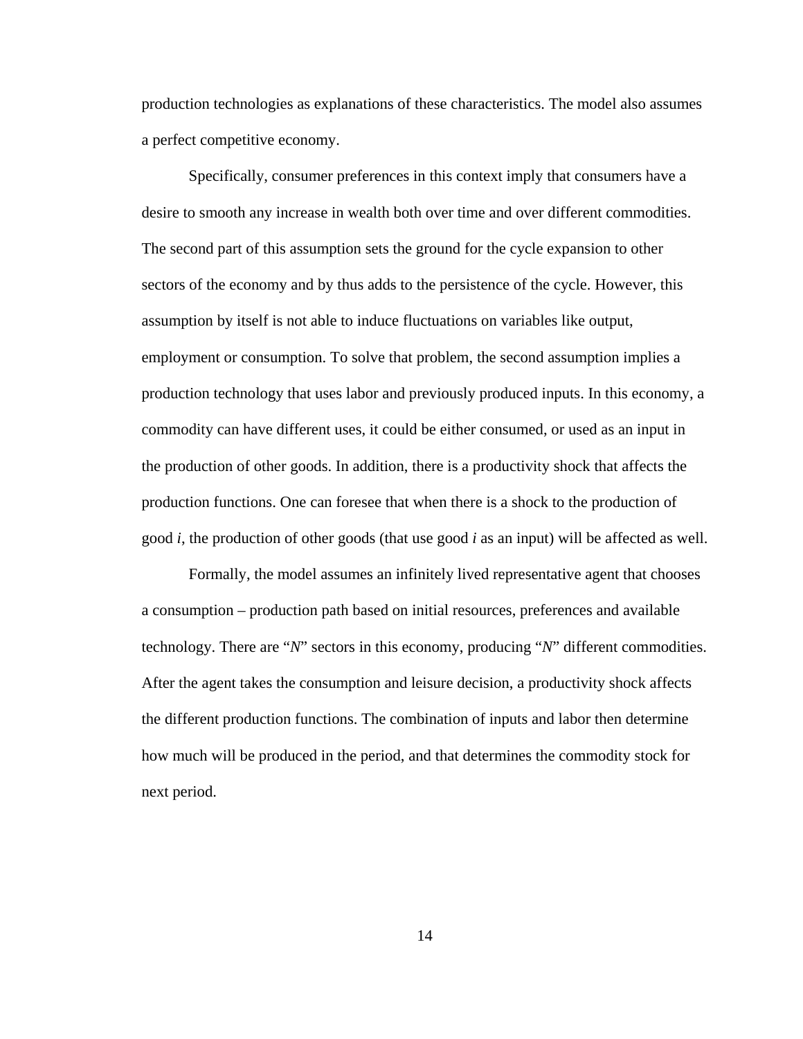production technologies as explanations of these characteristics. The model also assumes a perfect competitive economy.

Specifically, consumer preferences in this context imply that consumers have a desire to smooth any increase in wealth both over time and over different commodities. The second part of this assumption sets the ground for the cycle expansion to other sectors of the economy and by thus adds to the persistence of the cycle. However, this assumption by itself is not able to induce fluctuations on variables like output, employment or consumption. To solve that problem, the second assumption implies a production technology that uses labor and previously produced inputs. In this economy, a commodity can have different uses, it could be either consumed, or used as an input in the production of other goods. In addition, there is a productivity shock that affects the production functions. One can foresee that when there is a shock to the production of good *i*, the production of other goods (that use good *i* as an input) will be affected as well.

Formally, the model assumes an infinitely lived representative agent that chooses a consumption – production path based on initial resources, preferences and available technology. There are "*N*" sectors in this economy, producing "*N*" different commodities. After the agent takes the consumption and leisure decision, a productivity shock affects the different production functions. The combination of inputs and labor then determine how much will be produced in the period, and that determines the commodity stock for next period.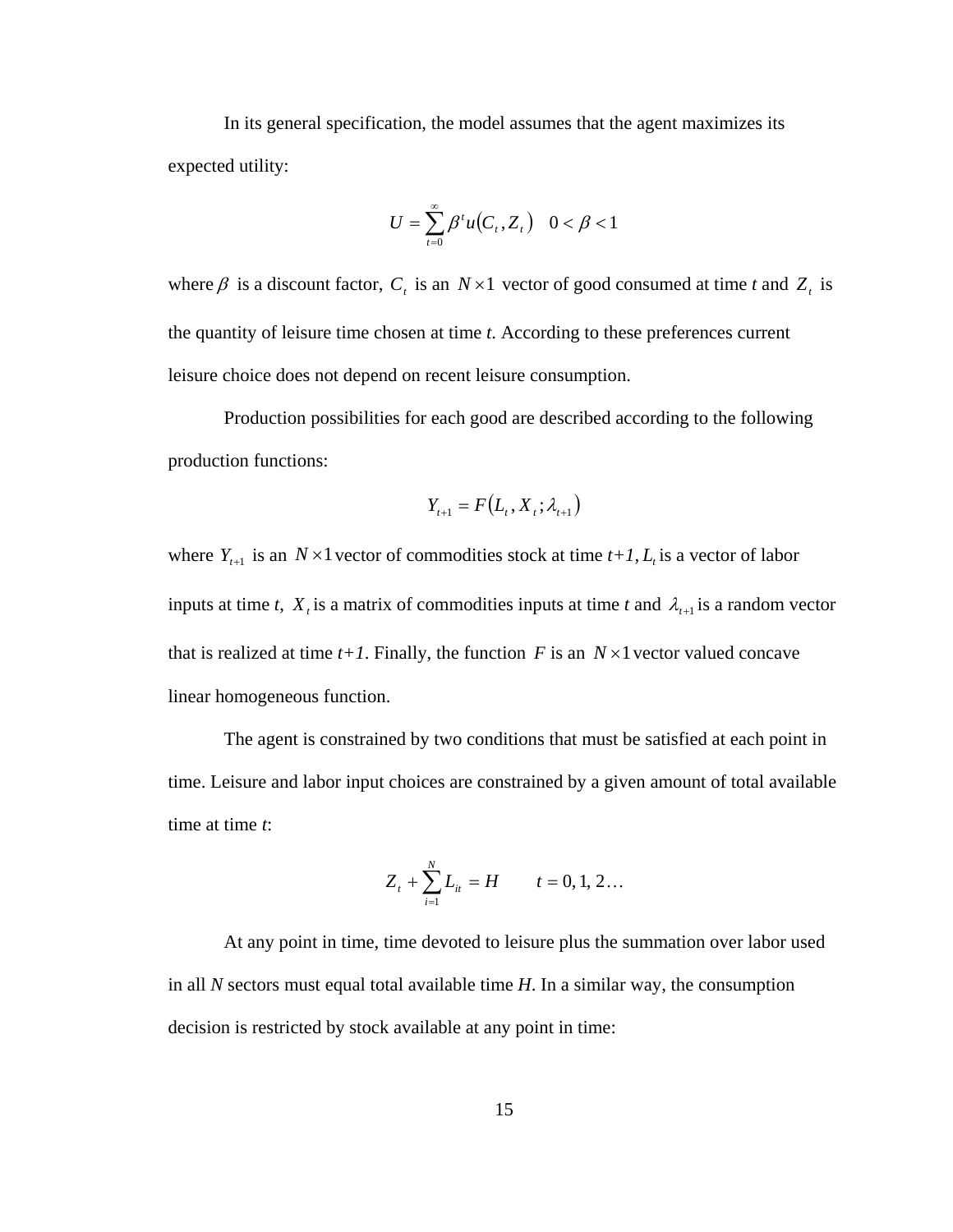In its general specification, the model assumes that the agent maximizes its expected utility:

$$U = \sum_{t=0}^{\infty} \beta^t u(C_t, Z_t) \quad 0 < \beta < 1$$

where $\beta$ is a discount factor, $C_t$ is an $N \times 1$ vector of good consumed at time *t* and $Z_t$ is the quantity of leisure time chosen at time *t*. According to these preferences current leisure choice does not depend on recent leisure consumption.

Production possibilities for each good are described according to the following production functions:

$$Y_{t+1} = F(L_t, X_t; \lambda_{t+1})$$

where $Y_{t+1}$ is an $N \times 1$ vector of commodities stock at time *t+1*, $L_t$ is a vector of labor inputs at time *t*, $X_t$ is a matrix of commodities inputs at time *t* and $\lambda_{t+1}$ is a random vector that is realized at time *t+1*. Finally, the function $F$ is an $N \times 1$ vector valued concave linear homogeneous function.

The agent is constrained by two conditions that must be satisfied at each point in time. Leisure and labor input choices are constrained by a given amount of total available time at time *t*:

$$Z_t + \sum_{i=1}^{N} L_{it} = H \qquad t = 0, 1, 2\ldots$$

At any point in time, time devoted to leisure plus the summation over labor used in all *N* sectors must equal total available time *H*. In a similar way, the consumption decision is restricted by stock available at any point in time: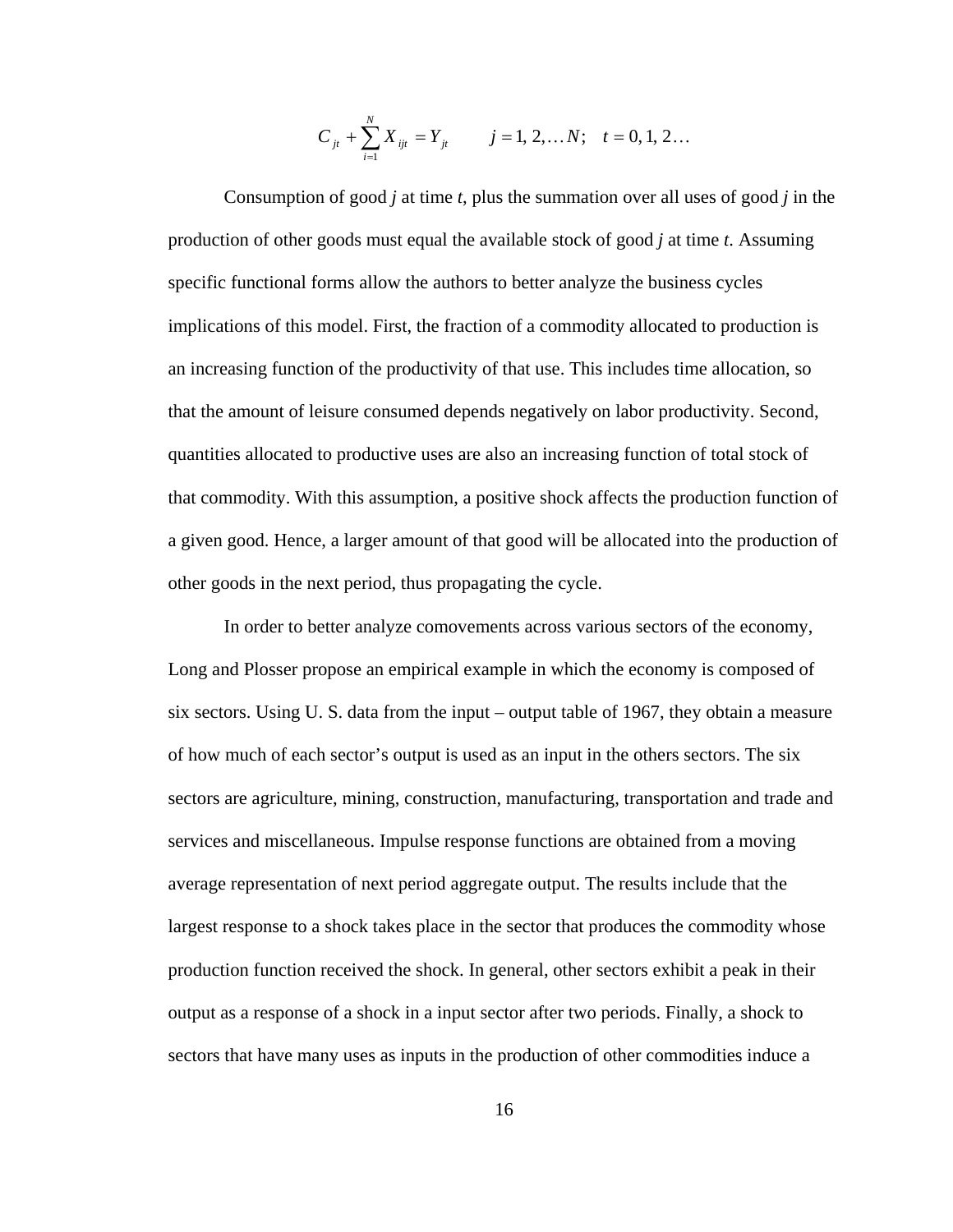$$C_{jt} + \sum_{i=1}^{N} X_{ijt} = Y_{jt} \qquad j = 1, 2, \ldots N; \quad t = 0, 1, 2\ldots$$

Consumption of good *j* at time *t*, plus the summation over all uses of good *j* in the production of other goods must equal the available stock of good *j* at time *t*. Assuming specific functional forms allow the authors to better analyze the business cycles implications of this model. First, the fraction of a commodity allocated to production is an increasing function of the productivity of that use. This includes time allocation, so that the amount of leisure consumed depends negatively on labor productivity. Second, quantities allocated to productive uses are also an increasing function of total stock of that commodity. With this assumption, a positive shock affects the production function of a given good. Hence, a larger amount of that good will be allocated into the production of other goods in the next period, thus propagating the cycle.

In order to better analyze comovements across various sectors of the economy, Long and Plosser propose an empirical example in which the economy is composed of six sectors. Using U. S. data from the input – output table of 1967, they obtain a measure of how much of each sector's output is used as an input in the others sectors. The six sectors are agriculture, mining, construction, manufacturing, transportation and trade and services and miscellaneous. Impulse response functions are obtained from a moving average representation of next period aggregate output. The results include that the largest response to a shock takes place in the sector that produces the commodity whose production function received the shock. In general, other sectors exhibit a peak in their output as a response of a shock in a input sector after two periods. Finally, a shock to sectors that have many uses as inputs in the production of other commodities induce a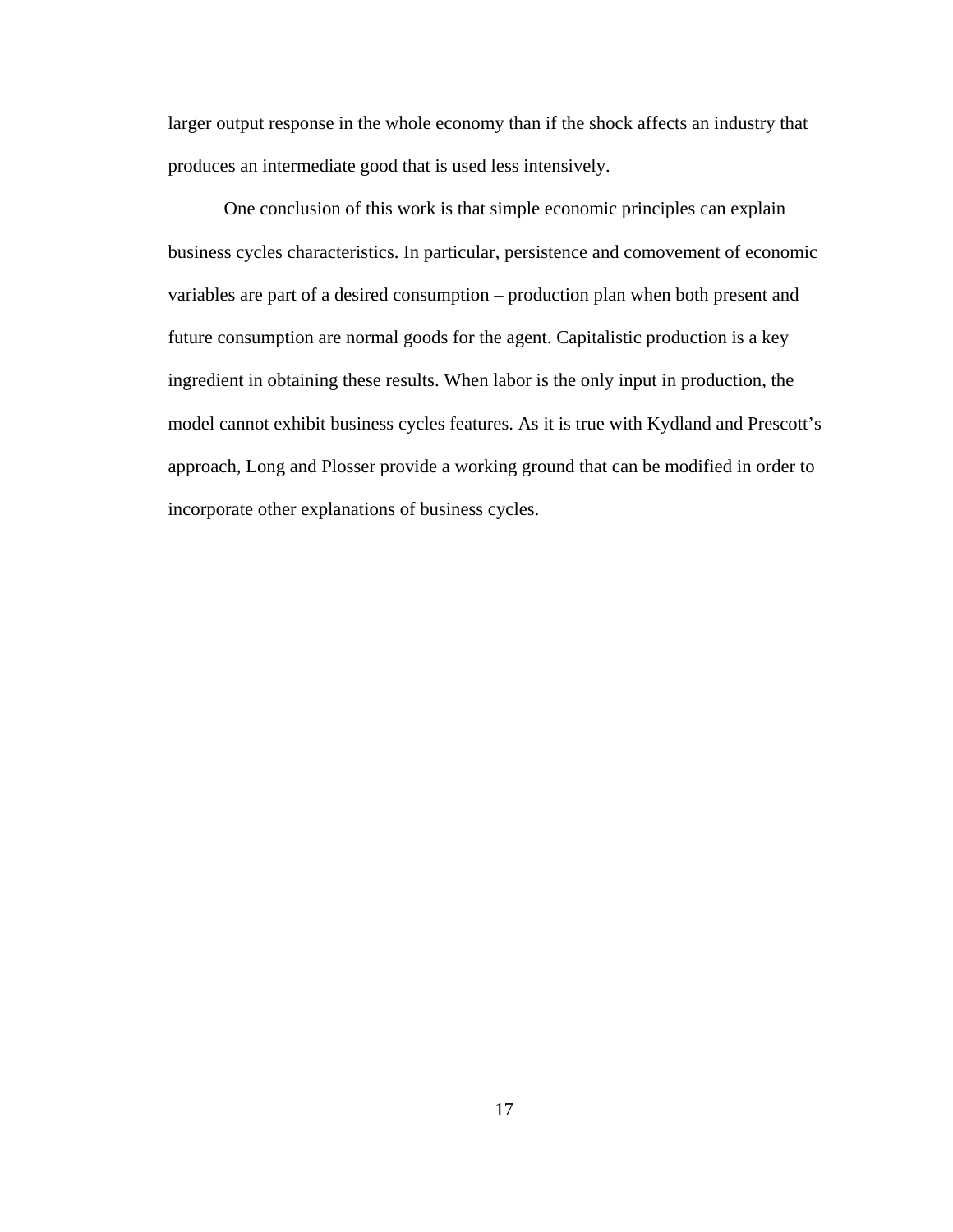larger output response in the whole economy than if the shock affects an industry that produces an intermediate good that is used less intensively.

One conclusion of this work is that simple economic principles can explain business cycles characteristics. In particular, persistence and comovement of economic variables are part of a desired consumption – production plan when both present and future consumption are normal goods for the agent. Capitalistic production is a key ingredient in obtaining these results. When labor is the only input in production, the model cannot exhibit business cycles features. As it is true with Kydland and Prescott's approach, Long and Plosser provide a working ground that can be modified in order to incorporate other explanations of business cycles.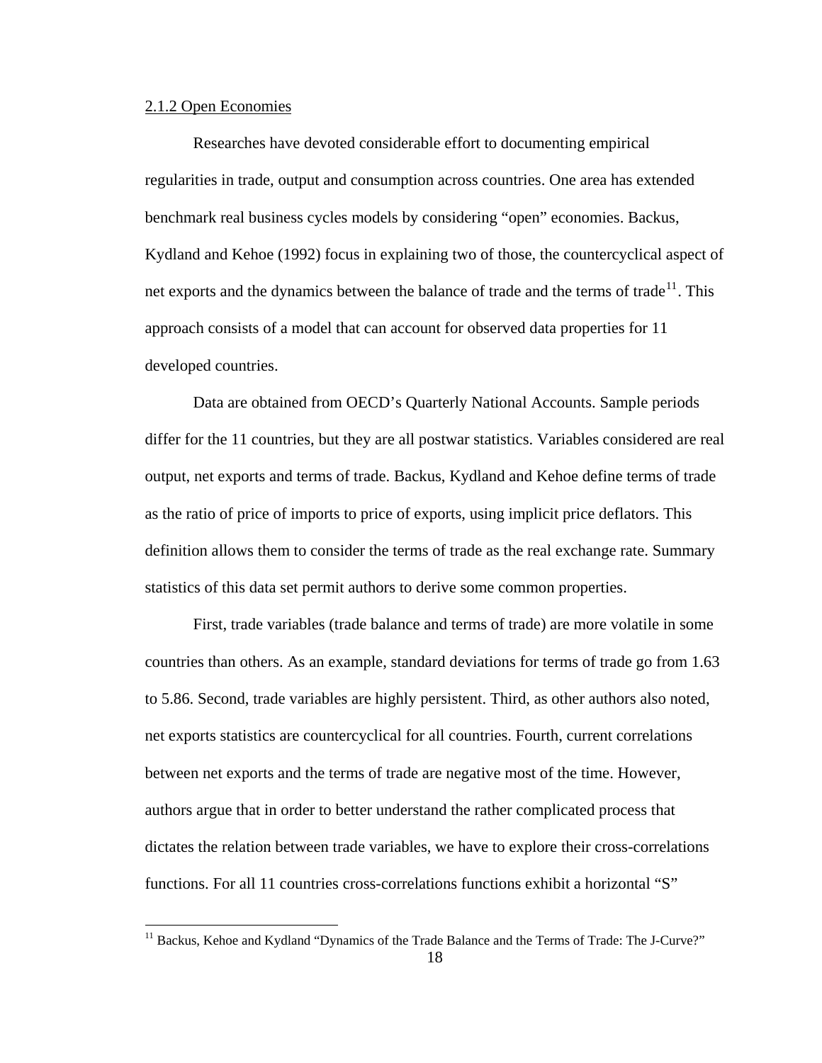2.1.2 Open Economies

Researches have devoted considerable effort to documenting empirical regularities in trade, output and consumption across countries. One area has extended benchmark real business cycles models by considering "open" economies. Backus, Kydland and Kehoe (1992) focus in explaining two of those, the countercyclical aspect of net exports and the dynamics between the balance of trade and the terms of trade[11]. This approach consists of a model that can account for observed data properties for 11 developed countries.

Data are obtained from OECD's Quarterly National Accounts. Sample periods differ for the 11 countries, but they are all postwar statistics. Variables considered are real output, net exports and terms of trade. Backus, Kydland and Kehoe define terms of trade as the ratio of price of imports to price of exports, using implicit price deflators. This definition allows them to consider the terms of trade as the real exchange rate. Summary statistics of this data set permit authors to derive some common properties.

First, trade variables (trade balance and terms of trade) are more volatile in some countries than others. As an example, standard deviations for terms of trade go from 1.63 to 5.86. Second, trade variables are highly persistent. Third, as other authors also noted, net exports statistics are countercyclical for all countries. Fourth, current correlations between net exports and the terms of trade are negative most of the time. However, authors argue that in order to better understand the rather complicated process that dictates the relation between trade variables, we have to explore their cross-correlations functions. For all 11 countries cross-correlations functions exhibit a horizontal "S"

[11] Backus, Kehoe and Kydland "Dynamics of the Trade Balance and the Terms of Trade: The J-Curve?"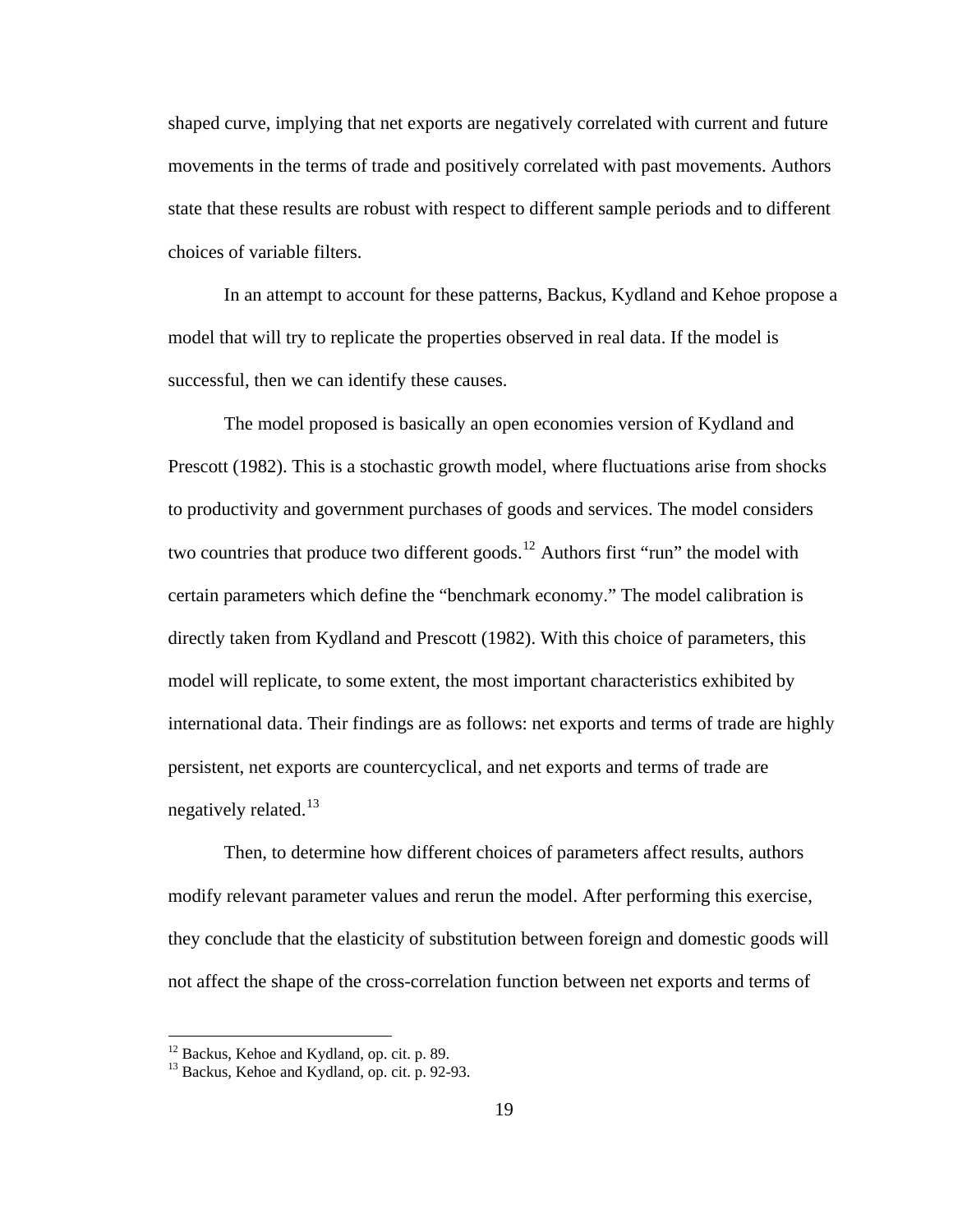shaped curve, implying that net exports are negatively correlated with current and future movements in the terms of trade and positively correlated with past movements. Authors state that these results are robust with respect to different sample periods and to different choices of variable filters.

In an attempt to account for these patterns, Backus, Kydland and Kehoe propose a model that will try to replicate the properties observed in real data. If the model is successful, then we can identify these causes.

The model proposed is basically an open economies version of Kydland and Prescott (1982). This is a stochastic growth model, where fluctuations arise from shocks to productivity and government purchases of goods and services. The model considers two countries that produce two different goods.[12] Authors first "run" the model with certain parameters which define the "benchmark economy." The model calibration is directly taken from Kydland and Prescott (1982). With this choice of parameters, this model will replicate, to some extent, the most important characteristics exhibited by international data. Their findings are as follows: net exports and terms of trade are highly persistent, net exports are countercyclical, and net exports and terms of trade are negatively related.[13]

Then, to determine how different choices of parameters affect results, authors modify relevant parameter values and rerun the model. After performing this exercise, they conclude that the elasticity of substitution between foreign and domestic goods will not affect the shape of the cross-correlation function between net exports and terms of

---

[12] Backus, Kehoe and Kydland, op. cit. p. 89.
[13] Backus, Kehoe and Kydland, op. cit. p. 92-93.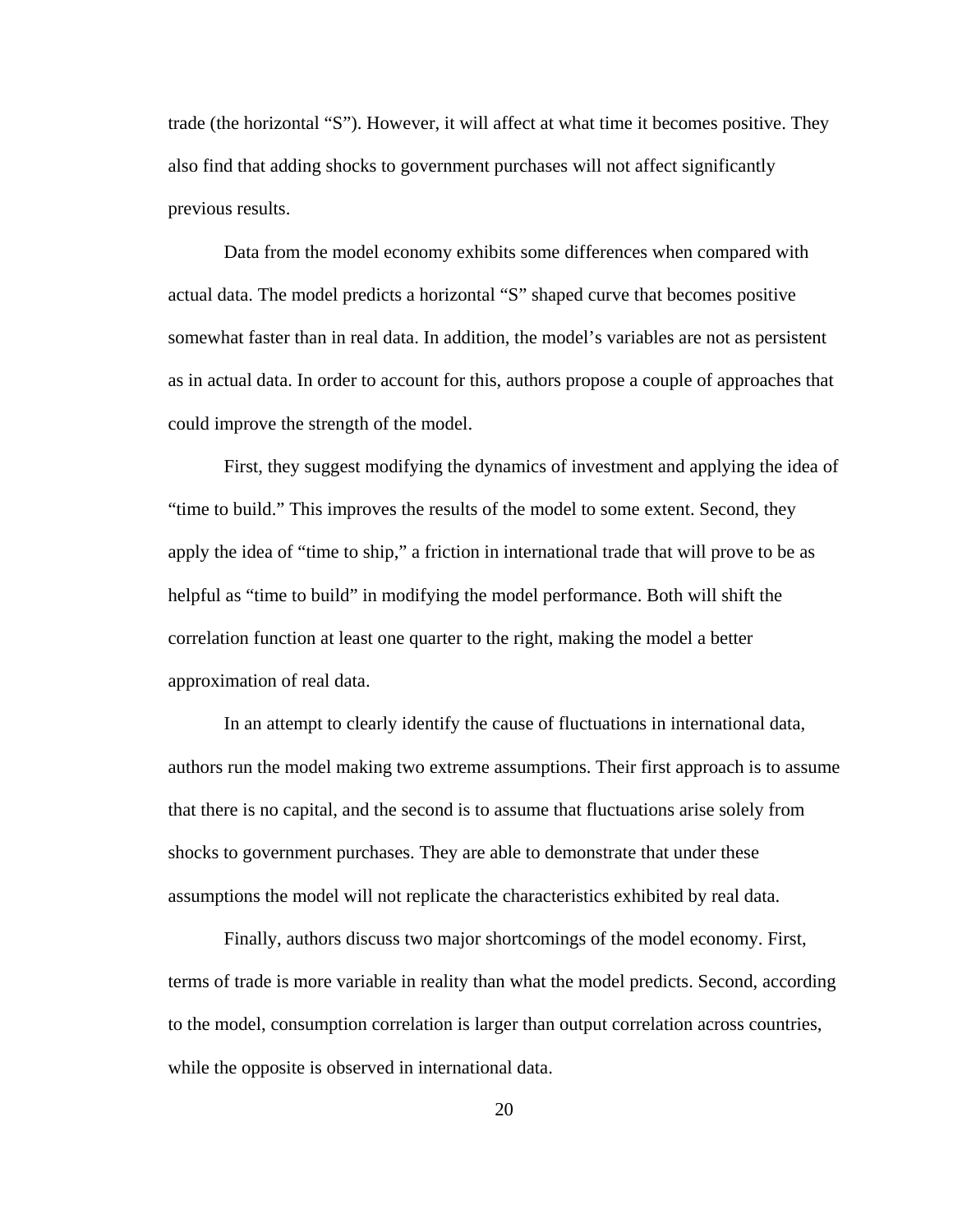trade (the horizontal "S"). However, it will affect at what time it becomes positive. They also find that adding shocks to government purchases will not affect significantly previous results.

Data from the model economy exhibits some differences when compared with actual data. The model predicts a horizontal "S" shaped curve that becomes positive somewhat faster than in real data. In addition, the model's variables are not as persistent as in actual data. In order to account for this, authors propose a couple of approaches that could improve the strength of the model.

First, they suggest modifying the dynamics of investment and applying the idea of "time to build." This improves the results of the model to some extent. Second, they apply the idea of "time to ship," a friction in international trade that will prove to be as helpful as "time to build" in modifying the model performance. Both will shift the correlation function at least one quarter to the right, making the model a better approximation of real data.

In an attempt to clearly identify the cause of fluctuations in international data, authors run the model making two extreme assumptions. Their first approach is to assume that there is no capital, and the second is to assume that fluctuations arise solely from shocks to government purchases. They are able to demonstrate that under these assumptions the model will not replicate the characteristics exhibited by real data.

Finally, authors discuss two major shortcomings of the model economy. First, terms of trade is more variable in reality than what the model predicts. Second, according to the model, consumption correlation is larger than output correlation across countries, while the opposite is observed in international data.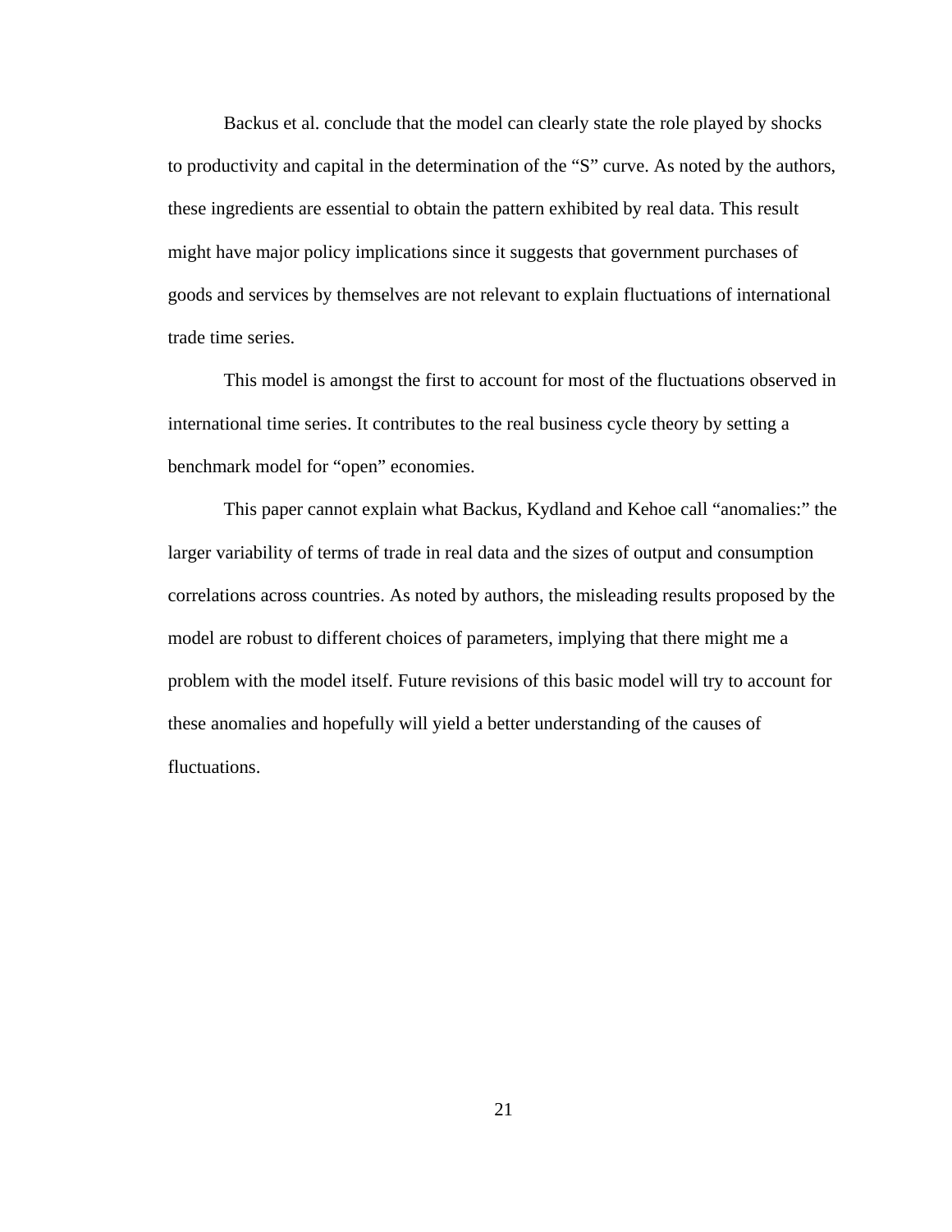Backus et al. conclude that the model can clearly state the role played by shocks to productivity and capital in the determination of the "S" curve. As noted by the authors, these ingredients are essential to obtain the pattern exhibited by real data. This result might have major policy implications since it suggests that government purchases of goods and services by themselves are not relevant to explain fluctuations of international trade time series.

This model is amongst the first to account for most of the fluctuations observed in international time series. It contributes to the real business cycle theory by setting a benchmark model for "open" economies.

This paper cannot explain what Backus, Kydland and Kehoe call "anomalies:" the larger variability of terms of trade in real data and the sizes of output and consumption correlations across countries. As noted by authors, the misleading results proposed by the model are robust to different choices of parameters, implying that there might me a problem with the model itself. Future revisions of this basic model will try to account for these anomalies and hopefully will yield a better understanding of the causes of fluctuations.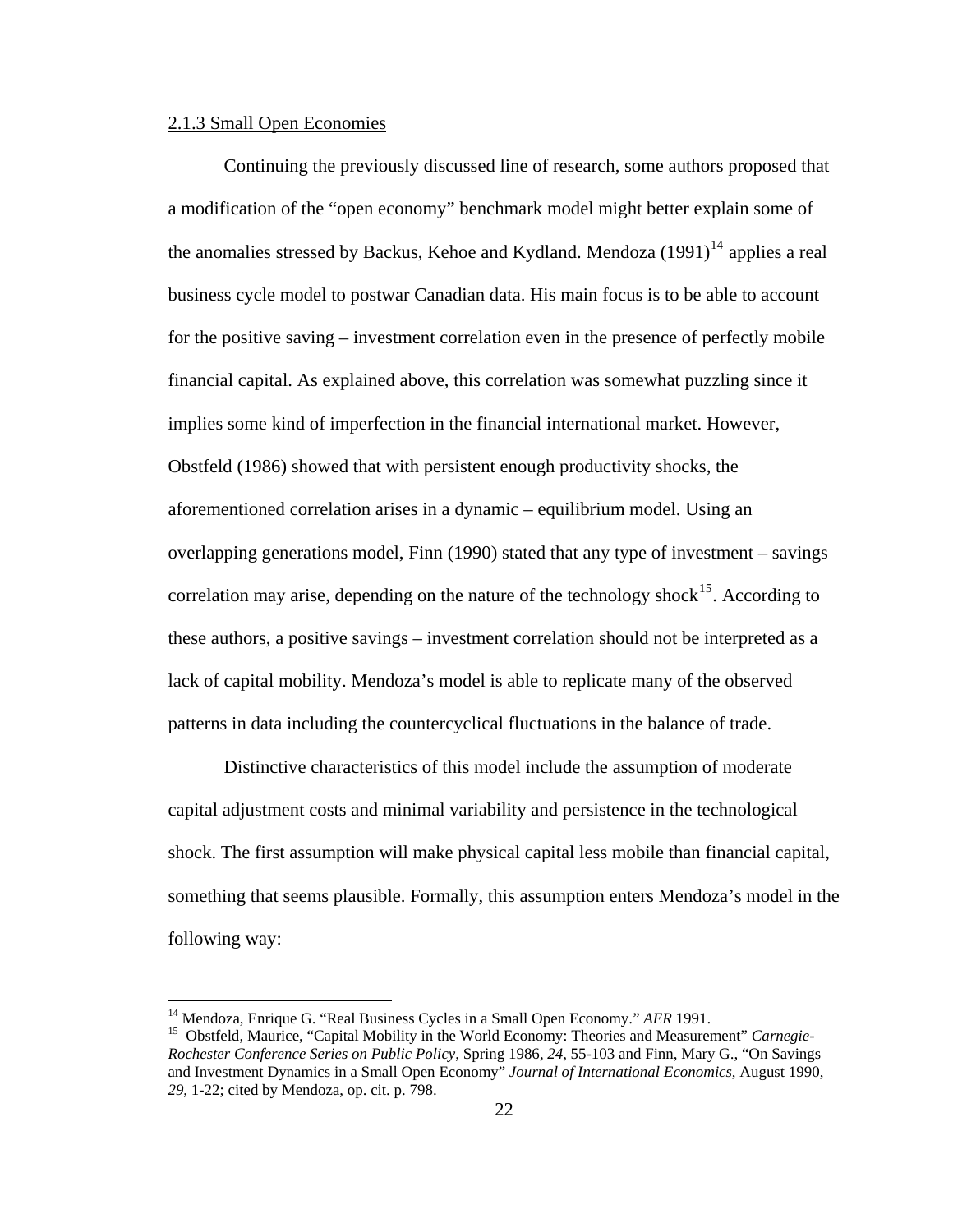2.1.3 Small Open Economies

Continuing the previously discussed line of research, some authors proposed that a modification of the "open economy" benchmark model might better explain some of the anomalies stressed by Backus, Kehoe and Kydland. Mendoza (1991)[14] applies a real business cycle model to postwar Canadian data. His main focus is to be able to account for the positive saving – investment correlation even in the presence of perfectly mobile financial capital. As explained above, this correlation was somewhat puzzling since it implies some kind of imperfection in the financial international market. However, Obstfeld (1986) showed that with persistent enough productivity shocks, the aforementioned correlation arises in a dynamic – equilibrium model. Using an overlapping generations model, Finn (1990) stated that any type of investment – savings correlation may arise, depending on the nature of the technology shock[15]. According to these authors, a positive savings – investment correlation should not be interpreted as a lack of capital mobility. Mendoza's model is able to replicate many of the observed patterns in data including the countercyclical fluctuations in the balance of trade.

Distinctive characteristics of this model include the assumption of moderate capital adjustment costs and minimal variability and persistence in the technological shock. The first assumption will make physical capital less mobile than financial capital, something that seems plausible. Formally, this assumption enters Mendoza's model in the following way:

---

[14] Mendoza, Enrique G. "Real Business Cycles in a Small Open Economy." *AER* 1991.

[15] Obstfeld, Maurice, "Capital Mobility in the World Economy: Theories and Measurement" *Carnegie-Rochester Conference Series on Public Policy*, Spring 1986, *24*, 55-103 and Finn, Mary G., "On Savings and Investment Dynamics in a Small Open Economy" *Journal of International Economics*, August 1990, *29*, 1-22; cited by Mendoza, op. cit. p. 798.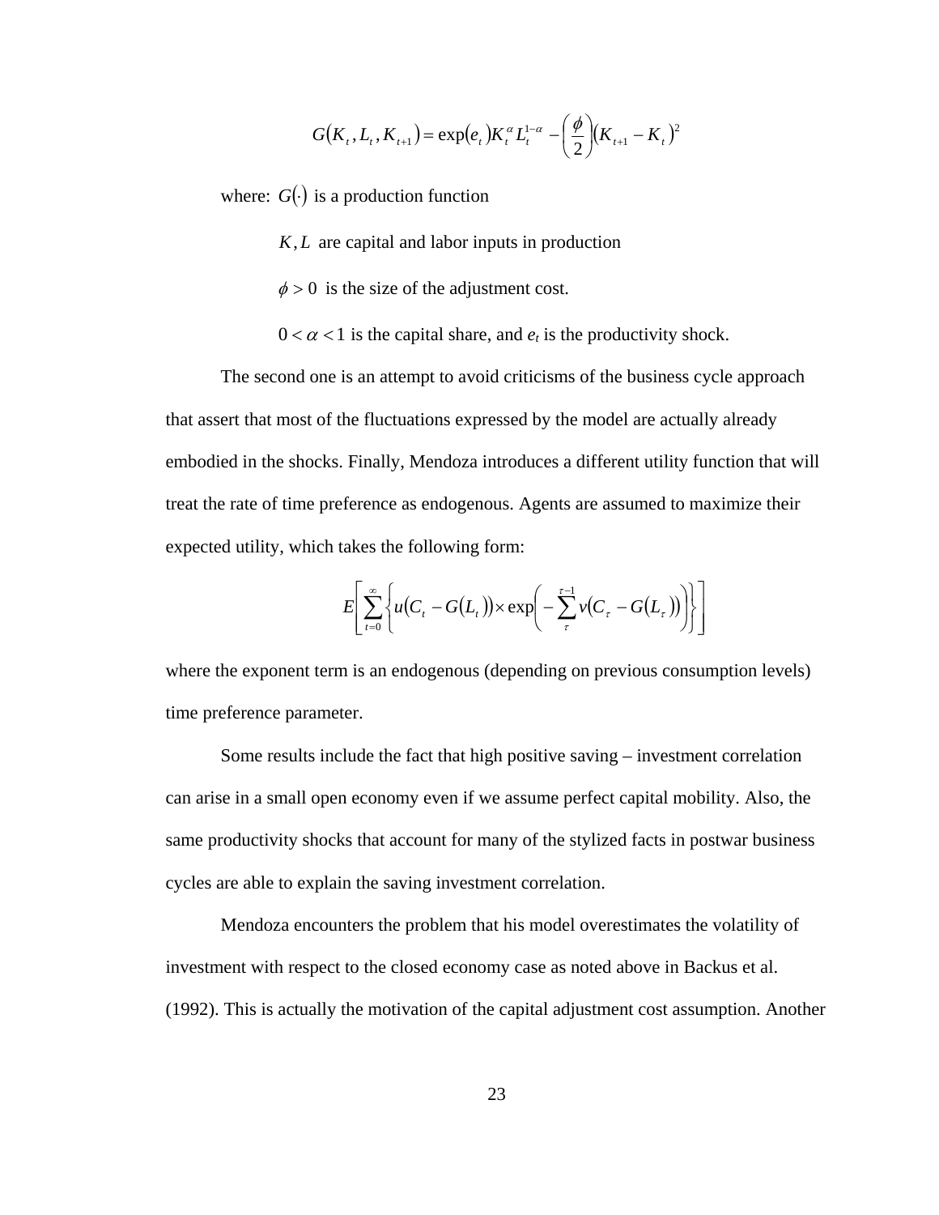$$G(K_t, L_t, K_{t+1}) = \exp(e_t) K_t^{\alpha} L_t^{1-\alpha} - \left(\frac{\phi}{2}\right)(K_{t+1} - K_t)^2$$

where: $G(\cdot)$ is a production function

$K, L$ are capital and labor inputs in production

$\phi > 0$ is the size of the adjustment cost.

$0 < \alpha < 1$ is the capital share, and $e_t$ is the productivity shock.

The second one is an attempt to avoid criticisms of the business cycle approach that assert that most of the fluctuations expressed by the model are actually already embodied in the shocks. Finally, Mendoza introduces a different utility function that will treat the rate of time preference as endogenous. Agents are assumed to maximize their expected utility, which takes the following form:

$$E\left[\sum_{t=0}^{\infty}\left\{u(C_t - G(L_t)) \times \exp\left(-\sum_{\tau}^{\tau-1} v(C_\tau - G(L_\tau))\right)\right\}\right]$$

where the exponent term is an endogenous (depending on previous consumption levels) time preference parameter.

Some results include the fact that high positive saving – investment correlation can arise in a small open economy even if we assume perfect capital mobility. Also, the same productivity shocks that account for many of the stylized facts in postwar business cycles are able to explain the saving investment correlation.

Mendoza encounters the problem that his model overestimates the volatility of investment with respect to the closed economy case as noted above in Backus et al. (1992). This is actually the motivation of the capital adjustment cost assumption. Another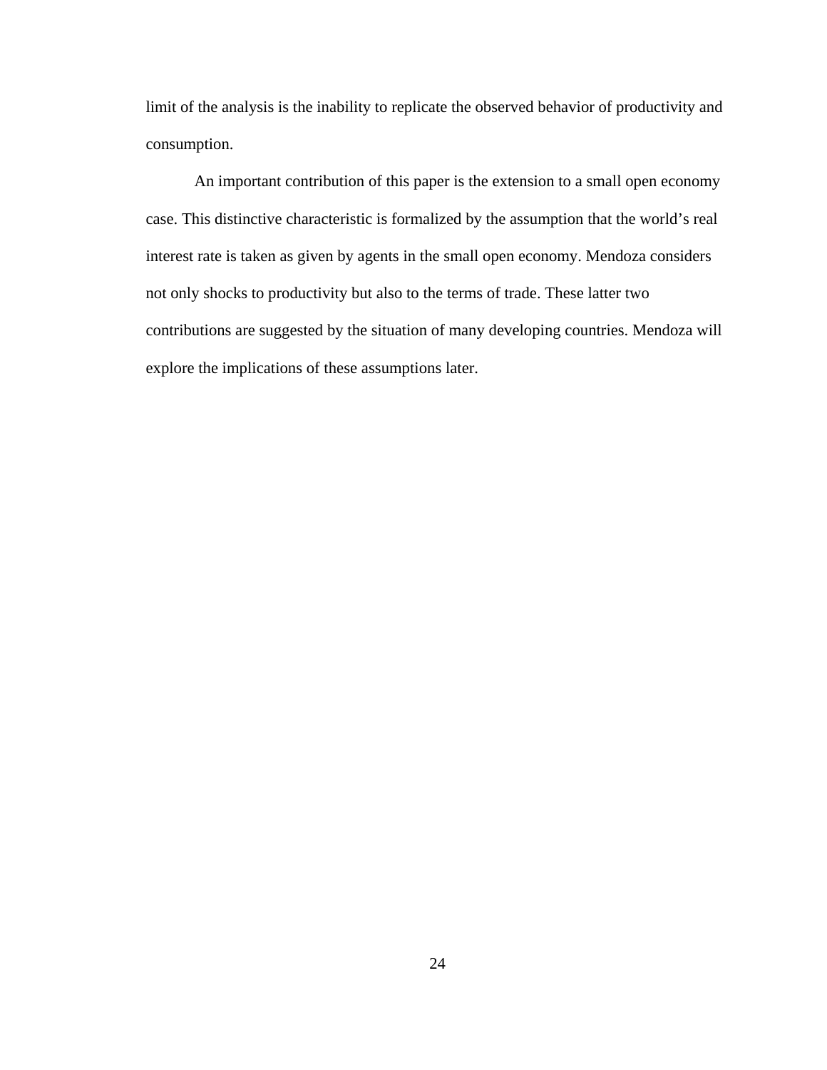limit of the analysis is the inability to replicate the observed behavior of productivity and consumption.

An important contribution of this paper is the extension to a small open economy case. This distinctive characteristic is formalized by the assumption that the world's real interest rate is taken as given by agents in the small open economy. Mendoza considers not only shocks to productivity but also to the terms of trade. These latter two contributions are suggested by the situation of many developing countries. Mendoza will explore the implications of these assumptions later.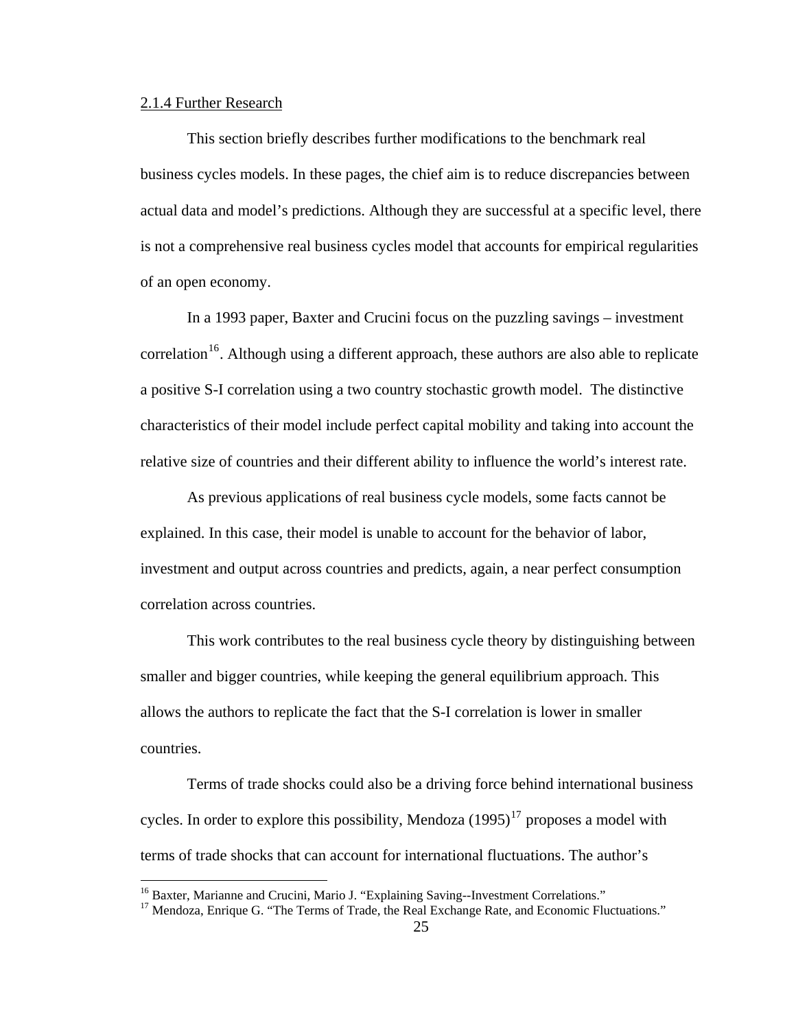### 2.1.4 Further Research

This section briefly describes further modifications to the benchmark real business cycles models. In these pages, the chief aim is to reduce discrepancies between actual data and model's predictions. Although they are successful at a specific level, there is not a comprehensive real business cycles model that accounts for empirical regularities of an open economy.

In a 1993 paper, Baxter and Crucini focus on the puzzling savings – investment correlation[16]. Although using a different approach, these authors are also able to replicate a positive S-I correlation using a two country stochastic growth model. The distinctive characteristics of their model include perfect capital mobility and taking into account the relative size of countries and their different ability to influence the world's interest rate.

As previous applications of real business cycle models, some facts cannot be explained. In this case, their model is unable to account for the behavior of labor, investment and output across countries and predicts, again, a near perfect consumption correlation across countries.

This work contributes to the real business cycle theory by distinguishing between smaller and bigger countries, while keeping the general equilibrium approach. This allows the authors to replicate the fact that the S-I correlation is lower in smaller countries.

Terms of trade shocks could also be a driving force behind international business cycles. In order to explore this possibility, Mendoza (1995)[17] proposes a model with terms of trade shocks that can account for international fluctuations. The author's

---

[16] Baxter, Marianne and Crucini, Mario J. "Explaining Saving--Investment Correlations."

[17] Mendoza, Enrique G. "The Terms of Trade, the Real Exchange Rate, and Economic Fluctuations."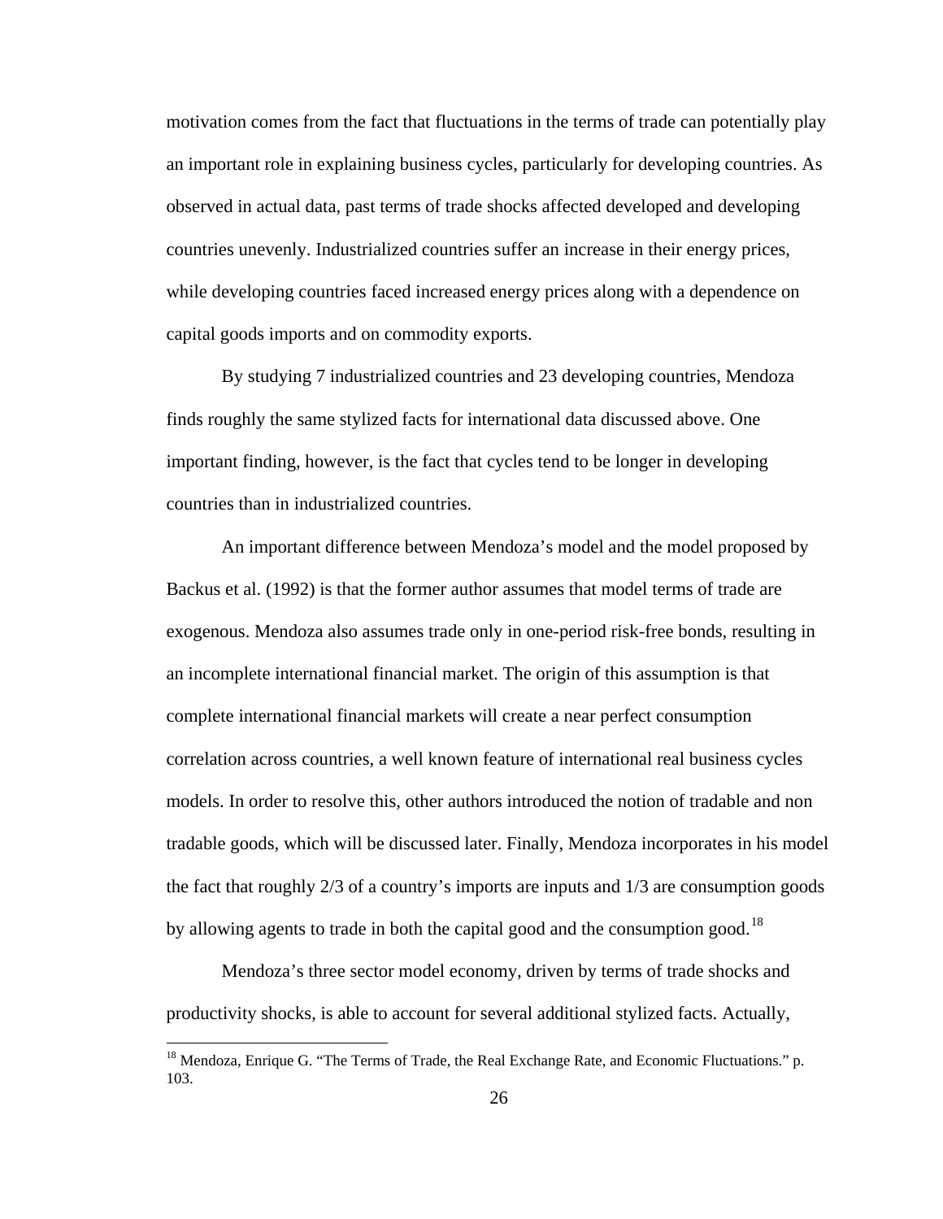motivation comes from the fact that fluctuations in the terms of trade can potentially play an important role in explaining business cycles, particularly for developing countries. As observed in actual data, past terms of trade shocks affected developed and developing countries unevenly. Industrialized countries suffer an increase in their energy prices, while developing countries faced increased energy prices along with a dependence on capital goods imports and on commodity exports.

By studying 7 industrialized countries and 23 developing countries, Mendoza finds roughly the same stylized facts for international data discussed above. One important finding, however, is the fact that cycles tend to be longer in developing countries than in industrialized countries.

An important difference between Mendoza's model and the model proposed by Backus et al. (1992) is that the former author assumes that model terms of trade are exogenous. Mendoza also assumes trade only in one-period risk-free bonds, resulting in an incomplete international financial market. The origin of this assumption is that complete international financial markets will create a near perfect consumption correlation across countries, a well known feature of international real business cycles models. In order to resolve this, other authors introduced the notion of tradable and non tradable goods, which will be discussed later. Finally, Mendoza incorporates in his model the fact that roughly 2/3 of a country's imports are inputs and 1/3 are consumption goods by allowing agents to trade in both the capital good and the consumption good.[18]

Mendoza's three sector model economy, driven by terms of trade shocks and productivity shocks, is able to account for several additional stylized facts. Actually,

[18] Mendoza, Enrique G. "The Terms of Trade, the Real Exchange Rate, and Economic Fluctuations." p. 103.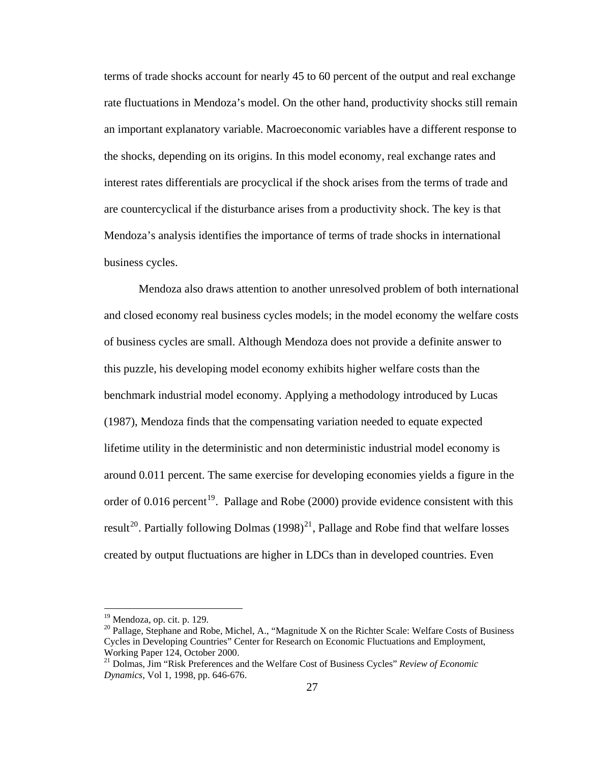terms of trade shocks account for nearly 45 to 60 percent of the output and real exchange rate fluctuations in Mendoza's model. On the other hand, productivity shocks still remain an important explanatory variable. Macroeconomic variables have a different response to the shocks, depending on its origins. In this model economy, real exchange rates and interest rates differentials are procyclical if the shock arises from the terms of trade and are countercyclical if the disturbance arises from a productivity shock. The key is that Mendoza's analysis identifies the importance of terms of trade shocks in international business cycles.

Mendoza also draws attention to another unresolved problem of both international and closed economy real business cycles models; in the model economy the welfare costs of business cycles are small. Although Mendoza does not provide a definite answer to this puzzle, his developing model economy exhibits higher welfare costs than the benchmark industrial model economy. Applying a methodology introduced by Lucas (1987), Mendoza finds that the compensating variation needed to equate expected lifetime utility in the deterministic and non deterministic industrial model economy is around 0.011 percent. The same exercise for developing economies yields a figure in the order of 0.016 percent[19]. Pallage and Robe (2000) provide evidence consistent with this result[20]. Partially following Dolmas (1998)[21], Pallage and Robe find that welfare losses created by output fluctuations are higher in LDCs than in developed countries. Even

---

[19] Mendoza, op. cit. p. 129.

[20] Pallage, Stephane and Robe, Michel, A., "Magnitude X on the Richter Scale: Welfare Costs of Business Cycles in Developing Countries" Center for Research on Economic Fluctuations and Employment, Working Paper 124, October 2000.

[21] Dolmas, Jim "Risk Preferences and the Welfare Cost of Business Cycles" *Review of Economic Dynamics*, Vol 1, 1998, pp. 646-676.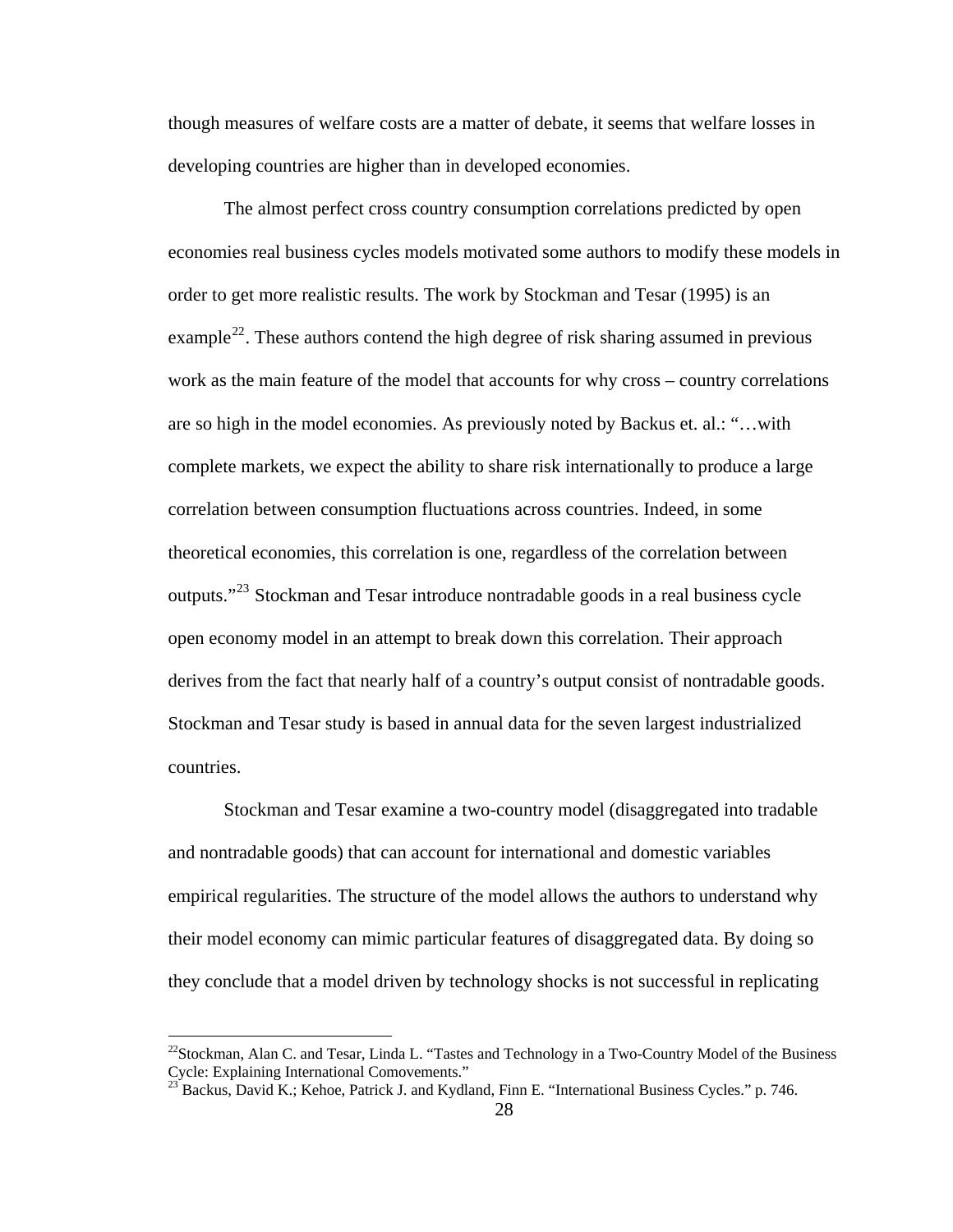though measures of welfare costs are a matter of debate, it seems that welfare losses in developing countries are higher than in developed economies.

The almost perfect cross country consumption correlations predicted by open economies real business cycles models motivated some authors to modify these models in order to get more realistic results. The work by Stockman and Tesar (1995) is an example[22]. These authors contend the high degree of risk sharing assumed in previous work as the main feature of the model that accounts for why cross – country correlations are so high in the model economies. As previously noted by Backus et. al.: "…with complete markets, we expect the ability to share risk internationally to produce a large correlation between consumption fluctuations across countries. Indeed, in some theoretical economies, this correlation is one, regardless of the correlation between outputs."[23] Stockman and Tesar introduce nontradable goods in a real business cycle open economy model in an attempt to break down this correlation. Their approach derives from the fact that nearly half of a country's output consist of nontradable goods. Stockman and Tesar study is based in annual data for the seven largest industrialized countries.

Stockman and Tesar examine a two-country model (disaggregated into tradable and nontradable goods) that can account for international and domestic variables empirical regularities. The structure of the model allows the authors to understand why their model economy can mimic particular features of disaggregated data. By doing so they conclude that a model driven by technology shocks is not successful in replicating

---

[22] Stockman, Alan C. and Tesar, Linda L. "Tastes and Technology in a Two-Country Model of the Business Cycle: Explaining International Comovements."

[23] Backus, David K.; Kehoe, Patrick J. and Kydland, Finn E. "International Business Cycles." p. 746.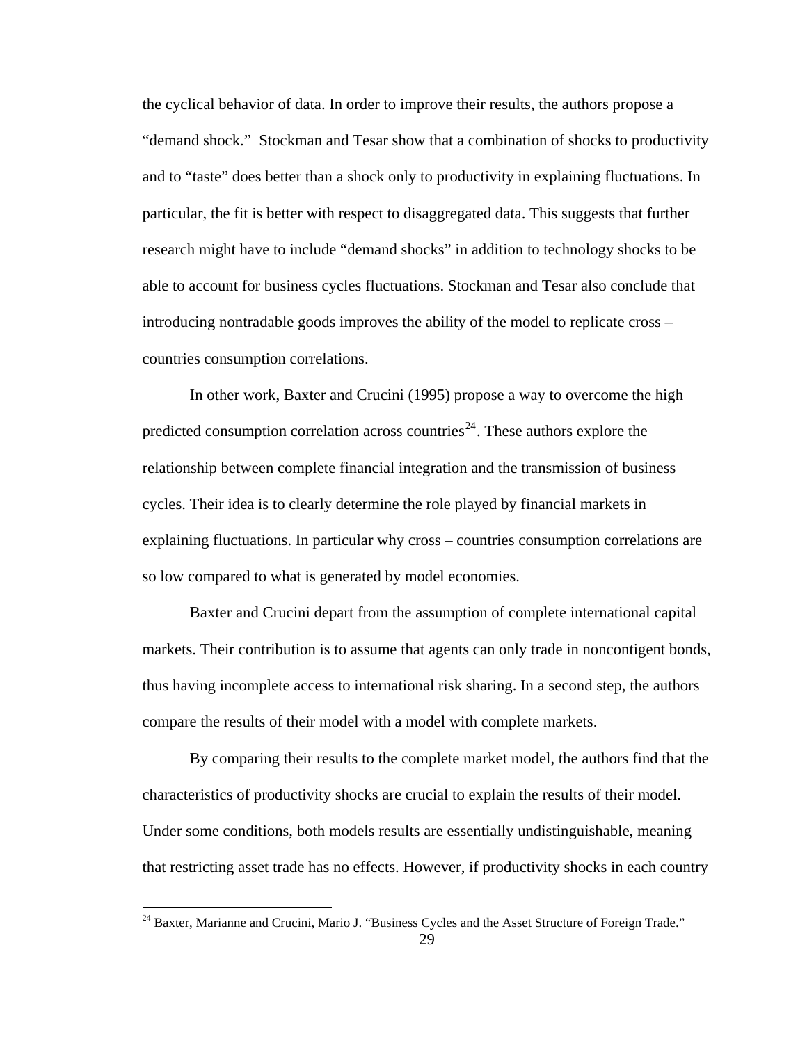the cyclical behavior of data. In order to improve their results, the authors propose a "demand shock." Stockman and Tesar show that a combination of shocks to productivity and to "taste" does better than a shock only to productivity in explaining fluctuations. In particular, the fit is better with respect to disaggregated data. This suggests that further research might have to include "demand shocks" in addition to technology shocks to be able to account for business cycles fluctuations. Stockman and Tesar also conclude that introducing nontradable goods improves the ability of the model to replicate cross – countries consumption correlations.

In other work, Baxter and Crucini (1995) propose a way to overcome the high predicted consumption correlation across countries[24]. These authors explore the relationship between complete financial integration and the transmission of business cycles. Their idea is to clearly determine the role played by financial markets in explaining fluctuations. In particular why cross – countries consumption correlations are so low compared to what is generated by model economies.

Baxter and Crucini depart from the assumption of complete international capital markets. Their contribution is to assume that agents can only trade in noncontigent bonds, thus having incomplete access to international risk sharing. In a second step, the authors compare the results of their model with a model with complete markets.

By comparing their results to the complete market model, the authors find that the characteristics of productivity shocks are crucial to explain the results of their model. Under some conditions, both models results are essentially undistinguishable, meaning that restricting asset trade has no effects. However, if productivity shocks in each country

[24] Baxter, Marianne and Crucini, Mario J. "Business Cycles and the Asset Structure of Foreign Trade."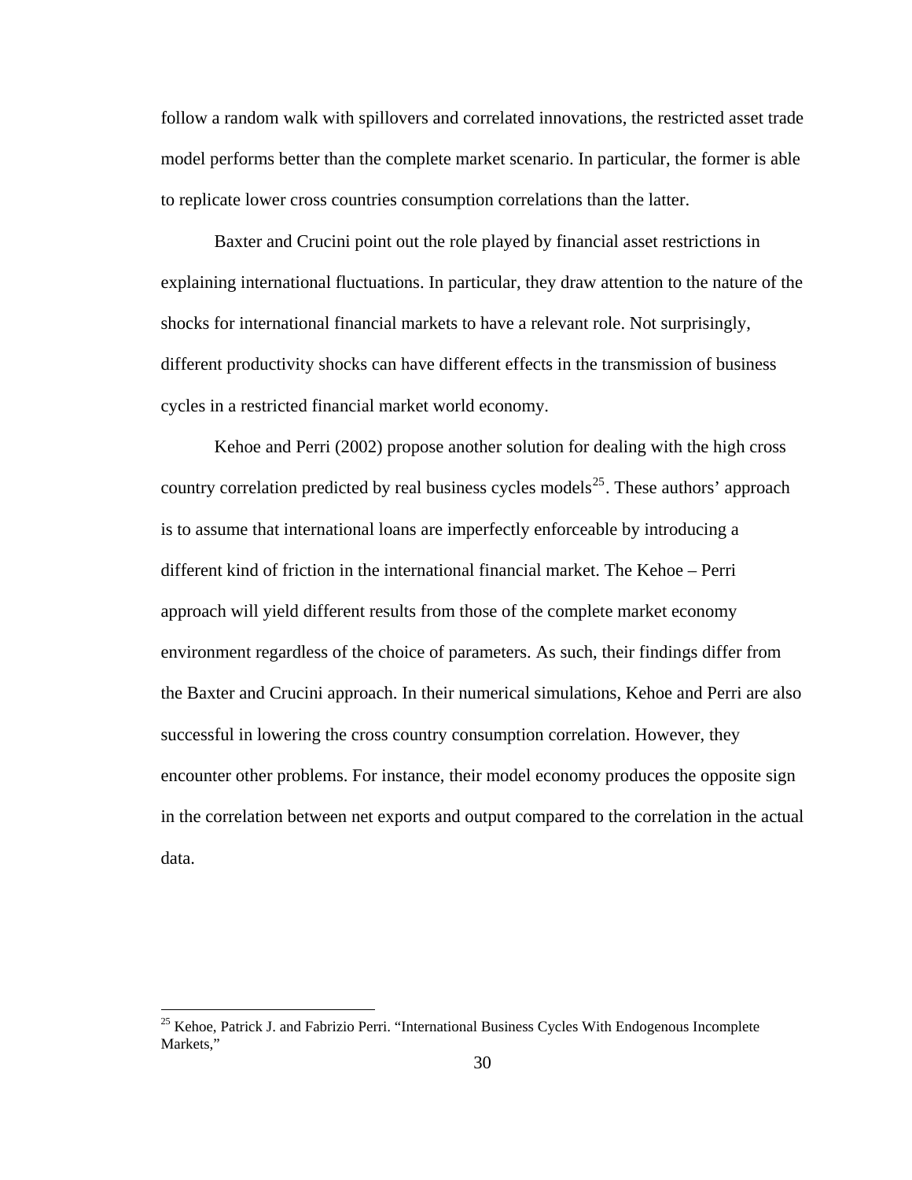follow a random walk with spillovers and correlated innovations, the restricted asset trade model performs better than the complete market scenario. In particular, the former is able to replicate lower cross countries consumption correlations than the latter.

Baxter and Crucini point out the role played by financial asset restrictions in explaining international fluctuations. In particular, they draw attention to the nature of the shocks for international financial markets to have a relevant role. Not surprisingly, different productivity shocks can have different effects in the transmission of business cycles in a restricted financial market world economy.

Kehoe and Perri (2002) propose another solution for dealing with the high cross country correlation predicted by real business cycles models[25]. These authors' approach is to assume that international loans are imperfectly enforceable by introducing a different kind of friction in the international financial market. The Kehoe – Perri approach will yield different results from those of the complete market economy environment regardless of the choice of parameters. As such, their findings differ from the Baxter and Crucini approach. In their numerical simulations, Kehoe and Perri are also successful in lowering the cross country consumption correlation. However, they encounter other problems. For instance, their model economy produces the opposite sign in the correlation between net exports and output compared to the correlation in the actual data.

---

[25] Kehoe, Patrick J. and Fabrizio Perri. "International Business Cycles With Endogenous Incomplete Markets,"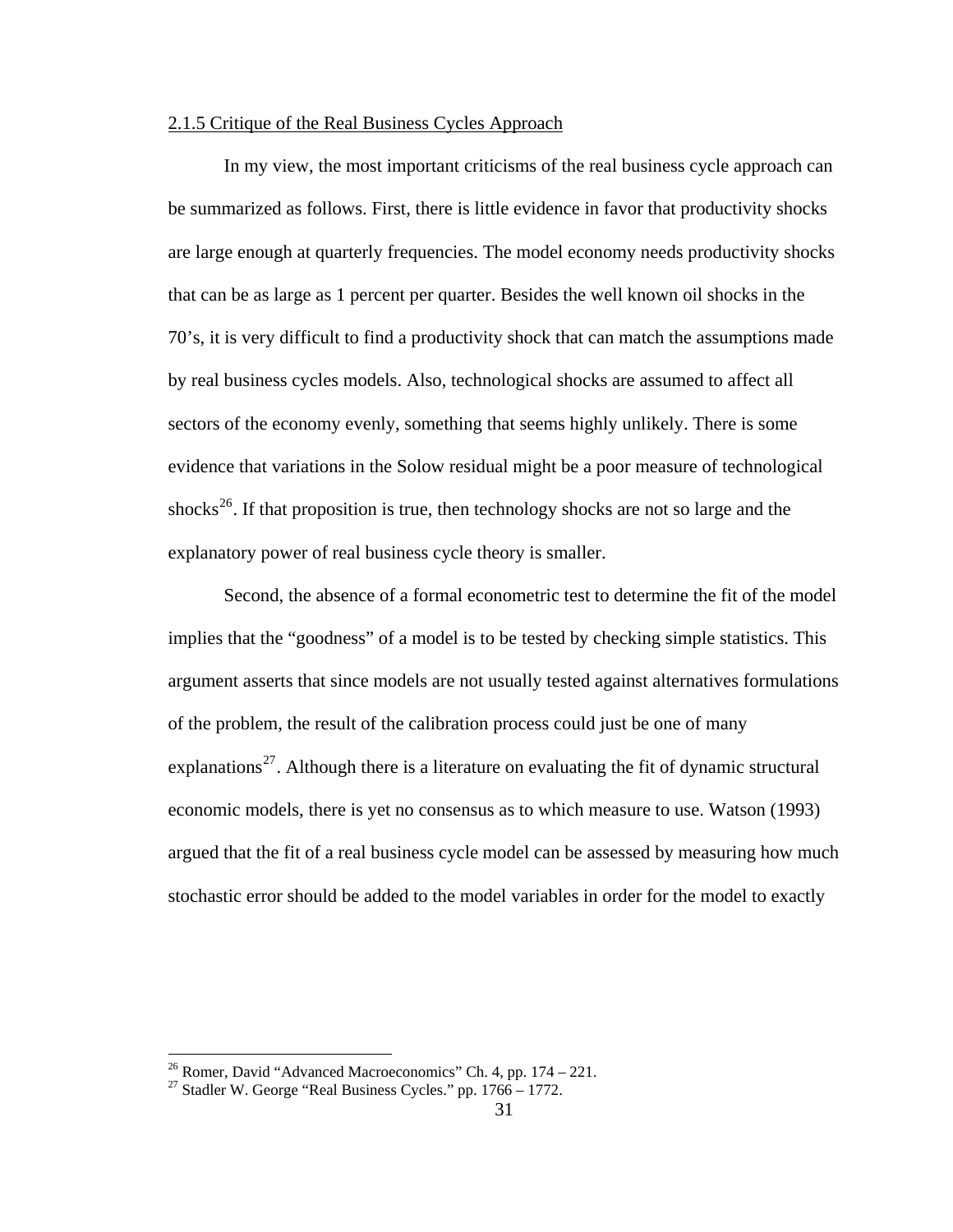2.1.5 Critique of the Real Business Cycles Approach

In my view, the most important criticisms of the real business cycle approach can be summarized as follows. First, there is little evidence in favor that productivity shocks are large enough at quarterly frequencies. The model economy needs productivity shocks that can be as large as 1 percent per quarter. Besides the well known oil shocks in the 70's, it is very difficult to find a productivity shock that can match the assumptions made by real business cycles models. Also, technological shocks are assumed to affect all sectors of the economy evenly, something that seems highly unlikely. There is some evidence that variations in the Solow residual might be a poor measure of technological shocks[26]. If that proposition is true, then technology shocks are not so large and the explanatory power of real business cycle theory is smaller.

Second, the absence of a formal econometric test to determine the fit of the model implies that the "goodness" of a model is to be tested by checking simple statistics. This argument asserts that since models are not usually tested against alternatives formulations of the problem, the result of the calibration process could just be one of many explanations[27]. Although there is a literature on evaluating the fit of dynamic structural economic models, there is yet no consensus as to which measure to use. Watson (1993) argued that the fit of a real business cycle model can be assessed by measuring how much stochastic error should be added to the model variables in order for the model to exactly

[26] Romer, David "Advanced Macroeconomics" Ch. 4, pp. 174 – 221.

[27] Stadler W. George "Real Business Cycles." pp. 1766 – 1772.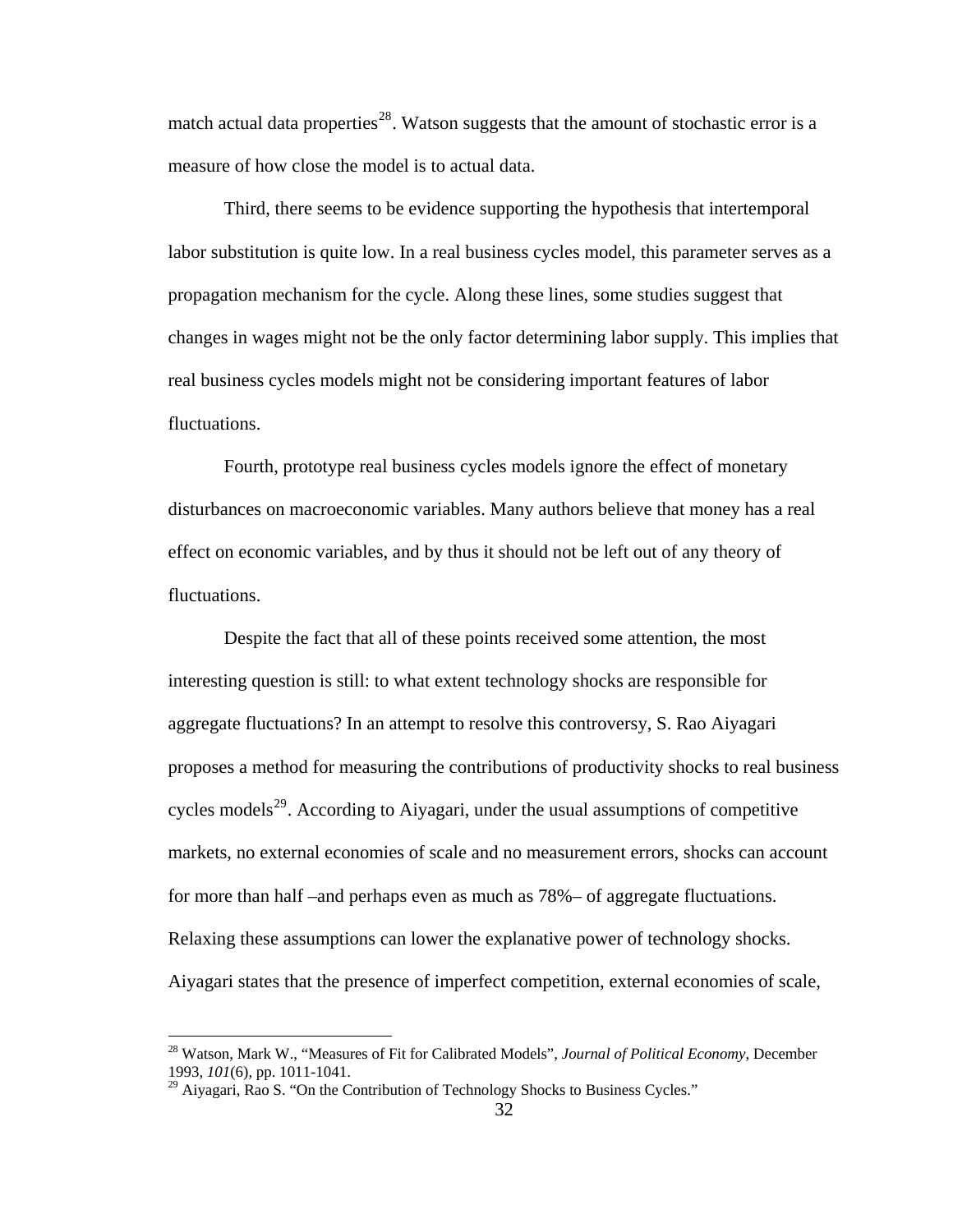match actual data properties[28]. Watson suggests that the amount of stochastic error is a measure of how close the model is to actual data.

Third, there seems to be evidence supporting the hypothesis that intertemporal labor substitution is quite low. In a real business cycles model, this parameter serves as a propagation mechanism for the cycle. Along these lines, some studies suggest that changes in wages might not be the only factor determining labor supply. This implies that real business cycles models might not be considering important features of labor fluctuations.

Fourth, prototype real business cycles models ignore the effect of monetary disturbances on macroeconomic variables. Many authors believe that money has a real effect on economic variables, and by thus it should not be left out of any theory of fluctuations.

Despite the fact that all of these points received some attention, the most interesting question is still: to what extent technology shocks are responsible for aggregate fluctuations? In an attempt to resolve this controversy, S. Rao Aiyagari proposes a method for measuring the contributions of productivity shocks to real business cycles models[29]. According to Aiyagari, under the usual assumptions of competitive markets, no external economies of scale and no measurement errors, shocks can account for more than half –and perhaps even as much as 78%– of aggregate fluctuations. Relaxing these assumptions can lower the explanative power of technology shocks. Aiyagari states that the presence of imperfect competition, external economies of scale,

---

[28] Watson, Mark W., "Measures of Fit for Calibrated Models", *Journal of Political Economy*, December 1993, *101*(6), pp. 1011-1041.

[29] Aiyagari, Rao S. "On the Contribution of Technology Shocks to Business Cycles."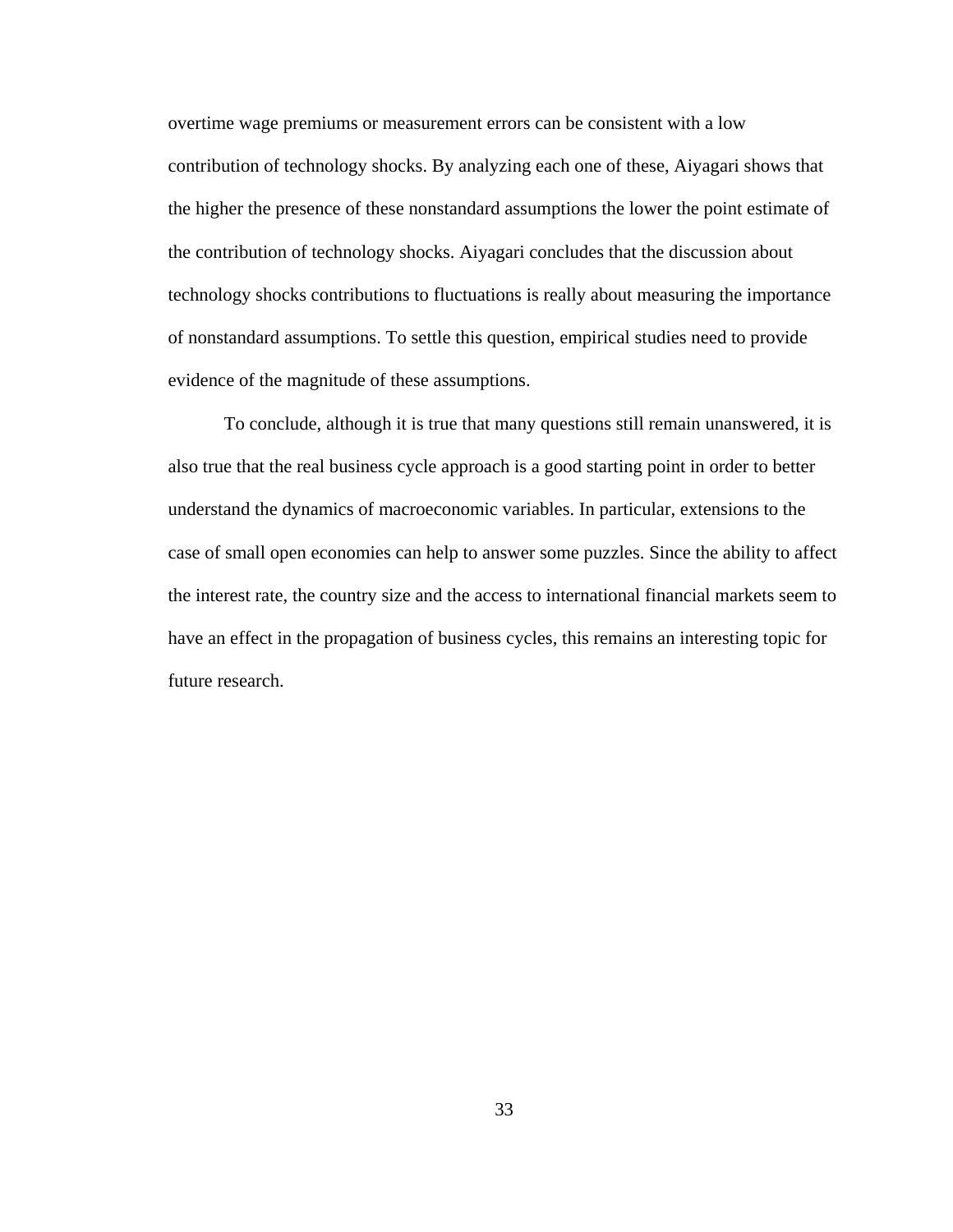overtime wage premiums or measurement errors can be consistent with a low contribution of technology shocks. By analyzing each one of these, Aiyagari shows that the higher the presence of these nonstandard assumptions the lower the point estimate of the contribution of technology shocks. Aiyagari concludes that the discussion about technology shocks contributions to fluctuations is really about measuring the importance of nonstandard assumptions. To settle this question, empirical studies need to provide evidence of the magnitude of these assumptions.

To conclude, although it is true that many questions still remain unanswered, it is also true that the real business cycle approach is a good starting point in order to better understand the dynamics of macroeconomic variables. In particular, extensions to the case of small open economies can help to answer some puzzles. Since the ability to affect the interest rate, the country size and the access to international financial markets seem to have an effect in the propagation of business cycles, this remains an interesting topic for future research.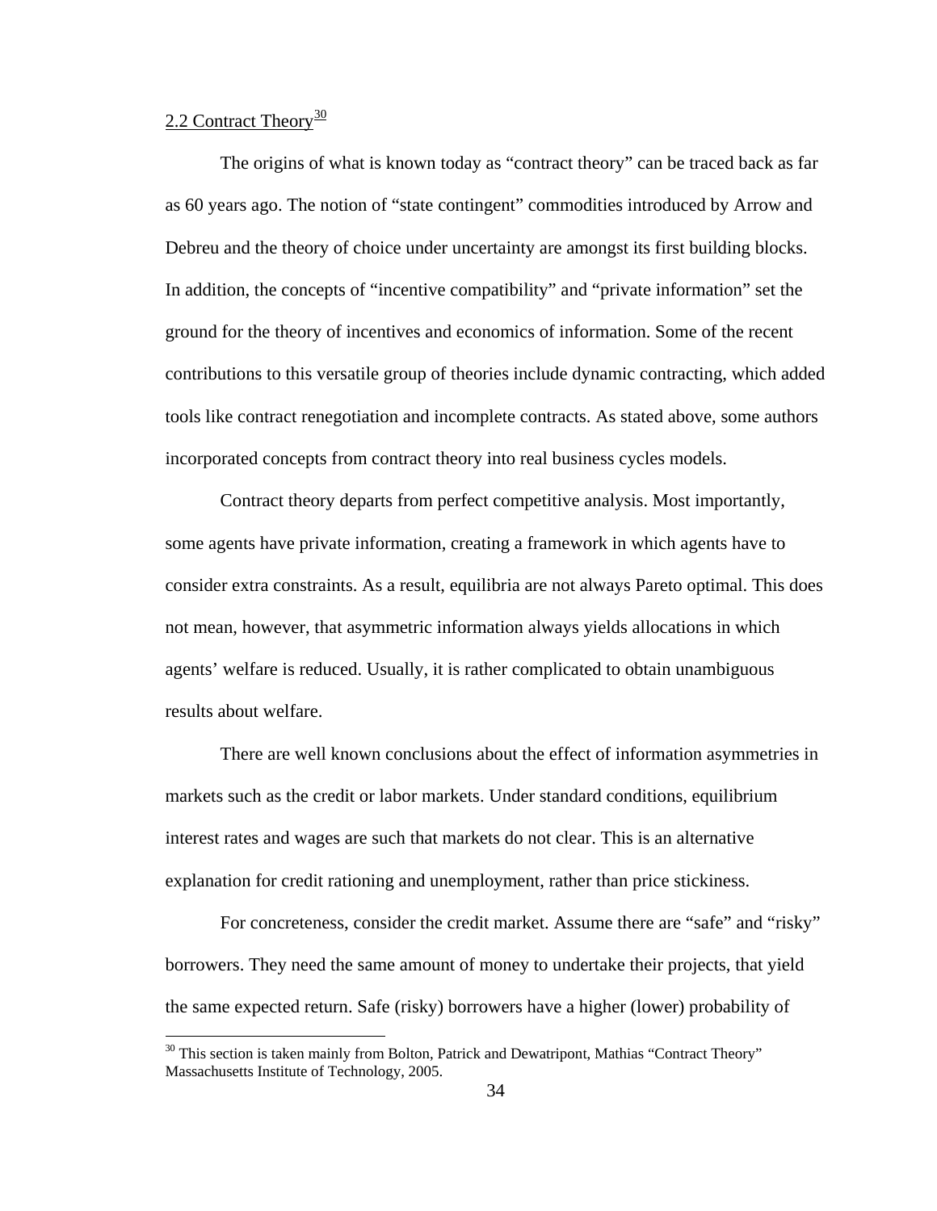## 2.2 Contract Theory[30]

The origins of what is known today as "contract theory" can be traced back as far as 60 years ago. The notion of "state contingent" commodities introduced by Arrow and Debreu and the theory of choice under uncertainty are amongst its first building blocks. In addition, the concepts of "incentive compatibility" and "private information" set the ground for the theory of incentives and economics of information. Some of the recent contributions to this versatile group of theories include dynamic contracting, which added tools like contract renegotiation and incomplete contracts. As stated above, some authors incorporated concepts from contract theory into real business cycles models.

Contract theory departs from perfect competitive analysis. Most importantly, some agents have private information, creating a framework in which agents have to consider extra constraints. As a result, equilibria are not always Pareto optimal. This does not mean, however, that asymmetric information always yields allocations in which agents' welfare is reduced. Usually, it is rather complicated to obtain unambiguous results about welfare.

There are well known conclusions about the effect of information asymmetries in markets such as the credit or labor markets. Under standard conditions, equilibrium interest rates and wages are such that markets do not clear. This is an alternative explanation for credit rationing and unemployment, rather than price stickiness.

For concreteness, consider the credit market. Assume there are "safe" and "risky" borrowers. They need the same amount of money to undertake their projects, that yield the same expected return. Safe (risky) borrowers have a higher (lower) probability of

---

[30] This section is taken mainly from Bolton, Patrick and Dewatripont, Mathias "Contract Theory" Massachusetts Institute of Technology, 2005.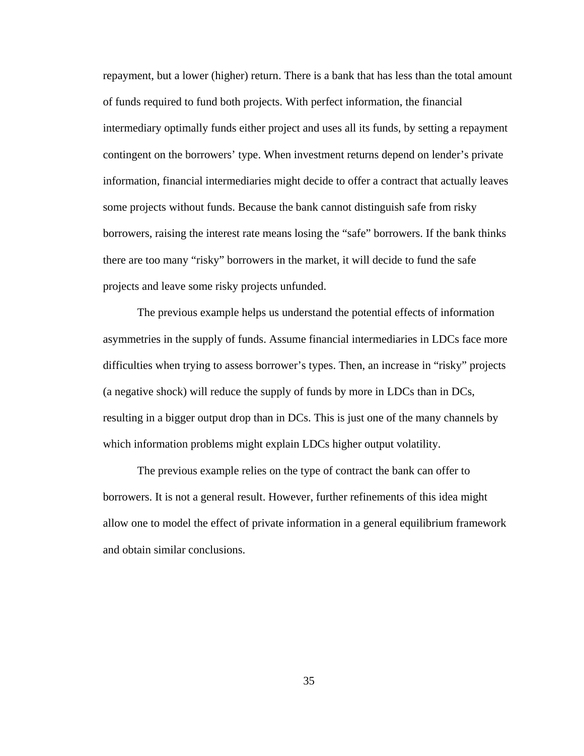repayment, but a lower (higher) return. There is a bank that has less than the total amount of funds required to fund both projects. With perfect information, the financial intermediary optimally funds either project and uses all its funds, by setting a repayment contingent on the borrowers' type. When investment returns depend on lender's private information, financial intermediaries might decide to offer a contract that actually leaves some projects without funds. Because the bank cannot distinguish safe from risky borrowers, raising the interest rate means losing the "safe" borrowers. If the bank thinks there are too many "risky" borrowers in the market, it will decide to fund the safe projects and leave some risky projects unfunded.

The previous example helps us understand the potential effects of information asymmetries in the supply of funds. Assume financial intermediaries in LDCs face more difficulties when trying to assess borrower's types. Then, an increase in "risky" projects (a negative shock) will reduce the supply of funds by more in LDCs than in DCs, resulting in a bigger output drop than in DCs. This is just one of the many channels by which information problems might explain LDCs higher output volatility.

The previous example relies on the type of contract the bank can offer to borrowers. It is not a general result. However, further refinements of this idea might allow one to model the effect of private information in a general equilibrium framework and obtain similar conclusions.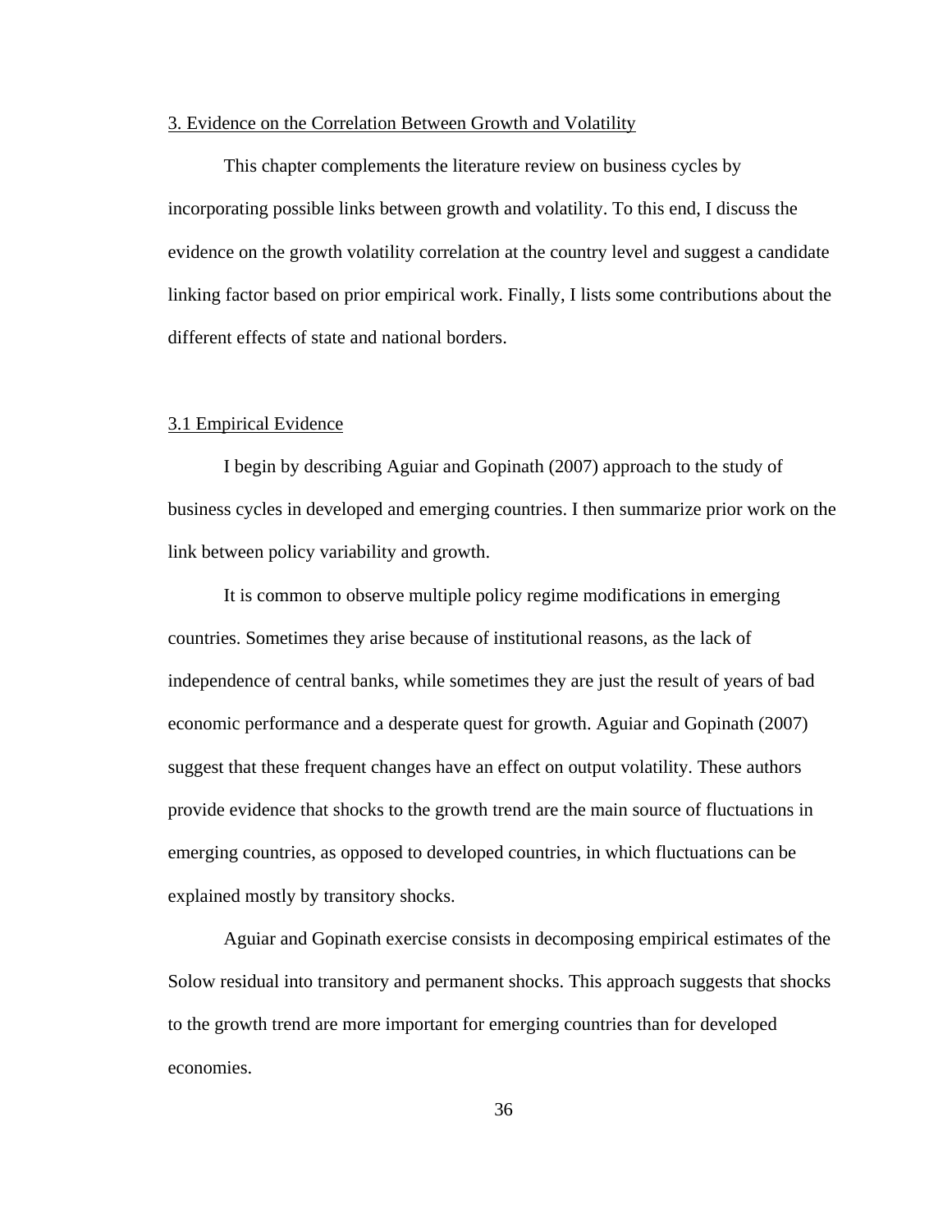## 3. Evidence on the Correlation Between Growth and Volatility

This chapter complements the literature review on business cycles by incorporating possible links between growth and volatility. To this end, I discuss the evidence on the growth volatility correlation at the country level and suggest a candidate linking factor based on prior empirical work. Finally, I lists some contributions about the different effects of state and national borders.

### 3.1 Empirical Evidence

I begin by describing Aguiar and Gopinath (2007) approach to the study of business cycles in developed and emerging countries. I then summarize prior work on the link between policy variability and growth.

It is common to observe multiple policy regime modifications in emerging countries. Sometimes they arise because of institutional reasons, as the lack of independence of central banks, while sometimes they are just the result of years of bad economic performance and a desperate quest for growth. Aguiar and Gopinath (2007) suggest that these frequent changes have an effect on output volatility. These authors provide evidence that shocks to the growth trend are the main source of fluctuations in emerging countries, as opposed to developed countries, in which fluctuations can be explained mostly by transitory shocks.

Aguiar and Gopinath exercise consists in decomposing empirical estimates of the Solow residual into transitory and permanent shocks. This approach suggests that shocks to the growth trend are more important for emerging countries than for developed economies.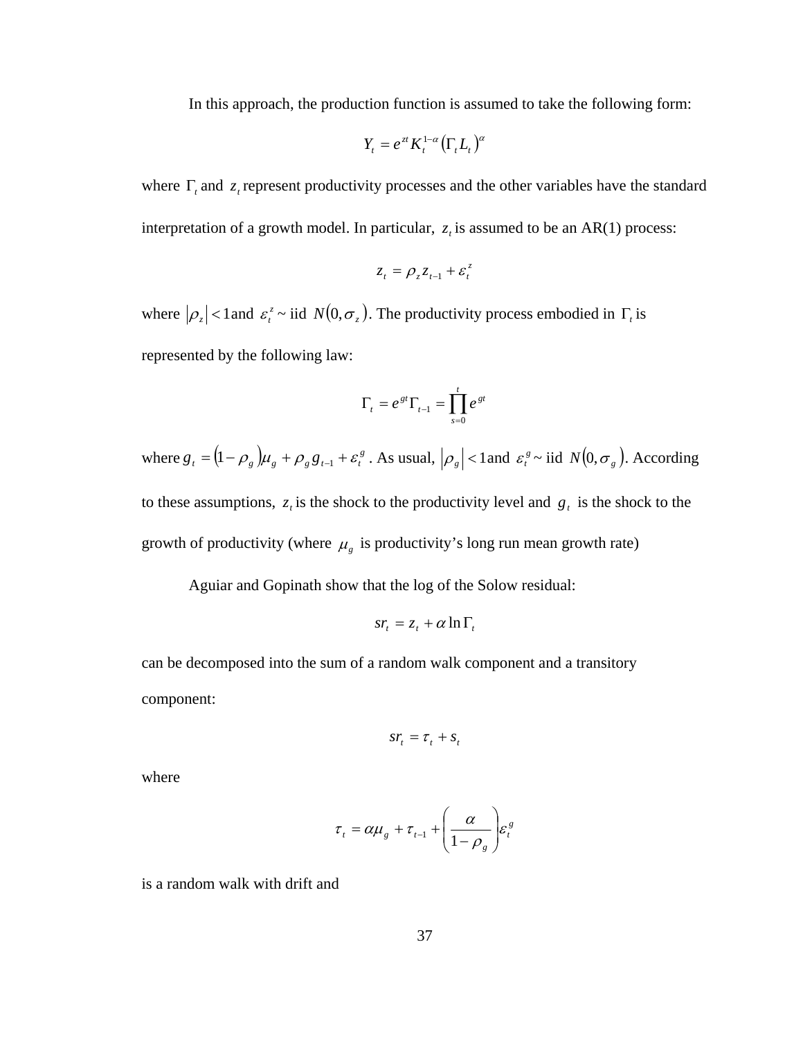In this approach, the production function is assumed to take the following form:

$$Y_t = e^{zt} K_t^{1-\alpha} \left( \Gamma_t L_t \right)^{\alpha}$$

where $\Gamma_t$ and $z_t$ represent productivity processes and the other variables have the standard interpretation of a growth model. In particular, $z_t$ is assumed to be an AR(1) process:

$$z_t = \rho_z z_{t-1} + \varepsilon_t^z$$

where $|\rho_z| < 1$ and $\varepsilon_t^z \sim$ iid $N(0, \sigma_z)$. The productivity process embodied in $\Gamma_t$ is represented by the following law:

$$\Gamma_t = e^{gt} \Gamma_{t-1} = \prod_{s=0}^{t} e^{gt}$$

where $g_t = (1 - \rho_g)\mu_g + \rho_g g_{t-1} + \varepsilon_t^g$. As usual, $|\rho_g| < 1$ and $\varepsilon_t^g \sim$ iid $N(0, \sigma_g)$. According to these assumptions, $z_t$ is the shock to the productivity level and $g_t$ is the shock to the growth of productivity (where $\mu_g$ is productivity's long run mean growth rate)

Aguiar and Gopinath show that the log of the Solow residual:

$$sr_t = z_t + \alpha \ln \Gamma_t$$

can be decomposed into the sum of a random walk component and a transitory component:

$$sr_t = \tau_t + s_t$$

where

$$\tau_t = \alpha \mu_g + \tau_{t-1} + \left( \frac{\alpha}{1 - \rho_g} \right) \varepsilon_t^g$$

is a random walk with drift and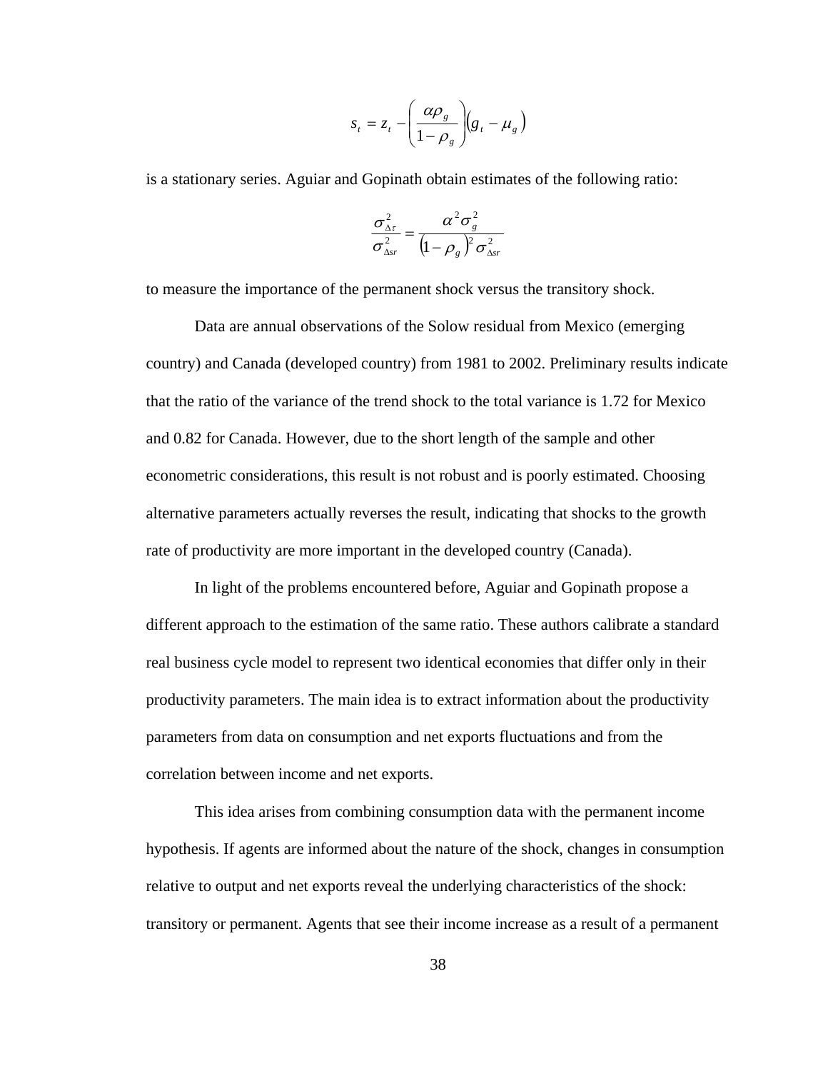$$s_t = z_t - \left( \frac{\alpha \rho_g}{1 - \rho_g} \right) \left( g_t - \mu_g \right)$$

is a stationary series. Aguiar and Gopinath obtain estimates of the following ratio:

$$\frac{\sigma_{\Delta\tau}^2}{\sigma_{\Delta sr}^2} = \frac{\alpha^2 \sigma_g^2}{\left(1 - \rho_g\right)^2 \sigma_{\Delta sr}^2}$$

to measure the importance of the permanent shock versus the transitory shock.

Data are annual observations of the Solow residual from Mexico (emerging country) and Canada (developed country) from 1981 to 2002. Preliminary results indicate that the ratio of the variance of the trend shock to the total variance is 1.72 for Mexico and 0.82 for Canada. However, due to the short length of the sample and other econometric considerations, this result is not robust and is poorly estimated. Choosing alternative parameters actually reverses the result, indicating that shocks to the growth rate of productivity are more important in the developed country (Canada).

In light of the problems encountered before, Aguiar and Gopinath propose a different approach to the estimation of the same ratio. These authors calibrate a standard real business cycle model to represent two identical economies that differ only in their productivity parameters. The main idea is to extract information about the productivity parameters from data on consumption and net exports fluctuations and from the correlation between income and net exports.

This idea arises from combining consumption data with the permanent income hypothesis. If agents are informed about the nature of the shock, changes in consumption relative to output and net exports reveal the underlying characteristics of the shock: transitory or permanent. Agents that see their income increase as a result of a permanent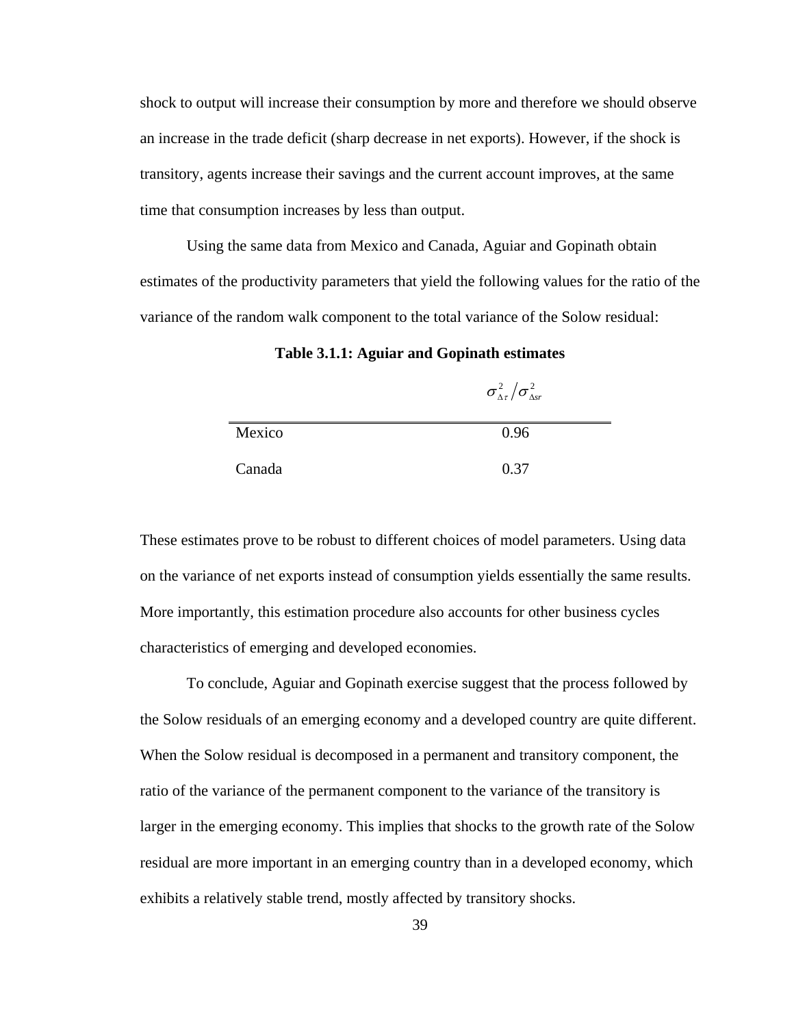shock to output will increase their consumption by more and therefore we should observe an increase in the trade deficit (sharp decrease in net exports). However, if the shock is transitory, agents increase their savings and the current account improves, at the same time that consumption increases by less than output.

Using the same data from Mexico and Canada, Aguiar and Gopinath obtain estimates of the productivity parameters that yield the following values for the ratio of the variance of the random walk component to the total variance of the Solow residual:

**Table 3.1.1: Aguiar and Gopinath estimates**

| | $\sigma^2_{\Delta\tau} / \sigma^2_{\Delta sr}$ |
|---|---|
| Mexico | 0.96 |
| Canada | 0.37 |

These estimates prove to be robust to different choices of model parameters. Using data on the variance of net exports instead of consumption yields essentially the same results. More importantly, this estimation procedure also accounts for other business cycles characteristics of emerging and developed economies.

To conclude, Aguiar and Gopinath exercise suggest that the process followed by the Solow residuals of an emerging economy and a developed country are quite different. When the Solow residual is decomposed in a permanent and transitory component, the ratio of the variance of the permanent component to the variance of the transitory is larger in the emerging economy. This implies that shocks to the growth rate of the Solow residual are more important in an emerging country than in a developed economy, which exhibits a relatively stable trend, mostly affected by transitory shocks.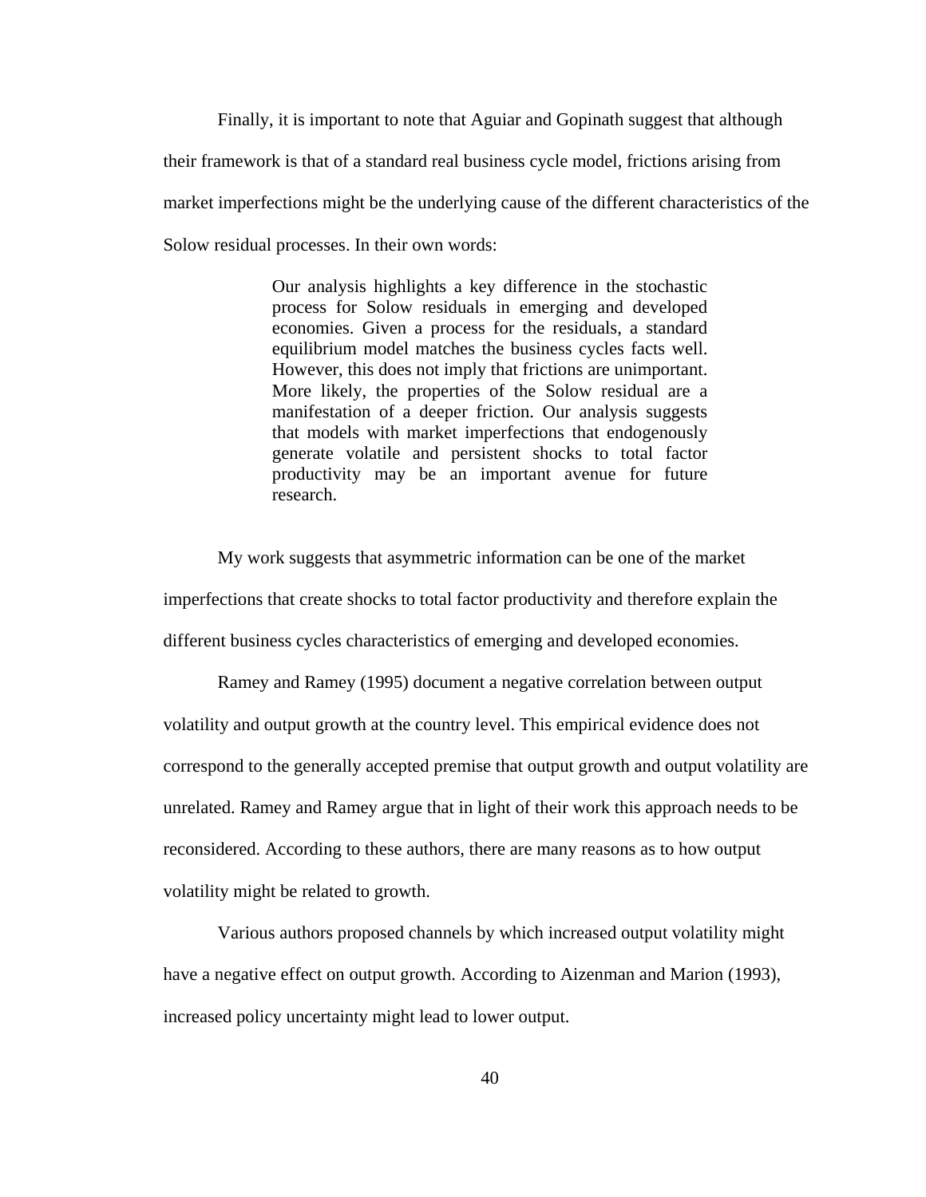Finally, it is important to note that Aguiar and Gopinath suggest that although their framework is that of a standard real business cycle model, frictions arising from market imperfections might be the underlying cause of the different characteristics of the Solow residual processes. In their own words:

> Our analysis highlights a key difference in the stochastic process for Solow residuals in emerging and developed economies. Given a process for the residuals, a standard equilibrium model matches the business cycles facts well. However, this does not imply that frictions are unimportant. More likely, the properties of the Solow residual are a manifestation of a deeper friction. Our analysis suggests that models with market imperfections that endogenously generate volatile and persistent shocks to total factor productivity may be an important avenue for future research.

My work suggests that asymmetric information can be one of the market imperfections that create shocks to total factor productivity and therefore explain the different business cycles characteristics of emerging and developed economies.

Ramey and Ramey (1995) document a negative correlation between output volatility and output growth at the country level. This empirical evidence does not correspond to the generally accepted premise that output growth and output volatility are unrelated. Ramey and Ramey argue that in light of their work this approach needs to be reconsidered. According to these authors, there are many reasons as to how output volatility might be related to growth.

Various authors proposed channels by which increased output volatility might have a negative effect on output growth. According to Aizenman and Marion (1993), increased policy uncertainty might lead to lower output.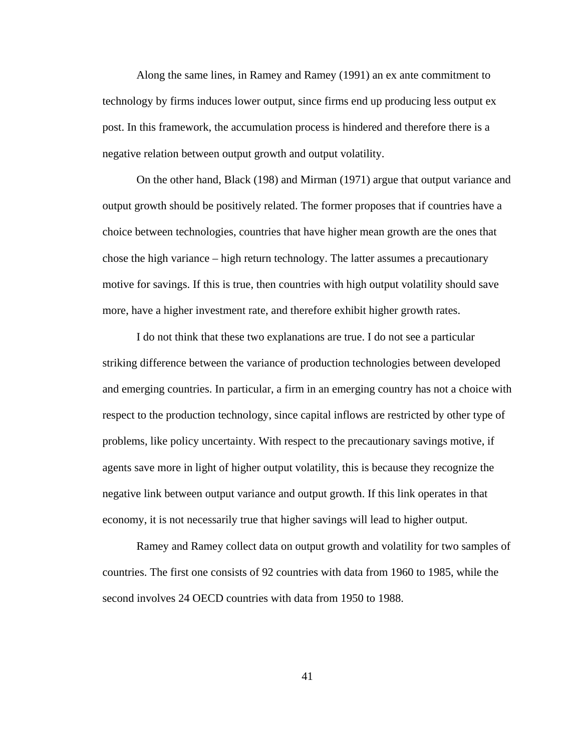Along the same lines, in Ramey and Ramey (1991) an ex ante commitment to technology by firms induces lower output, since firms end up producing less output ex post. In this framework, the accumulation process is hindered and therefore there is a negative relation between output growth and output volatility.

On the other hand, Black (198) and Mirman (1971) argue that output variance and output growth should be positively related. The former proposes that if countries have a choice between technologies, countries that have higher mean growth are the ones that chose the high variance – high return technology. The latter assumes a precautionary motive for savings. If this is true, then countries with high output volatility should save more, have a higher investment rate, and therefore exhibit higher growth rates.

I do not think that these two explanations are true. I do not see a particular striking difference between the variance of production technologies between developed and emerging countries. In particular, a firm in an emerging country has not a choice with respect to the production technology, since capital inflows are restricted by other type of problems, like policy uncertainty. With respect to the precautionary savings motive, if agents save more in light of higher output volatility, this is because they recognize the negative link between output variance and output growth. If this link operates in that economy, it is not necessarily true that higher savings will lead to higher output.

Ramey and Ramey collect data on output growth and volatility for two samples of countries. The first one consists of 92 countries with data from 1960 to 1985, while the second involves 24 OECD countries with data from 1950 to 1988.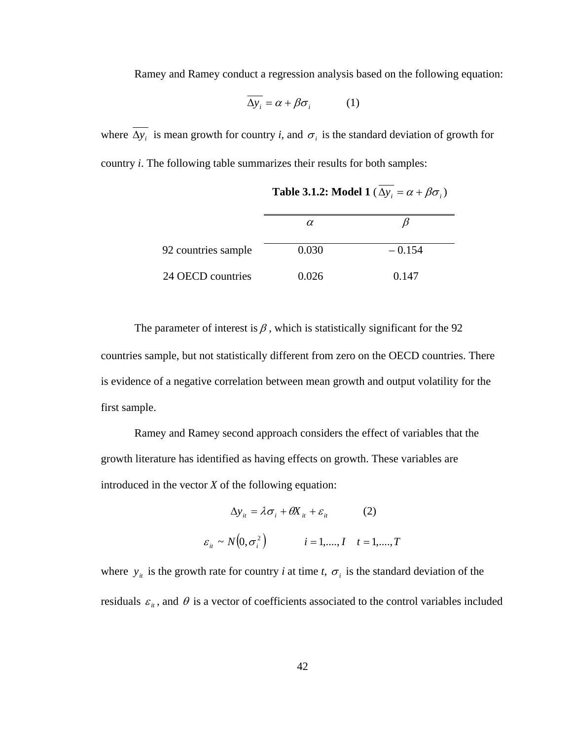Ramey and Ramey conduct a regression analysis based on the following equation:

$$\overline{\Delta y_i} = \alpha + \beta\sigma_i \qquad (1)$$

where $\overline{\Delta y_i}$ is mean growth for country *i*, and $\sigma_i$ is the standard deviation of growth for country *i*. The following table summarizes their results for both samples:

**Table 3.1.2: Model 1 ($\overline{\Delta y_i} = \alpha + \beta\sigma_i$)**

| | $\alpha$ | $\beta$ |
|---|---|---|
| 92 countries sample | 0.030 | – 0.154 |
| 24 OECD countries | 0.026 | 0.147 |

The parameter of interest is $\beta$, which is statistically significant for the 92 countries sample, but not statistically different from zero on the OECD countries. There is evidence of a negative correlation between mean growth and output volatility for the first sample.

Ramey and Ramey second approach considers the effect of variables that the growth literature has identified as having effects on growth. These variables are introduced in the vector *X* of the following equation:

$$\Delta y_{it} = \lambda\sigma_i + \theta X_{it} + \varepsilon_{it} \qquad (2)$$

$$\varepsilon_{it} \sim N\left(0, \sigma_i^2\right) \qquad i = 1,....,I \quad t = 1,....,T$$

where $y_{it}$ is the growth rate for country *i* at time *t*, $\sigma_i$ is the standard deviation of the residuals $\varepsilon_{it}$, and $\theta$ is a vector of coefficients associated to the control variables included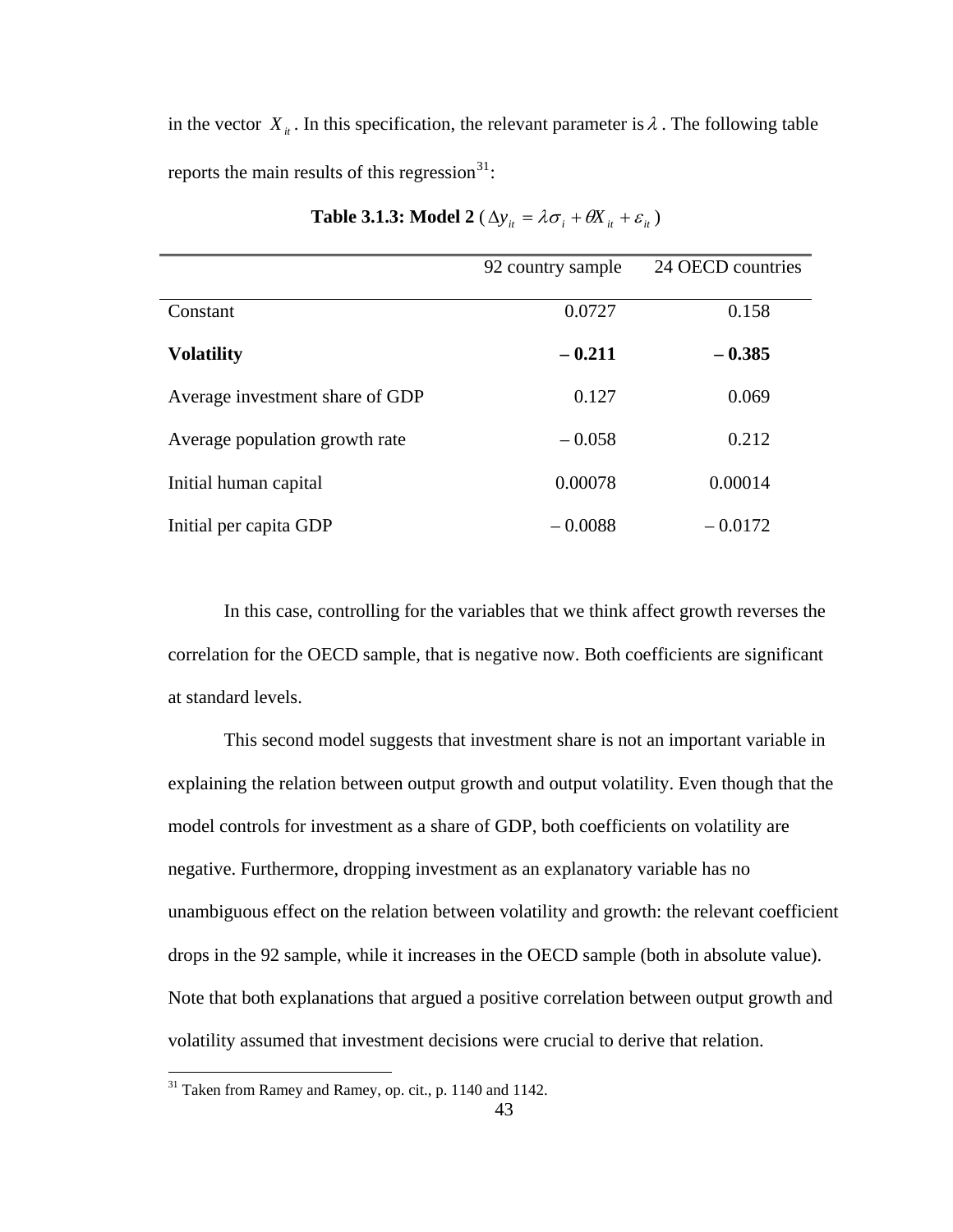in the vector $X_{it}$. In this specification, the relevant parameter is $\lambda$. The following table reports the main results of this regression[31]:

**Table 3.1.3: Model 2** ($\Delta y_{it} = \lambda \sigma_i + \theta X_{it} + \varepsilon_{it}$)

| | 92 country sample | 24 OECD countries |
|---|---:|---:|
| Constant | 0.0727 | 0.158 |
| **Volatility** | **– 0.211** | **– 0.385** |
| Average investment share of GDP | 0.127 | 0.069 |
| Average population growth rate | – 0.058 | 0.212 |
| Initial human capital | 0.00078 | 0.00014 |
| Initial per capita GDP | – 0.0088 | – 0.0172 |

In this case, controlling for the variables that we think affect growth reverses the correlation for the OECD sample, that is negative now. Both coefficients are significant at standard levels.

This second model suggests that investment share is not an important variable in explaining the relation between output growth and output volatility. Even though that the model controls for investment as a share of GDP, both coefficients on volatility are negative. Furthermore, dropping investment as an explanatory variable has no unambiguous effect on the relation between volatility and growth: the relevant coefficient drops in the 92 sample, while it increases in the OECD sample (both in absolute value). Note that both explanations that argued a positive correlation between output growth and volatility assumed that investment decisions were crucial to derive that relation.

[31] Taken from Ramey and Ramey, op. cit., p. 1140 and 1142.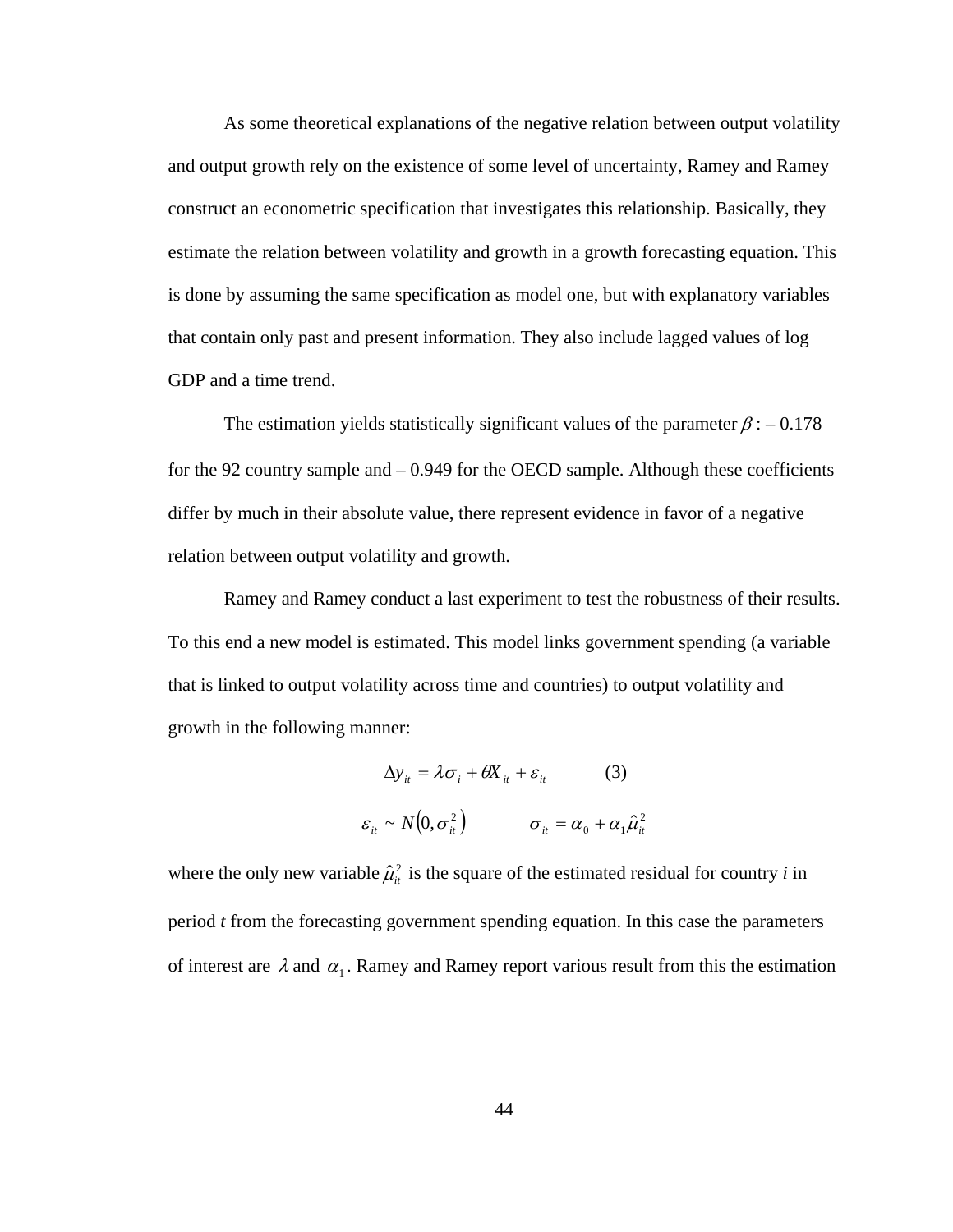As some theoretical explanations of the negative relation between output volatility and output growth rely on the existence of some level of uncertainty, Ramey and Ramey construct an econometric specification that investigates this relationship. Basically, they estimate the relation between volatility and growth in a growth forecasting equation. This is done by assuming the same specification as model one, but with explanatory variables that contain only past and present information. They also include lagged values of log GDP and a time trend.

The estimation yields statistically significant values of the parameter $\beta$ : – 0.178 for the 92 country sample and – 0.949 for the OECD sample. Although these coefficients differ by much in their absolute value, there represent evidence in favor of a negative relation between output volatility and growth.

Ramey and Ramey conduct a last experiment to test the robustness of their results. To this end a new model is estimated. This model links government spending (a variable that is linked to output volatility across time and countries) to output volatility and growth in the following manner:

$$\Delta y_{it} = \lambda \sigma_i + \theta X_{it} + \varepsilon_{it} \qquad (3)$$

$$\varepsilon_{it} \sim N\left(0, \sigma_{it}^2\right) \qquad \sigma_{it} = \alpha_0 + \alpha_1 \hat{\mu}_{it}^2$$

where the only new variable $\hat{\mu}_{it}^2$ is the square of the estimated residual for country *i* in period *t* from the forecasting government spending equation. In this case the parameters of interest are $\lambda$ and $\alpha_1$. Ramey and Ramey report various result from this the estimation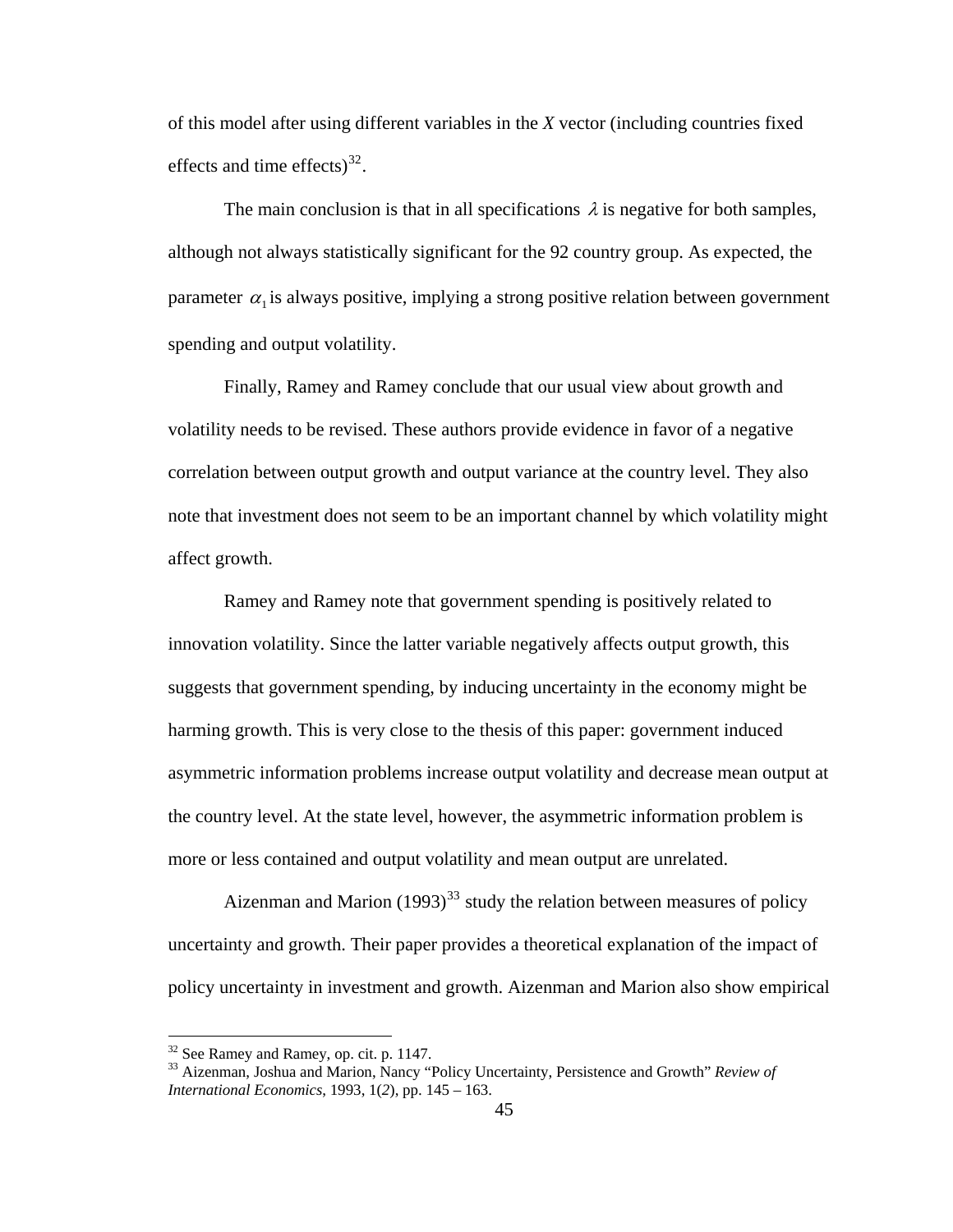of this model after using different variables in the *X* vector (including countries fixed effects and time effects)[32].

The main conclusion is that in all specifications $\lambda$ is negative for both samples, although not always statistically significant for the 92 country group. As expected, the parameter $\alpha_1$ is always positive, implying a strong positive relation between government spending and output volatility.

Finally, Ramey and Ramey conclude that our usual view about growth and volatility needs to be revised. These authors provide evidence in favor of a negative correlation between output growth and output variance at the country level. They also note that investment does not seem to be an important channel by which volatility might affect growth.

Ramey and Ramey note that government spending is positively related to innovation volatility. Since the latter variable negatively affects output growth, this suggests that government spending, by inducing uncertainty in the economy might be harming growth. This is very close to the thesis of this paper: government induced asymmetric information problems increase output volatility and decrease mean output at the country level. At the state level, however, the asymmetric information problem is more or less contained and output volatility and mean output are unrelated.

Aizenman and Marion (1993)[33] study the relation between measures of policy uncertainty and growth. Their paper provides a theoretical explanation of the impact of policy uncertainty in investment and growth. Aizenman and Marion also show empirical

---

[32] See Ramey and Ramey, op. cit. p. 1147.

[33] Aizenman, Joshua and Marion, Nancy "Policy Uncertainty, Persistence and Growth" *Review of International Economics*, 1993, 1(*2*), pp. 145 – 163.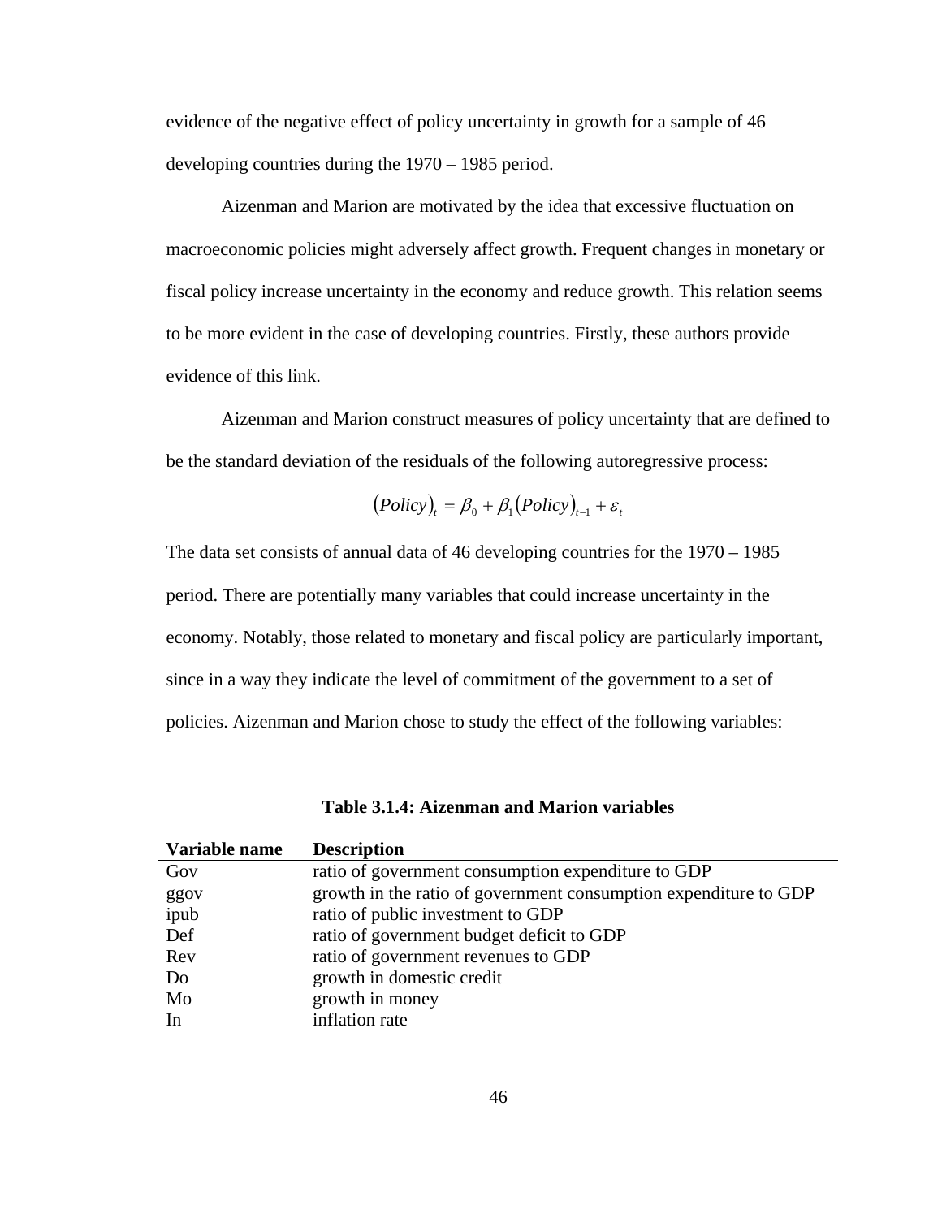evidence of the negative effect of policy uncertainty in growth for a sample of 46 developing countries during the 1970 – 1985 period.

Aizenman and Marion are motivated by the idea that excessive fluctuation on macroeconomic policies might adversely affect growth. Frequent changes in monetary or fiscal policy increase uncertainty in the economy and reduce growth. This relation seems to be more evident in the case of developing countries. Firstly, these authors provide evidence of this link.

Aizenman and Marion construct measures of policy uncertainty that are defined to be the standard deviation of the residuals of the following autoregressive process:

$$(Policy)_t = \beta_0 + \beta_1 (Policy)_{t-1} + \varepsilon_t$$

The data set consists of annual data of 46 developing countries for the 1970 – 1985 period. There are potentially many variables that could increase uncertainty in the economy. Notably, those related to monetary and fiscal policy are particularly important, since in a way they indicate the level of commitment of the government to a set of policies. Aizenman and Marion chose to study the effect of the following variables:

**Table 3.1.4: Aizenman and Marion variables**

| Variable name | Description |
|---|---|
| Gov | ratio of government consumption expenditure to GDP |
| ggov | growth in the ratio of government consumption expenditure to GDP |
| ipub | ratio of public investment to GDP |
| Def | ratio of government budget deficit to GDP |
| Rev | ratio of government revenues to GDP |
| Do | growth in domestic credit |
| Mo | growth in money |
| In | inflation rate |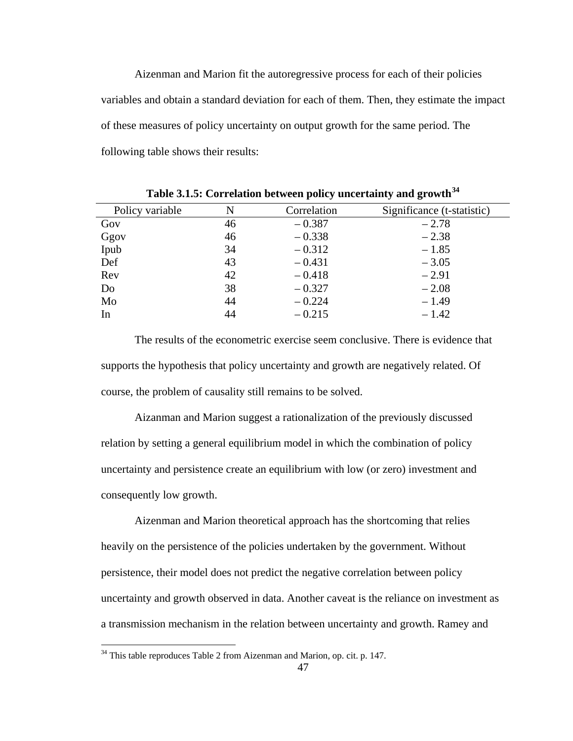Aizenman and Marion fit the autoregressive process for each of their policies variables and obtain a standard deviation for each of them. Then, they estimate the impact of these measures of policy uncertainty on output growth for the same period. The following table shows their results:

**Table 3.1.5: Correlation between policy uncertainty and growth**[34]

| Policy variable | N | Correlation | Significance (t-statistic) |
|---|---|---|---|
| Gov | 46 | – 0.387 | – 2.78 |
| Ggov | 46 | – 0.338 | – 2.38 |
| Ipub | 34 | – 0.312 | – 1.85 |
| Def | 43 | – 0.431 | – 3.05 |
| Rev | 42 | – 0.418 | – 2.91 |
| Do | 38 | – 0.327 | – 2.08 |
| Mo | 44 | – 0.224 | – 1.49 |
| In | 44 | – 0.215 | – 1.42 |

The results of the econometric exercise seem conclusive. There is evidence that supports the hypothesis that policy uncertainty and growth are negatively related. Of course, the problem of causality still remains to be solved.

Aizanman and Marion suggest a rationalization of the previously discussed relation by setting a general equilibrium model in which the combination of policy uncertainty and persistence create an equilibrium with low (or zero) investment and consequently low growth.

Aizenman and Marion theoretical approach has the shortcoming that relies heavily on the persistence of the policies undertaken by the government. Without persistence, their model does not predict the negative correlation between policy uncertainty and growth observed in data. Another caveat is the reliance on investment as a transmission mechanism in the relation between uncertainty and growth. Ramey and

[34] This table reproduces Table 2 from Aizenman and Marion, op. cit. p. 147.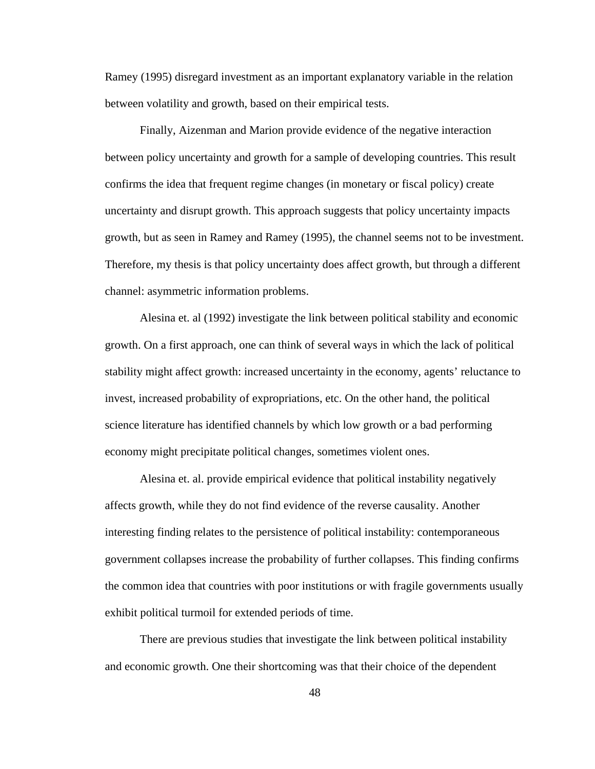Ramey (1995) disregard investment as an important explanatory variable in the relation between volatility and growth, based on their empirical tests.

Finally, Aizenman and Marion provide evidence of the negative interaction between policy uncertainty and growth for a sample of developing countries. This result confirms the idea that frequent regime changes (in monetary or fiscal policy) create uncertainty and disrupt growth. This approach suggests that policy uncertainty impacts growth, but as seen in Ramey and Ramey (1995), the channel seems not to be investment. Therefore, my thesis is that policy uncertainty does affect growth, but through a different channel: asymmetric information problems.

Alesina et. al (1992) investigate the link between political stability and economic growth. On a first approach, one can think of several ways in which the lack of political stability might affect growth: increased uncertainty in the economy, agents' reluctance to invest, increased probability of expropriations, etc. On the other hand, the political science literature has identified channels by which low growth or a bad performing economy might precipitate political changes, sometimes violent ones.

Alesina et. al. provide empirical evidence that political instability negatively affects growth, while they do not find evidence of the reverse causality. Another interesting finding relates to the persistence of political instability: contemporaneous government collapses increase the probability of further collapses. This finding confirms the common idea that countries with poor institutions or with fragile governments usually exhibit political turmoil for extended periods of time.

There are previous studies that investigate the link between political instability and economic growth. One their shortcoming was that their choice of the dependent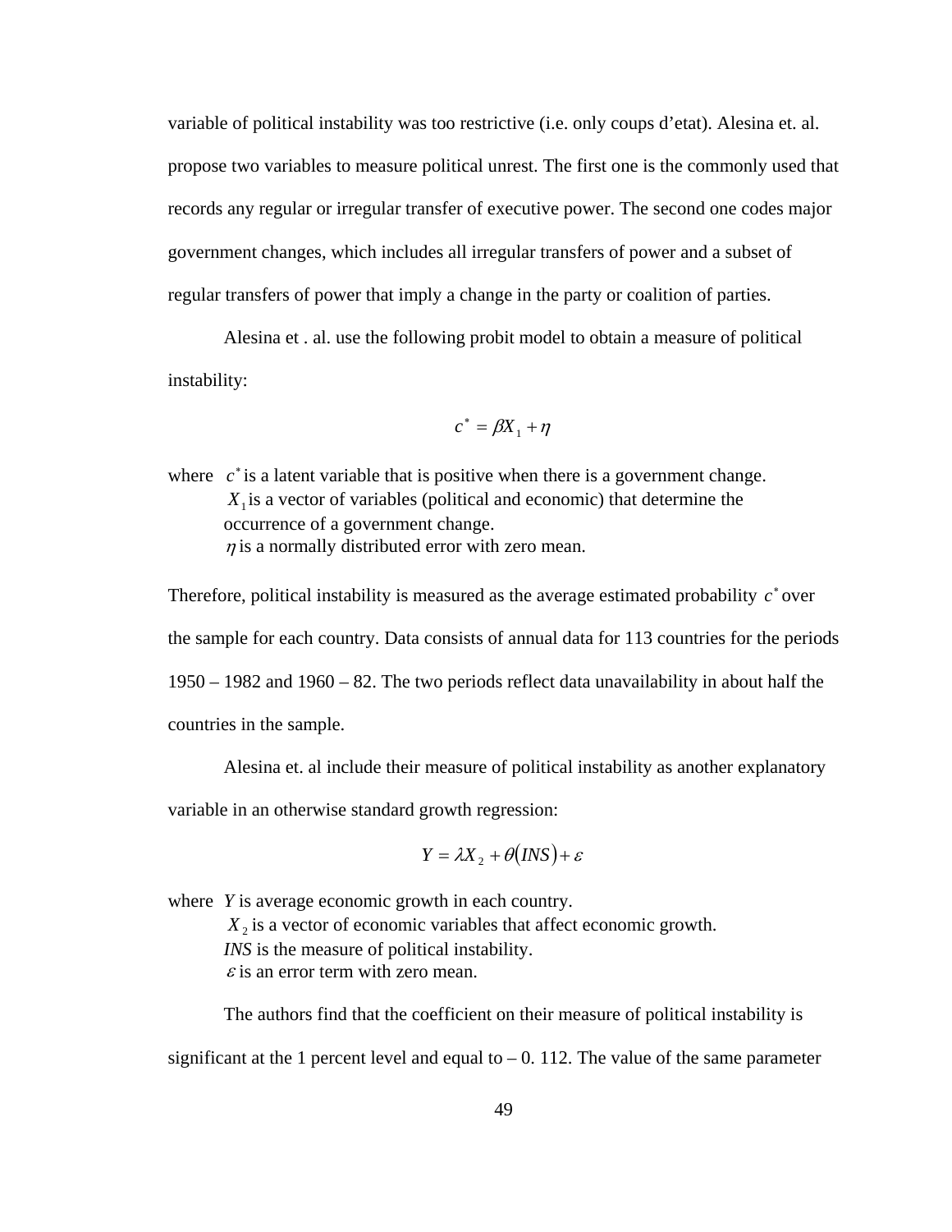variable of political instability was too restrictive (i.e. only coups d'etat). Alesina et. al. propose two variables to measure political unrest. The first one is the commonly used that records any regular or irregular transfer of executive power. The second one codes major government changes, which includes all irregular transfers of power and a subset of regular transfers of power that imply a change in the party or coalition of parties.

Alesina et . al. use the following probit model to obtain a measure of political instability:

$$c^* = \beta X_1 + \eta$$

where $c^*$ is a latent variable that is positive when there is a government change.
$X_1$ is a vector of variables (political and economic) that determine the occurrence of a government change.
$\eta$ is a normally distributed error with zero mean.

Therefore, political instability is measured as the average estimated probability $c^*$ over the sample for each country. Data consists of annual data for 113 countries for the periods 1950 – 1982 and 1960 – 82. The two periods reflect data unavailability in about half the countries in the sample.

Alesina et. al include their measure of political instability as another explanatory variable in an otherwise standard growth regression:

$$Y = \lambda X_2 + \theta(INS) + \varepsilon$$

where $Y$ is average economic growth in each country.
$X_2$ is a vector of economic variables that affect economic growth.
$INS$ is the measure of political instability.
$\varepsilon$ is an error term with zero mean.

The authors find that the coefficient on their measure of political instability is significant at the 1 percent level and equal to – 0. 112. The value of the same parameter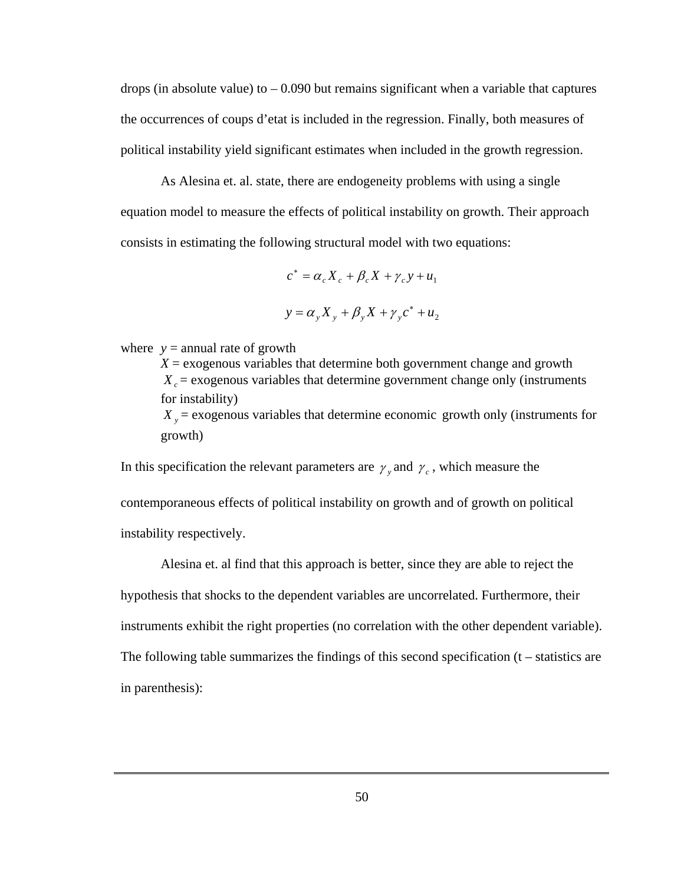drops (in absolute value) to – 0.090 but remains significant when a variable that captures the occurrences of coups d'etat is included in the regression. Finally, both measures of political instability yield significant estimates when included in the growth regression.

As Alesina et. al. state, there are endogeneity problems with using a single equation model to measure the effects of political instability on growth. Their approach consists in estimating the following structural model with two equations:

$$c^* = \alpha_c X_c + \beta_c X + \gamma_c y + u_1$$

$$y = \alpha_y X_y + \beta_y X + \gamma_y c^* + u_2$$

where $y$ = annual rate of growth
- $X$ = exogenous variables that determine both government change and growth
- $X_c$ = exogenous variables that determine government change only (instruments for instability)
- $X_y$ = exogenous variables that determine economic growth only (instruments for growth)

In this specification the relevant parameters are $\gamma_y$ and $\gamma_c$, which measure the contemporaneous effects of political instability on growth and of growth on political instability respectively.

Alesina et. al find that this approach is better, since they are able to reject the hypothesis that shocks to the dependent variables are uncorrelated. Furthermore, their instruments exhibit the right properties (no correlation with the other dependent variable). The following table summarizes the findings of this second specification (t – statistics are in parenthesis):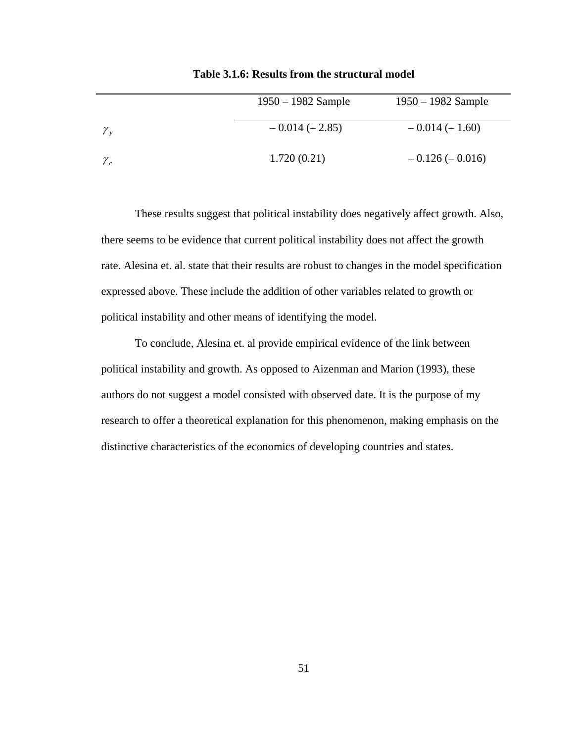**Table 3.1.6: Results from the structural model**

| | 1950 – 1982 Sample | 1950 – 1982 Sample |
|---|---|---|
| $\gamma_y$ | – 0.014 (– 2.85) | – 0.014 (– 1.60) |
| $\gamma_c$ | 1.720 (0.21) | – 0.126 (– 0.016) |

These results suggest that political instability does negatively affect growth. Also, there seems to be evidence that current political instability does not affect the growth rate. Alesina et. al. state that their results are robust to changes in the model specification expressed above. These include the addition of other variables related to growth or political instability and other means of identifying the model.

To conclude, Alesina et. al provide empirical evidence of the link between political instability and growth. As opposed to Aizenman and Marion (1993), these authors do not suggest a model consisted with observed date. It is the purpose of my research to offer a theoretical explanation for this phenomenon, making emphasis on the distinctive characteristics of the economics of developing countries and states.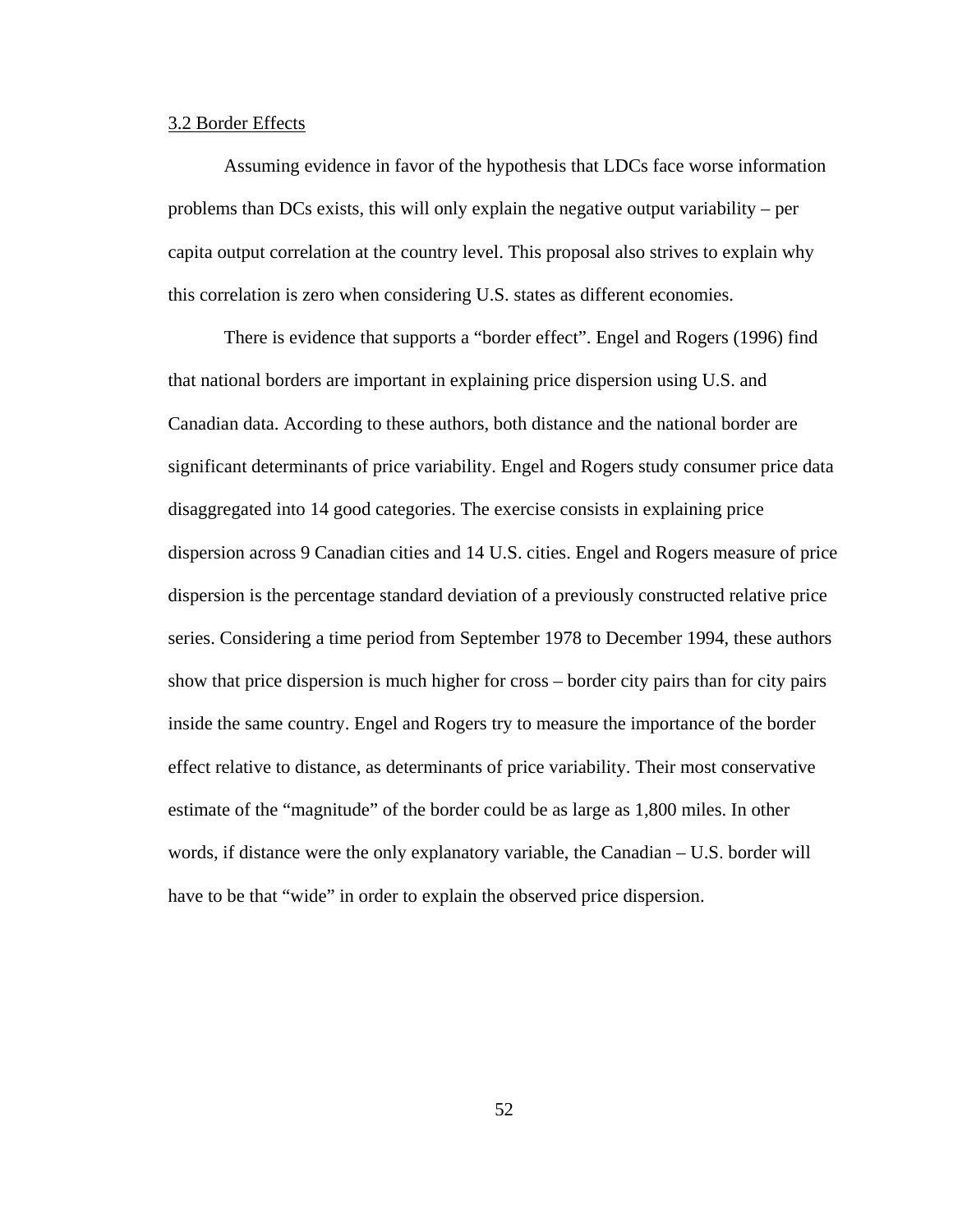### 3.2 Border Effects

Assuming evidence in favor of the hypothesis that LDCs face worse information problems than DCs exists, this will only explain the negative output variability – per capita output correlation at the country level. This proposal also strives to explain why this correlation is zero when considering U.S. states as different economies.

There is evidence that supports a "border effect". Engel and Rogers (1996) find that national borders are important in explaining price dispersion using U.S. and Canadian data. According to these authors, both distance and the national border are significant determinants of price variability. Engel and Rogers study consumer price data disaggregated into 14 good categories. The exercise consists in explaining price dispersion across 9 Canadian cities and 14 U.S. cities. Engel and Rogers measure of price dispersion is the percentage standard deviation of a previously constructed relative price series. Considering a time period from September 1978 to December 1994, these authors show that price dispersion is much higher for cross – border city pairs than for city pairs inside the same country. Engel and Rogers try to measure the importance of the border effect relative to distance, as determinants of price variability. Their most conservative estimate of the "magnitude" of the border could be as large as 1,800 miles. In other words, if distance were the only explanatory variable, the Canadian – U.S. border will have to be that "wide" in order to explain the observed price dispersion.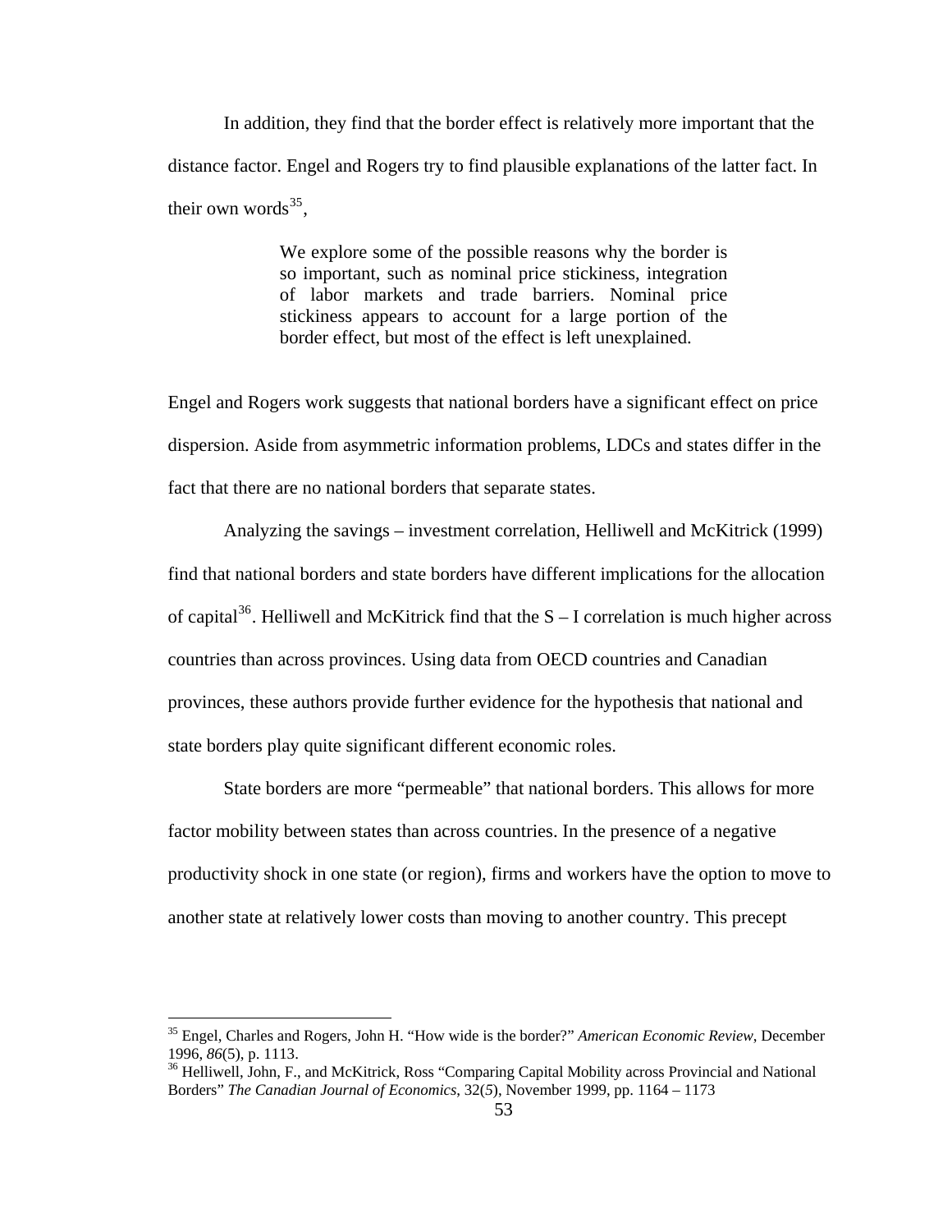In addition, they find that the border effect is relatively more important that the distance factor. Engel and Rogers try to find plausible explanations of the latter fact. In their own words[35],

> We explore some of the possible reasons why the border is so important, such as nominal price stickiness, integration of labor markets and trade barriers. Nominal price stickiness appears to account for a large portion of the border effect, but most of the effect is left unexplained.

Engel and Rogers work suggests that national borders have a significant effect on price dispersion. Aside from asymmetric information problems, LDCs and states differ in the fact that there are no national borders that separate states.

Analyzing the savings – investment correlation, Helliwell and McKitrick (1999) find that national borders and state borders have different implications for the allocation of capital[36]. Helliwell and McKitrick find that the S – I correlation is much higher across countries than across provinces. Using data from OECD countries and Canadian provinces, these authors provide further evidence for the hypothesis that national and state borders play quite significant different economic roles.

State borders are more "permeable" that national borders. This allows for more factor mobility between states than across countries. In the presence of a negative productivity shock in one state (or region), firms and workers have the option to move to another state at relatively lower costs than moving to another country. This precept

---

[35] Engel, Charles and Rogers, John H. "How wide is the border?" *American Economic Review*, December 1996, *86*(5), p. 1113.

[36] Helliwell, John, F., and McKitrick, Ross "Comparing Capital Mobility across Provincial and National Borders" *The Canadian Journal of Economics*, 32(5), November 1999, pp. 1164 – 1173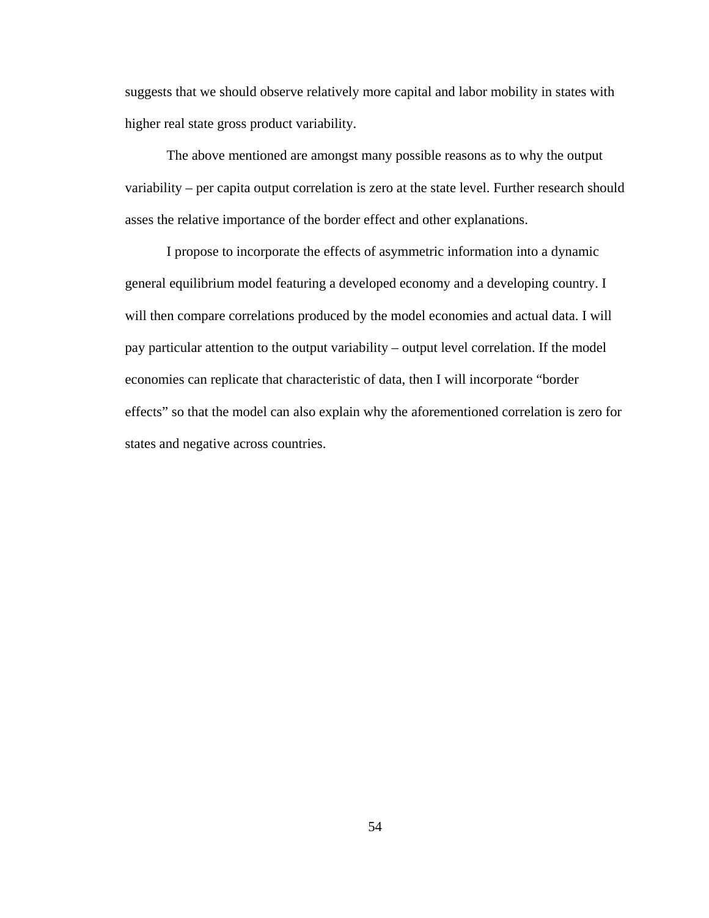suggests that we should observe relatively more capital and labor mobility in states with higher real state gross product variability.

The above mentioned are amongst many possible reasons as to why the output variability – per capita output correlation is zero at the state level. Further research should asses the relative importance of the border effect and other explanations.

I propose to incorporate the effects of asymmetric information into a dynamic general equilibrium model featuring a developed economy and a developing country. I will then compare correlations produced by the model economies and actual data. I will pay particular attention to the output variability – output level correlation. If the model economies can replicate that characteristic of data, then I will incorporate "border effects" so that the model can also explain why the aforementioned correlation is zero for states and negative across countries.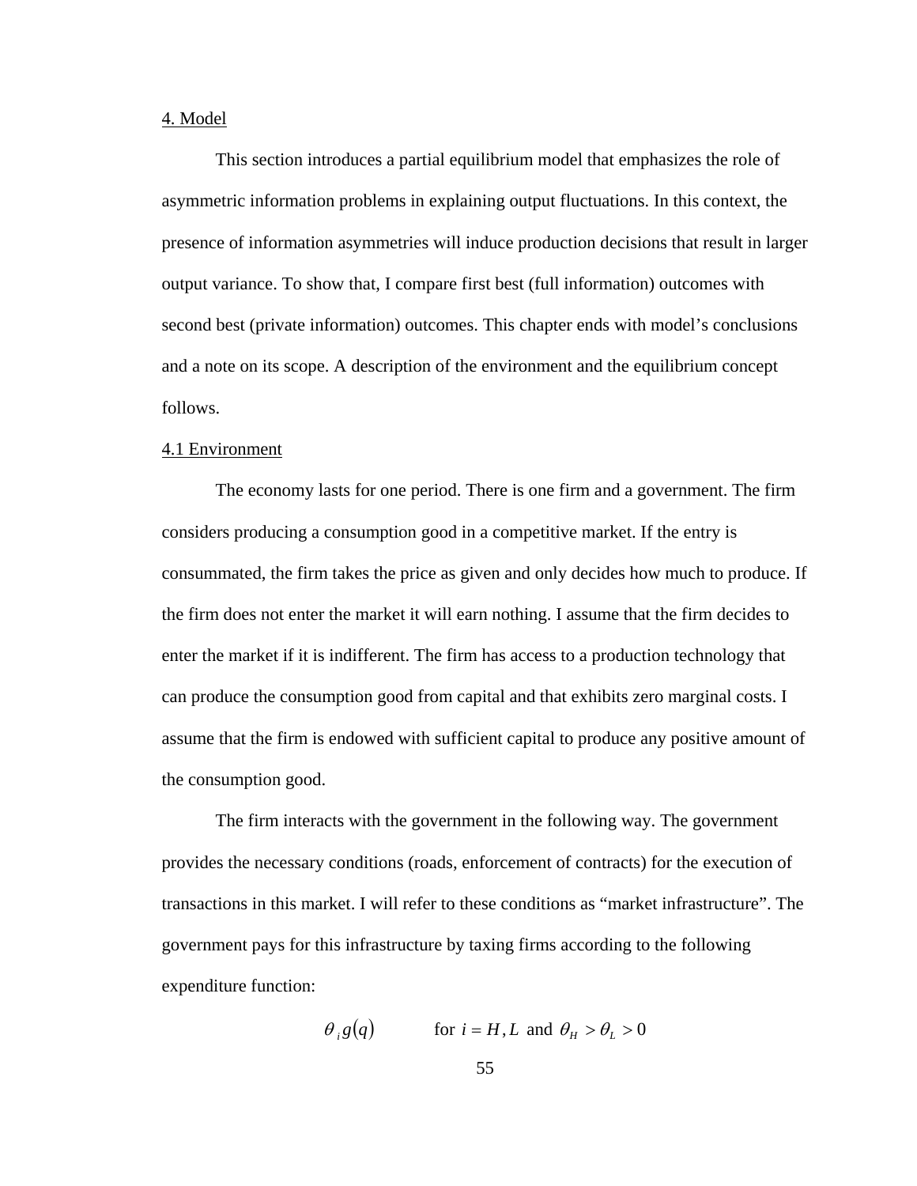## 4. Model

This section introduces a partial equilibrium model that emphasizes the role of asymmetric information problems in explaining output fluctuations. In this context, the presence of information asymmetries will induce production decisions that result in larger output variance. To show that, I compare first best (full information) outcomes with second best (private information) outcomes. This chapter ends with model's conclusions and a note on its scope. A description of the environment and the equilibrium concept follows.

### 4.1 Environment

The economy lasts for one period. There is one firm and a government. The firm considers producing a consumption good in a competitive market. If the entry is consummated, the firm takes the price as given and only decides how much to produce. If the firm does not enter the market it will earn nothing. I assume that the firm decides to enter the market if it is indifferent. The firm has access to a production technology that can produce the consumption good from capital and that exhibits zero marginal costs. I assume that the firm is endowed with sufficient capital to produce any positive amount of the consumption good.

The firm interacts with the government in the following way. The government provides the necessary conditions (roads, enforcement of contracts) for the execution of transactions in this market. I will refer to these conditions as "market infrastructure". The government pays for this infrastructure by taxing firms according to the following expenditure function:

$$\theta_i g(q) \qquad \text{for } i = H, L \text{ and } \theta_H > \theta_L > 0$$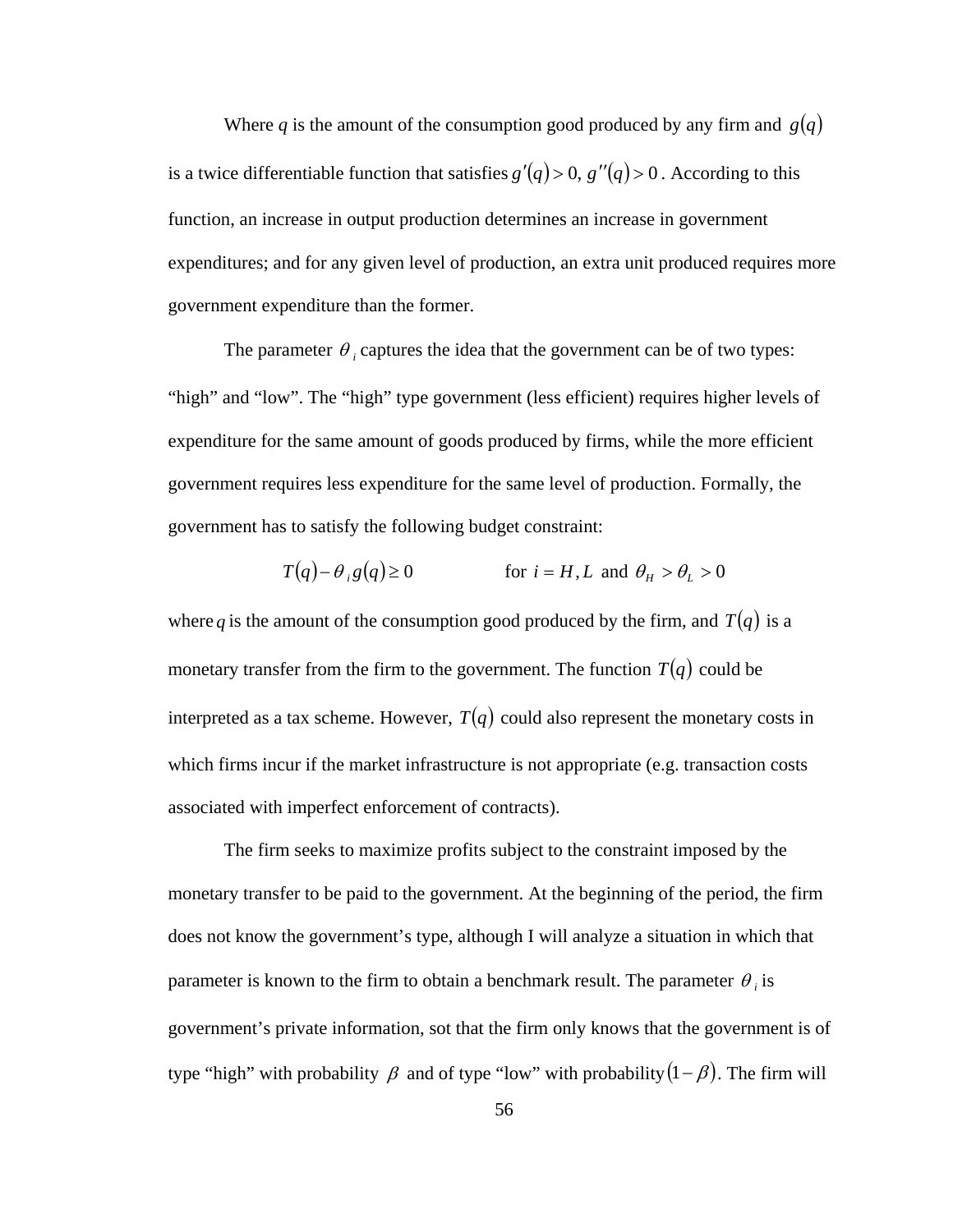Where $q$ is the amount of the consumption good produced by any firm and $g(q)$ is a twice differentiable function that satisfies $g'(q) > 0,\ g''(q) > 0$. According to this function, an increase in output production determines an increase in government expenditures; and for any given level of production, an extra unit produced requires more government expenditure than the former.

The parameter $\theta_i$ captures the idea that the government can be of two types: "high" and "low". The "high" type government (less efficient) requires higher levels of expenditure for the same amount of goods produced by firms, while the more efficient government requires less expenditure for the same level of production. Formally, the government has to satisfy the following budget constraint:

$$T(q) - \theta_i g(q) \geq 0 \qquad \text{for } i = H, L \text{ and } \theta_H > \theta_L > 0$$

where $q$ is the amount of the consumption good produced by the firm, and $T(q)$ is a monetary transfer from the firm to the government. The function $T(q)$ could be interpreted as a tax scheme. However, $T(q)$ could also represent the monetary costs in which firms incur if the market infrastructure is not appropriate (e.g. transaction costs associated with imperfect enforcement of contracts).

The firm seeks to maximize profits subject to the constraint imposed by the monetary transfer to be paid to the government. At the beginning of the period, the firm does not know the government's type, although I will analyze a situation in which that parameter is known to the firm to obtain a benchmark result. The parameter $\theta_i$ is government's private information, sot that the firm only knows that the government is of type "high" with probability $\beta$ and of type "low" with probability $(1-\beta)$. The firm will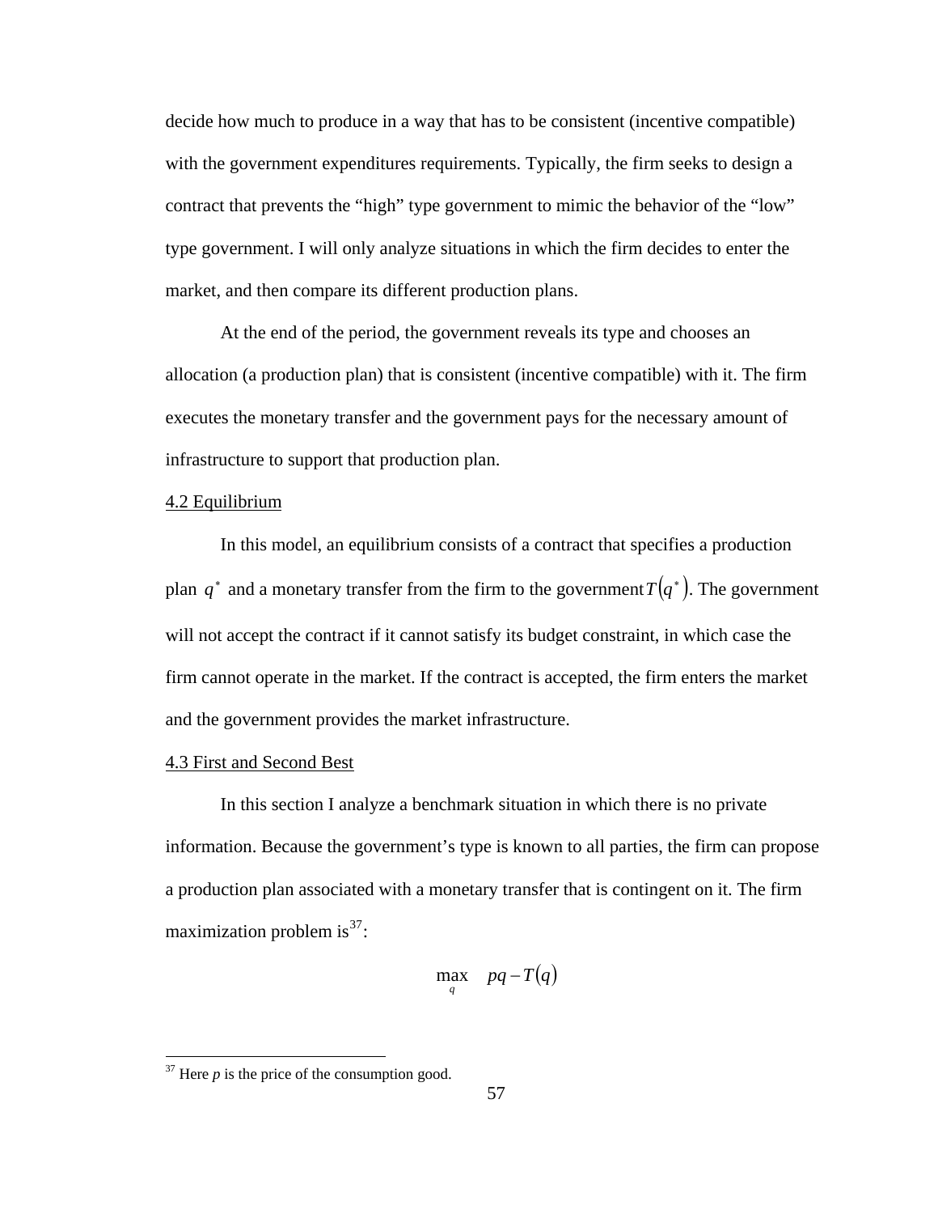decide how much to produce in a way that has to be consistent (incentive compatible) with the government expenditures requirements. Typically, the firm seeks to design a contract that prevents the "high" type government to mimic the behavior of the "low" type government. I will only analyze situations in which the firm decides to enter the market, and then compare its different production plans.

At the end of the period, the government reveals its type and chooses an allocation (a production plan) that is consistent (incentive compatible) with it. The firm executes the monetary transfer and the government pays for the necessary amount of infrastructure to support that production plan.

## 4.2 Equilibrium

In this model, an equilibrium consists of a contract that specifies a production plan $q^*$ and a monetary transfer from the firm to the government $T(q^*)$. The government will not accept the contract if it cannot satisfy its budget constraint, in which case the firm cannot operate in the market. If the contract is accepted, the firm enters the market and the government provides the market infrastructure.

## 4.3 First and Second Best

In this section I analyze a benchmark situation in which there is no private information. Because the government's type is known to all parties, the firm can propose a production plan associated with a monetary transfer that is contingent on it. The firm maximization problem is[37]:

$$\max_{q} \quad pq - T(q)$$

[37] Here $p$ is the price of the consumption good.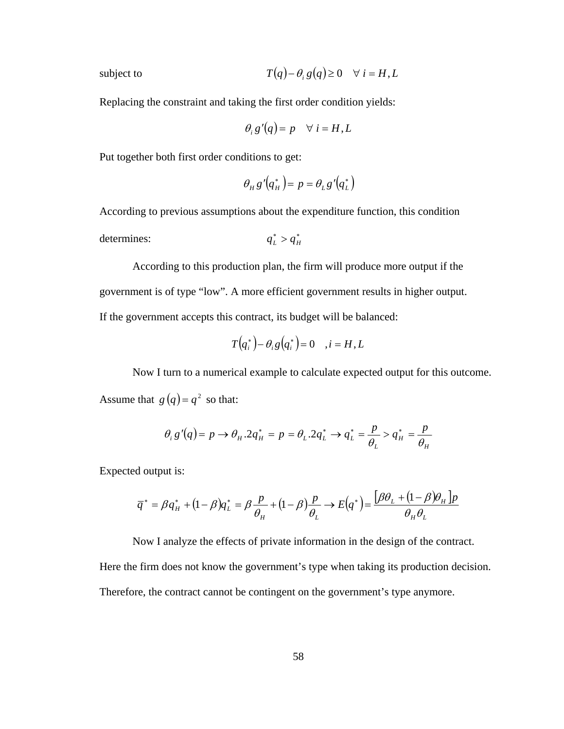subject to $\qquad T(q) - \theta_i \, g(q) \geq 0 \quad \forall \; i = H, L$

Replacing the constraint and taking the first order condition yields:

$$\theta_i \, g'(q) = p \quad \forall \; i = H, L$$

Put together both first order conditions to get:

$$\theta_H \, g'(q_H^*) = p = \theta_L \, g'(q_L^*)$$

According to previous assumptions about the expenditure function, this condition determines: $\qquad q_L^* > q_H^*$

According to this production plan, the firm will produce more output if the government is of type "low". A more efficient government results in higher output. If the government accepts this contract, its budget will be balanced:

$$T(q_i^*) - \theta_i \, g(q_i^*) = 0 \quad , i = H, L$$

Now I turn to a numerical example to calculate expected output for this outcome. Assume that $g(q) = q^2$ so that:

$$\theta_i \, g'(q) = p \rightarrow \theta_H .2q_H^* = p = \theta_L .2q_L^* \rightarrow q_L^* = \frac{p}{\theta_L} > q_H^* = \frac{p}{\theta_H}$$

Expected output is:

$$\overline{q}^* = \beta q_H^* + (1-\beta) q_L^* = \beta \frac{p}{\theta_H} + (1-\beta) \frac{p}{\theta_L} \rightarrow E(q^*) = \frac{[\beta\theta_L + (1-\beta)\theta_H]p}{\theta_H \theta_L}$$

Now I analyze the effects of private information in the design of the contract. Here the firm does not know the government's type when taking its production decision. Therefore, the contract cannot be contingent on the government's type anymore.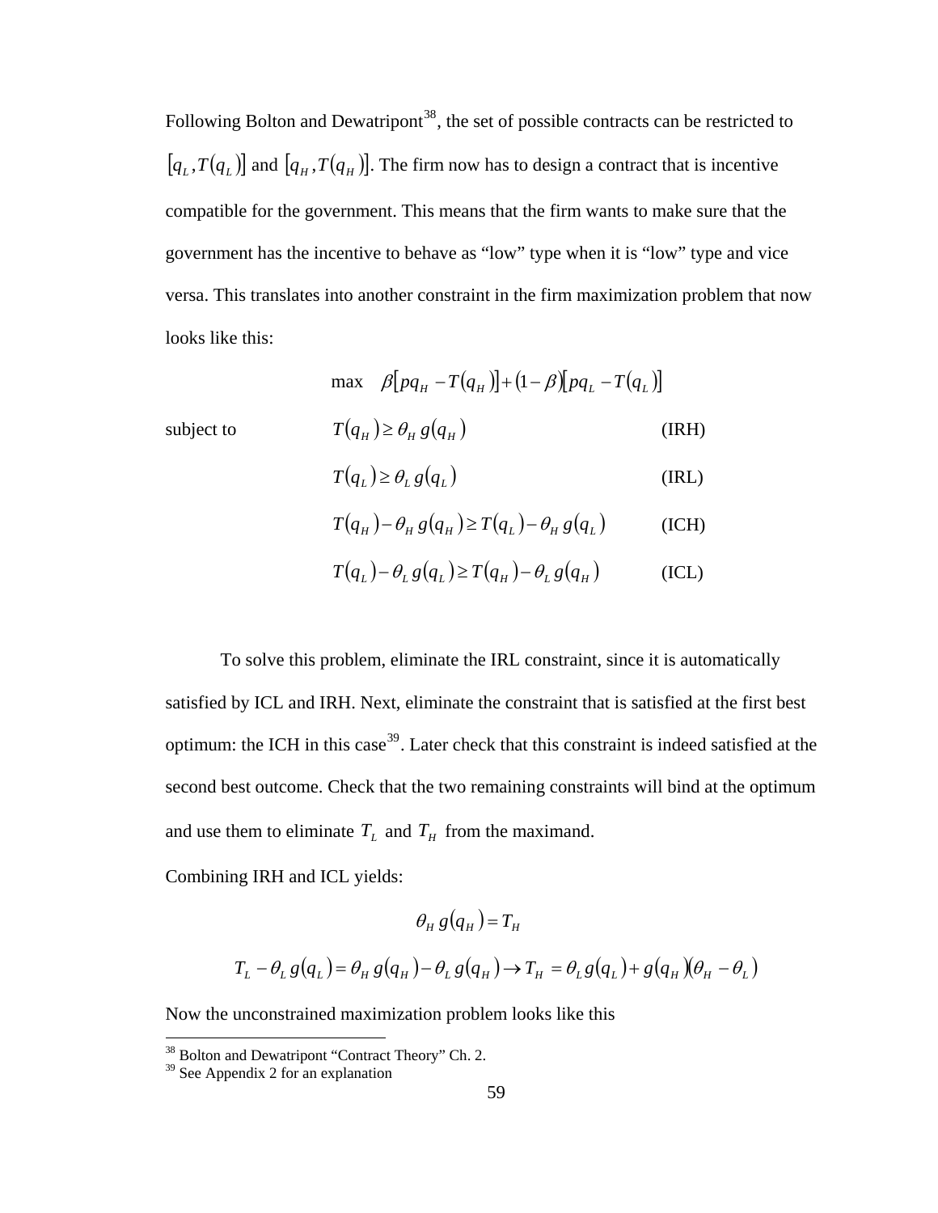Following Bolton and Dewatripont[38], the set of possible contracts can be restricted to $[q_L, T(q_L)]$ and $[q_H, T(q_H)]$. The firm now has to design a contract that is incentive compatible for the government. This means that the firm wants to make sure that the government has the incentive to behave as "low" type when it is "low" type and vice versa. This translates into another constraint in the firm maximization problem that now looks like this:

$$\max \quad \beta[pq_H - T(q_H)] + (1-\beta)[pq_L - T(q_L)]$$

subject to

$$T(q_H) \geq \theta_H \, g(q_H) \qquad \text{(IRH)}$$

$$T(q_L) \geq \theta_L \, g(q_L) \qquad \text{(IRL)}$$

$$T(q_H) - \theta_H \, g(q_H) \geq T(q_L) - \theta_H \, g(q_L) \qquad \text{(ICH)}$$

$$T(q_L) - \theta_L \, g(q_L) \geq T(q_H) - \theta_L \, g(q_H) \qquad \text{(ICL)}$$

To solve this problem, eliminate the IRL constraint, since it is automatically satisfied by ICL and IRH. Next, eliminate the constraint that is satisfied at the first best optimum: the ICH in this case[39]. Later check that this constraint is indeed satisfied at the second best outcome. Check that the two remaining constraints will bind at the optimum and use them to eliminate $T_L$ and $T_H$ from the maximand.

Combining IRH and ICL yields:

$$\theta_H \, g(q_H) = T_H$$

$$T_L - \theta_L \, g(q_L) = \theta_H \, g(q_H) - \theta_L \, g(q_H) \rightarrow T_H = \theta_L g(q_L) + g(q_H)(\theta_H - \theta_L)$$

Now the unconstrained maximization problem looks like this

---

[38] Bolton and Dewatripont "Contract Theory" Ch. 2.

[39] See Appendix 2 for an explanation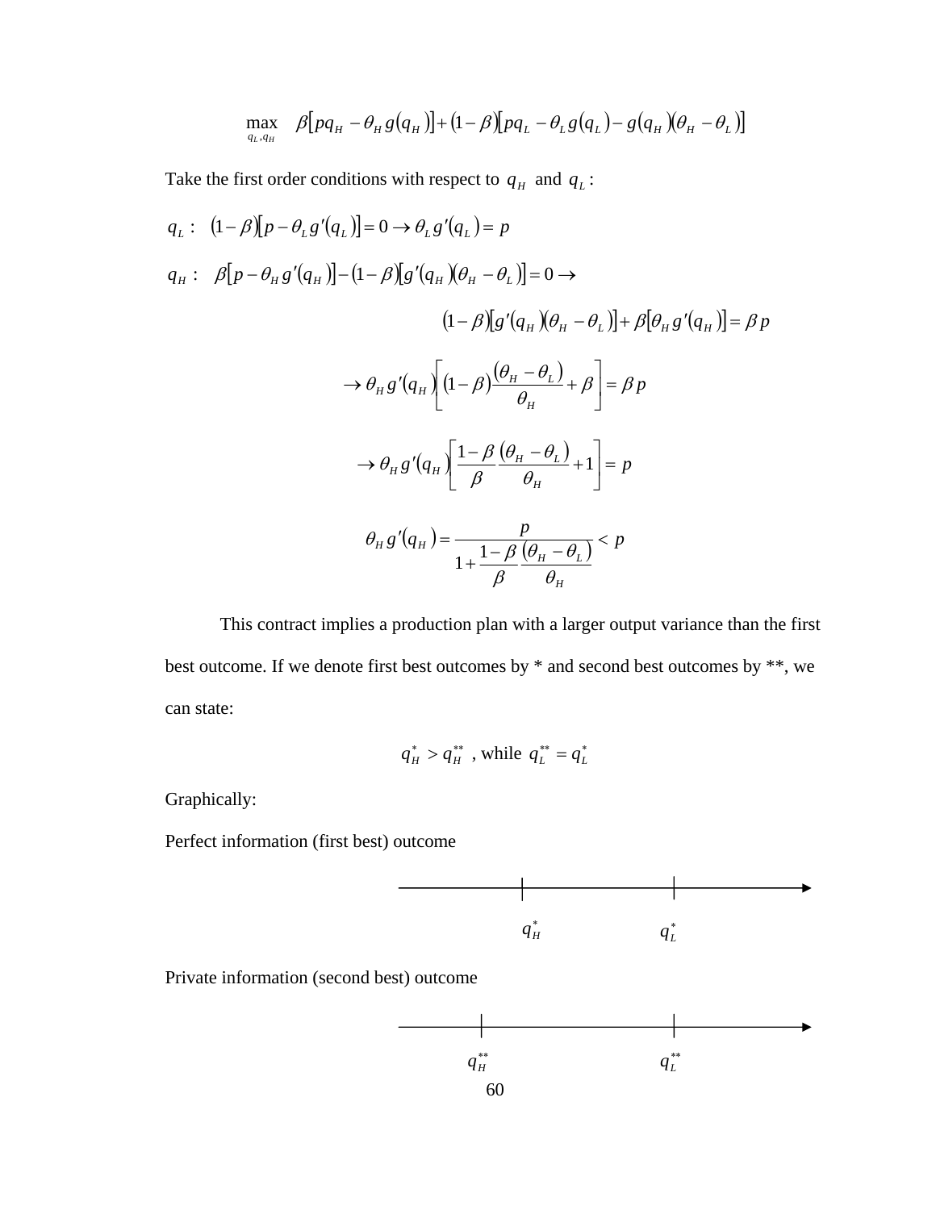$$\max_{q_L, q_H} \quad \beta\left[pq_H - \theta_H g(q_H)\right] + (1-\beta)\left[pq_L - \theta_L g(q_L) - g(q_H)(\theta_H - \theta_L)\right]$$

Take the first order conditions with respect to $q_H$ and $q_L$:

$q_L$ : $\quad (1-\beta)\left[p - \theta_L g'(q_L)\right] = 0 \rightarrow \theta_L g'(q_L) = p$

$q_H$ : $\quad \beta\left[p - \theta_H g'(q_H)\right] - (1-\beta)\left[g'(q_H)(\theta_H - \theta_L)\right] = 0 \rightarrow$

$$(1-\beta)\left[g'(q_H)(\theta_H - \theta_L)\right] + \beta\left[\theta_H g'(q_H)\right] = \beta p$$

$$\rightarrow \theta_H g'(q_H)\left[(1-\beta)\frac{(\theta_H - \theta_L)}{\theta_H} + \beta\right] = \beta p$$

$$\rightarrow \theta_H g'(q_H)\left[\frac{1-\beta}{\beta}\frac{(\theta_H - \theta_L)}{\theta_H} + 1\right] = p$$

$$\theta_H g'(q_H) = \frac{p}{1 + \dfrac{1-\beta}{\beta}\dfrac{(\theta_H - \theta_L)}{\theta_H}} < p$$

This contract implies a production plan with a larger output variance than the first best outcome. If we denote first best outcomes by * and second best outcomes by **, we can state:

$$q_H^* > q_H^{**} \text{ , while } q_L^{**} = q_L^*$$

Graphically:

Perfect information (first best) outcome

$$q_H^* \qquad\qquad q_L^*$$

Private information (second best) outcome

$$q_H^{**} \qquad\qquad\qquad q_L^{**}$$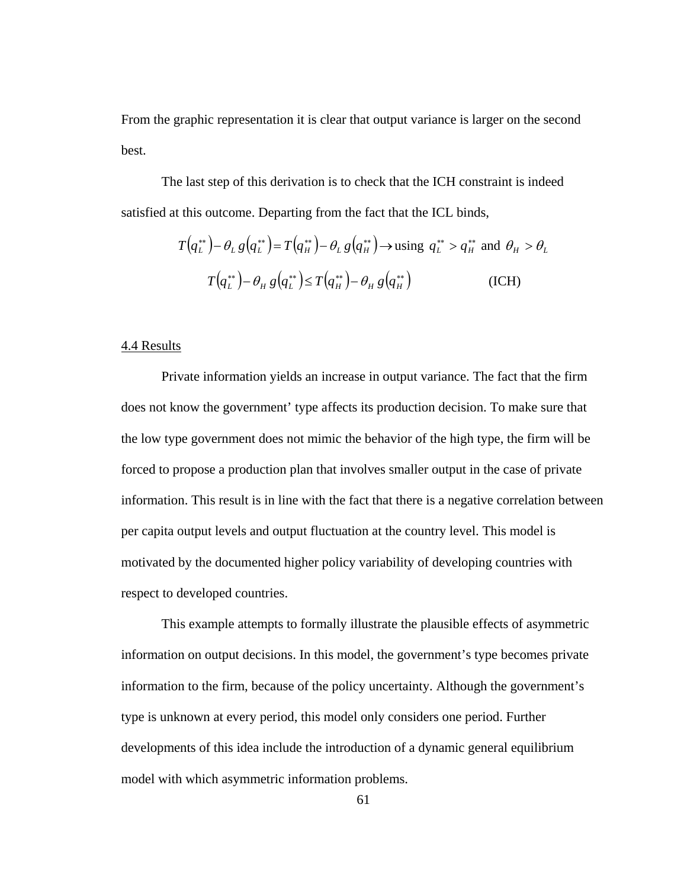From the graphic representation it is clear that output variance is larger on the second best.

The last step of this derivation is to check that the ICH constraint is indeed satisfied at this outcome. Departing from the fact that the ICL binds,

$$T\left(q_L^{**}\right) - \theta_L \, g\left(q_L^{**}\right) = T\left(q_H^{**}\right) - \theta_L \, g\left(q_H^{**}\right) \rightarrow \text{using } \; q_L^{**} > q_H^{**} \text{ and } \; \theta_H > \theta_L$$

$$T\left(q_L^{**}\right) - \theta_H \, g\left(q_L^{**}\right) \leq T\left(q_H^{**}\right) - \theta_H \, g\left(q_H^{**}\right) \qquad \text{(ICH)}$$

## 4.4 Results

Private information yields an increase in output variance. The fact that the firm does not know the government' type affects its production decision. To make sure that the low type government does not mimic the behavior of the high type, the firm will be forced to propose a production plan that involves smaller output in the case of private information. This result is in line with the fact that there is a negative correlation between per capita output levels and output fluctuation at the country level. This model is motivated by the documented higher policy variability of developing countries with respect to developed countries.

This example attempts to formally illustrate the plausible effects of asymmetric information on output decisions. In this model, the government's type becomes private information to the firm, because of the policy uncertainty. Although the government's type is unknown at every period, this model only considers one period. Further developments of this idea include the introduction of a dynamic general equilibrium model with which asymmetric information problems.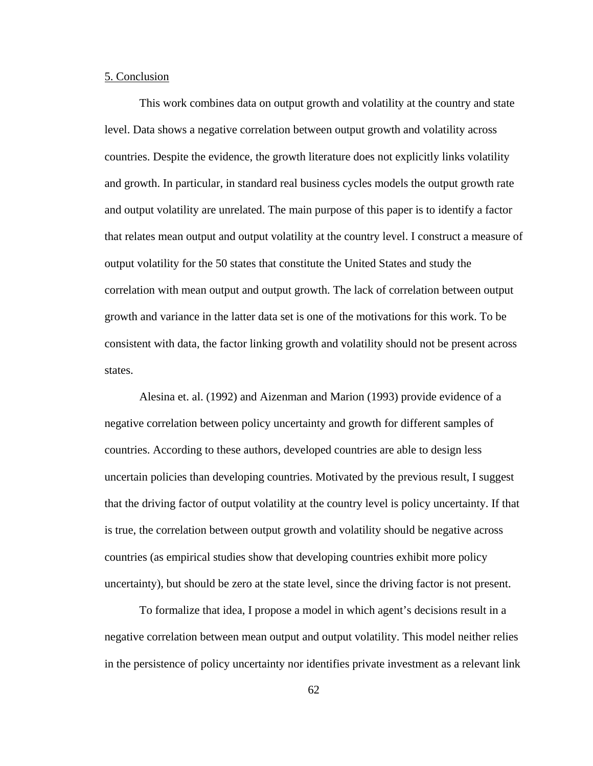5. Conclusion

This work combines data on output growth and volatility at the country and state level. Data shows a negative correlation between output growth and volatility across countries. Despite the evidence, the growth literature does not explicitly links volatility and growth. In particular, in standard real business cycles models the output growth rate and output volatility are unrelated. The main purpose of this paper is to identify a factor that relates mean output and output volatility at the country level. I construct a measure of output volatility for the 50 states that constitute the United States and study the correlation with mean output and output growth. The lack of correlation between output growth and variance in the latter data set is one of the motivations for this work. To be consistent with data, the factor linking growth and volatility should not be present across states.

Alesina et. al. (1992) and Aizenman and Marion (1993) provide evidence of a negative correlation between policy uncertainty and growth for different samples of countries. According to these authors, developed countries are able to design less uncertain policies than developing countries. Motivated by the previous result, I suggest that the driving factor of output volatility at the country level is policy uncertainty. If that is true, the correlation between output growth and volatility should be negative across countries (as empirical studies show that developing countries exhibit more policy uncertainty), but should be zero at the state level, since the driving factor is not present.

To formalize that idea, I propose a model in which agent's decisions result in a negative correlation between mean output and output volatility. This model neither relies in the persistence of policy uncertainty nor identifies private investment as a relevant link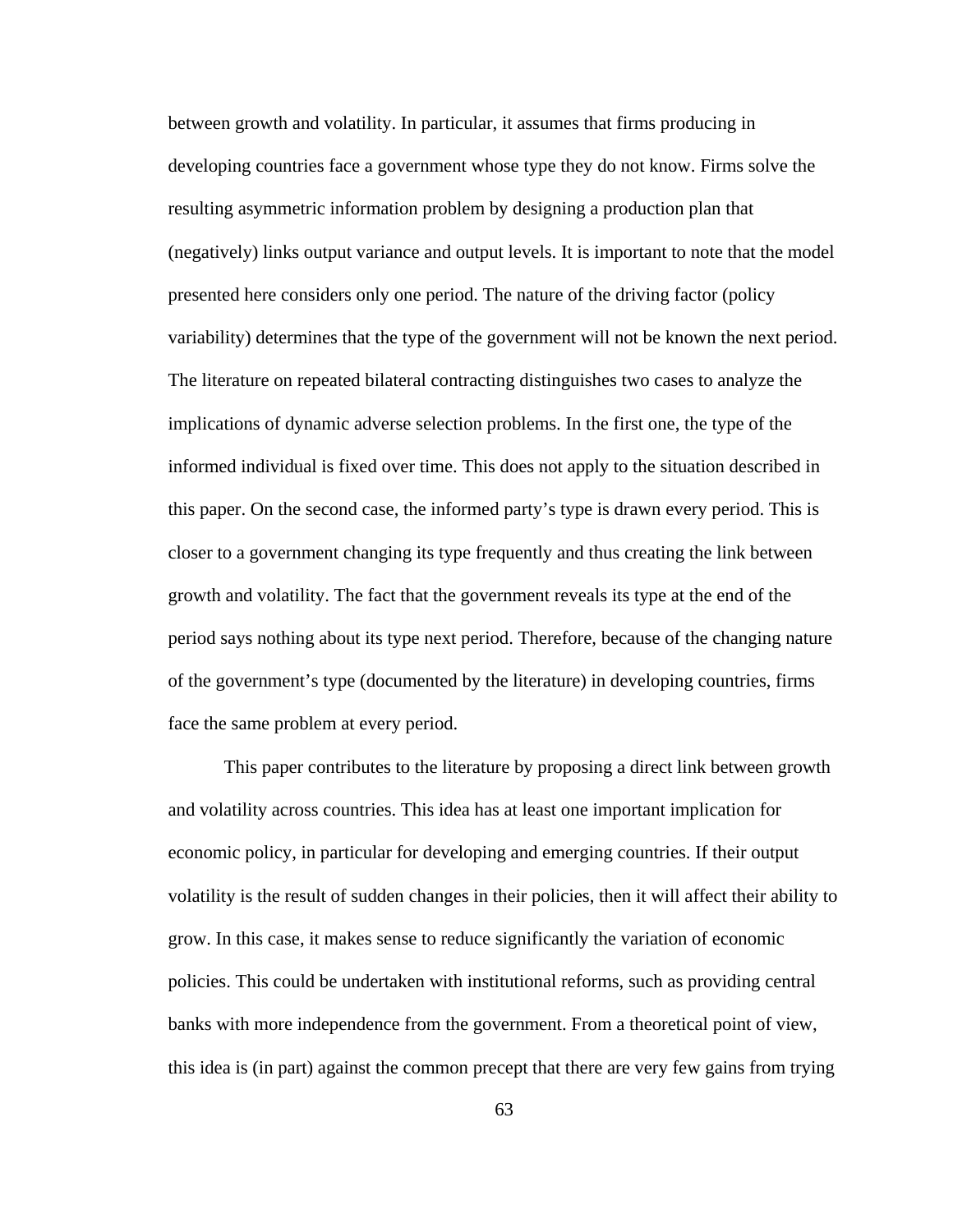between growth and volatility. In particular, it assumes that firms producing in developing countries face a government whose type they do not know. Firms solve the resulting asymmetric information problem by designing a production plan that (negatively) links output variance and output levels. It is important to note that the model presented here considers only one period. The nature of the driving factor (policy variability) determines that the type of the government will not be known the next period. The literature on repeated bilateral contracting distinguishes two cases to analyze the implications of dynamic adverse selection problems. In the first one, the type of the informed individual is fixed over time. This does not apply to the situation described in this paper. On the second case, the informed party's type is drawn every period. This is closer to a government changing its type frequently and thus creating the link between growth and volatility. The fact that the government reveals its type at the end of the period says nothing about its type next period. Therefore, because of the changing nature of the government's type (documented by the literature) in developing countries, firms face the same problem at every period.

This paper contributes to the literature by proposing a direct link between growth and volatility across countries. This idea has at least one important implication for economic policy, in particular for developing and emerging countries. If their output volatility is the result of sudden changes in their policies, then it will affect their ability to grow. In this case, it makes sense to reduce significantly the variation of economic policies. This could be undertaken with institutional reforms, such as providing central banks with more independence from the government. From a theoretical point of view, this idea is (in part) against the common precept that there are very few gains from trying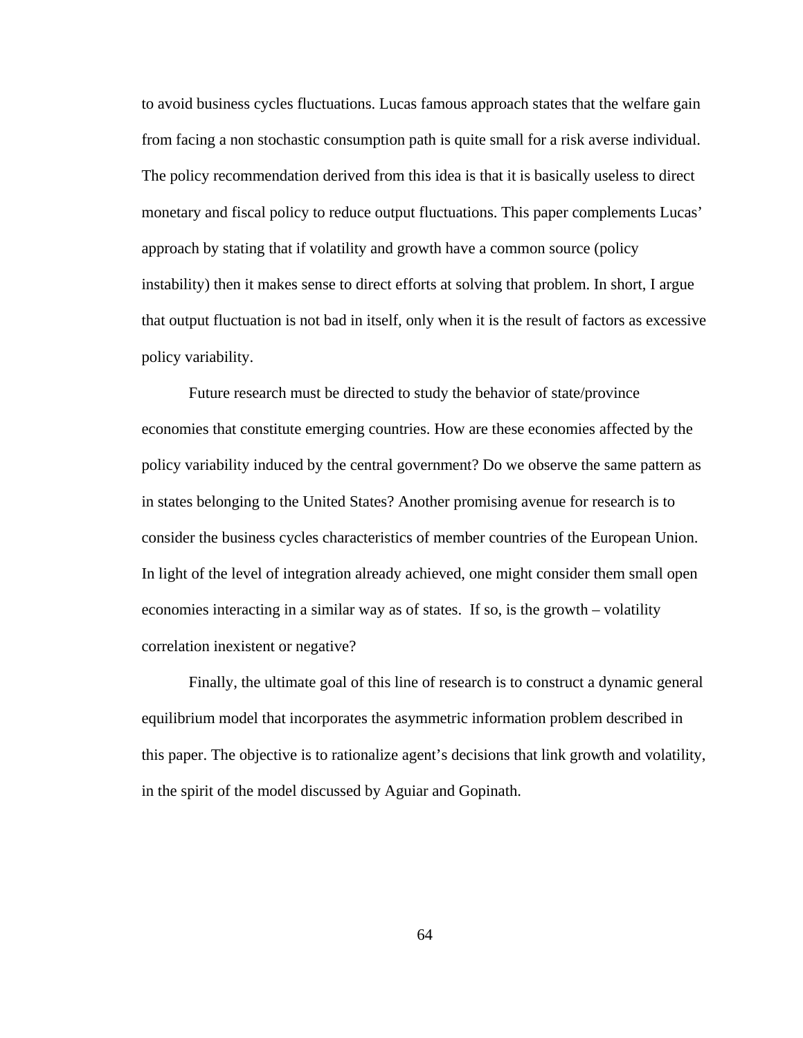to avoid business cycles fluctuations. Lucas famous approach states that the welfare gain from facing a non stochastic consumption path is quite small for a risk averse individual. The policy recommendation derived from this idea is that it is basically useless to direct monetary and fiscal policy to reduce output fluctuations. This paper complements Lucas' approach by stating that if volatility and growth have a common source (policy instability) then it makes sense to direct efforts at solving that problem. In short, I argue that output fluctuation is not bad in itself, only when it is the result of factors as excessive policy variability.

Future research must be directed to study the behavior of state/province economies that constitute emerging countries. How are these economies affected by the policy variability induced by the central government? Do we observe the same pattern as in states belonging to the United States? Another promising avenue for research is to consider the business cycles characteristics of member countries of the European Union. In light of the level of integration already achieved, one might consider them small open economies interacting in a similar way as of states. If so, is the growth – volatility correlation inexistent or negative?

Finally, the ultimate goal of this line of research is to construct a dynamic general equilibrium model that incorporates the asymmetric information problem described in this paper. The objective is to rationalize agent's decisions that link growth and volatility, in the spirit of the model discussed by Aguiar and Gopinath.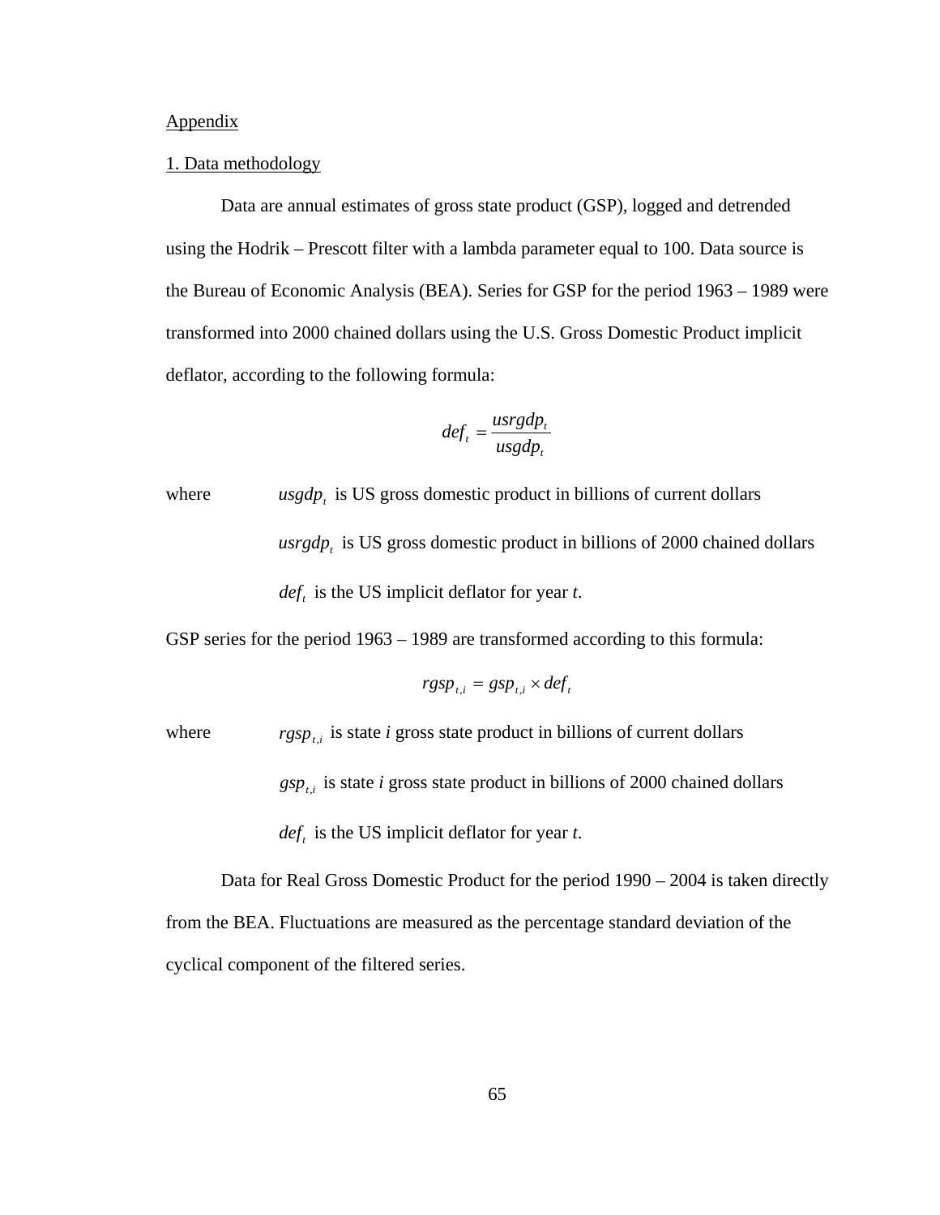Appendix

1. Data methodology

Data are annual estimates of gross state product (GSP), logged and detrended using the Hodrik – Prescott filter with a lambda parameter equal to 100. Data source is the Bureau of Economic Analysis (BEA). Series for GSP for the period 1963 – 1989 were transformed into 2000 chained dollars using the U.S. Gross Domestic Product implicit deflator, according to the following formula:

$$def_t = \frac{usrgdp_t}{usgdp_t}$$

where $usgdp_t$ is US gross domestic product in billions of current dollars

$usrgdp_t$ is US gross domestic product in billions of 2000 chained dollars

$def_t$ is the US implicit deflator for year *t*.

GSP series for the period 1963 – 1989 are transformed according to this formula:

$$rgsp_{t,i} = gsp_{t,i} \times def_t$$

where $rgsp_{t,i}$ is state *i* gross state product in billions of current dollars

$gsp_{t,i}$ is state *i* gross state product in billions of 2000 chained dollars

$def_t$ is the US implicit deflator for year *t*.

Data for Real Gross Domestic Product for the period 1990 – 2004 is taken directly from the BEA. Fluctuations are measured as the percentage standard deviation of the cyclical component of the filtered series.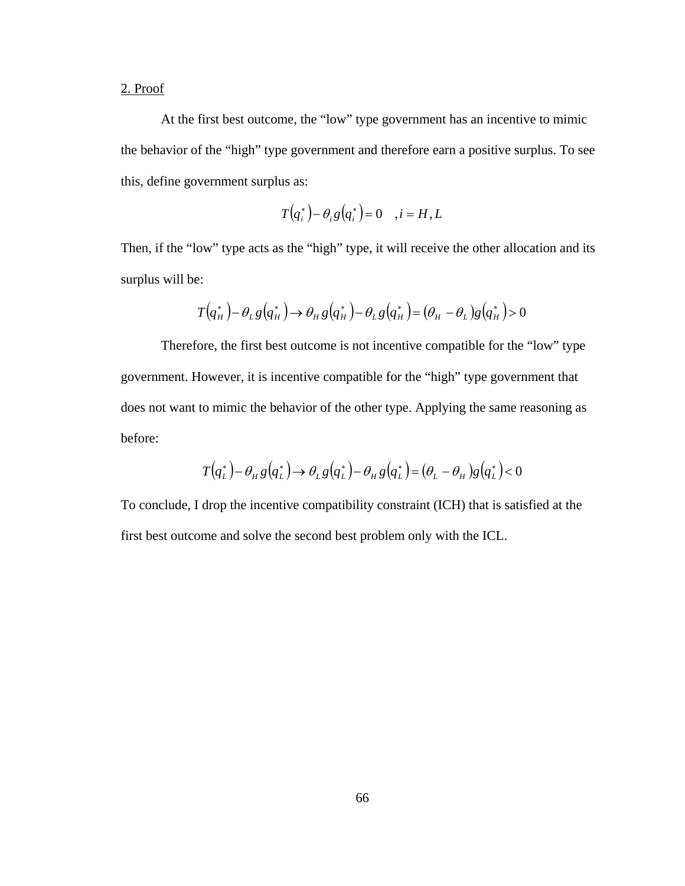<u>2. Proof</u>

At the first best outcome, the “low” type government has an incentive to mimic the behavior of the “high” type government and therefore earn a positive surplus. To see this, define government surplus as:

$$T\left(q_i^*\right) - \theta_i g\left(q_i^*\right) = 0 \quad , i = H, L$$

Then, if the “low” type acts as the “high” type, it will receive the other allocation and its surplus will be:

$$T\left(q_H^*\right) - \theta_L g\left(q_H^*\right) \rightarrow \theta_H g\left(q_H^*\right) - \theta_L g\left(q_H^*\right) = \left(\theta_H - \theta_L\right) g\left(q_H^*\right) > 0$$

Therefore, the first best outcome is not incentive compatible for the “low” type government. However, it is incentive compatible for the “high” type government that does not want to mimic the behavior of the other type. Applying the same reasoning as before:

$$T\left(q_L^*\right) - \theta_H g\left(q_L^*\right) \rightarrow \theta_L g\left(q_L^*\right) - \theta_H g\left(q_L^*\right) = \left(\theta_L - \theta_H\right) g\left(q_L^*\right) < 0$$

To conclude, I drop the incentive compatibility constraint (ICH) that is satisfied at the first best outcome and solve the second best problem only with the ICL.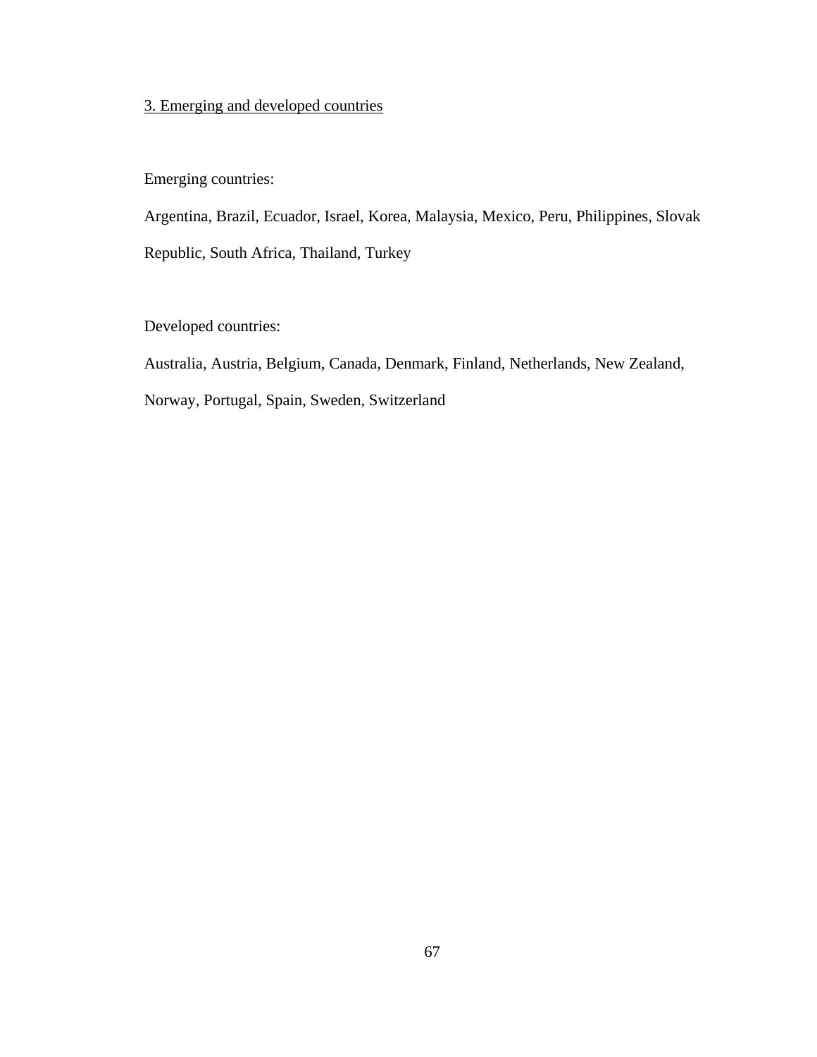3. Emerging and developed countries

Emerging countries:

Argentina, Brazil, Ecuador, Israel, Korea, Malaysia, Mexico, Peru, Philippines, Slovak Republic, South Africa, Thailand, Turkey

Developed countries:

Australia, Austria, Belgium, Canada, Denmark, Finland, Netherlands, New Zealand, Norway, Portugal, Spain, Sweden, Switzerland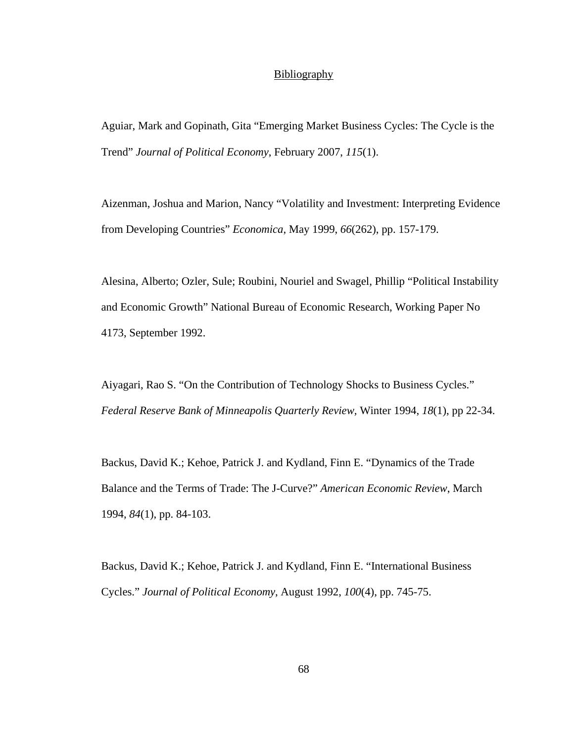# Bibliography

Aguiar, Mark and Gopinath, Gita "Emerging Market Business Cycles: The Cycle is the Trend" *Journal of Political Economy*, February 2007, *115*(1).

Aizenman, Joshua and Marion, Nancy "Volatility and Investment: Interpreting Evidence from Developing Countries" *Economica*, May 1999, *66*(262), pp. 157-179.

Alesina, Alberto; Ozler, Sule; Roubini, Nouriel and Swagel, Phillip "Political Instability and Economic Growth" National Bureau of Economic Research, Working Paper No 4173, September 1992.

Aiyagari, Rao S. "On the Contribution of Technology Shocks to Business Cycles." *Federal Reserve Bank of Minneapolis Quarterly Review*, Winter 1994, *18*(1), pp 22-34.

Backus, David K.; Kehoe, Patrick J. and Kydland, Finn E. "Dynamics of the Trade Balance and the Terms of Trade: The J-Curve?" *American Economic Review*, March 1994, *84*(1), pp. 84-103.

Backus, David K.; Kehoe, Patrick J. and Kydland, Finn E. "International Business Cycles." *Journal of Political Economy*, August 1992, *100*(4), pp. 745-75.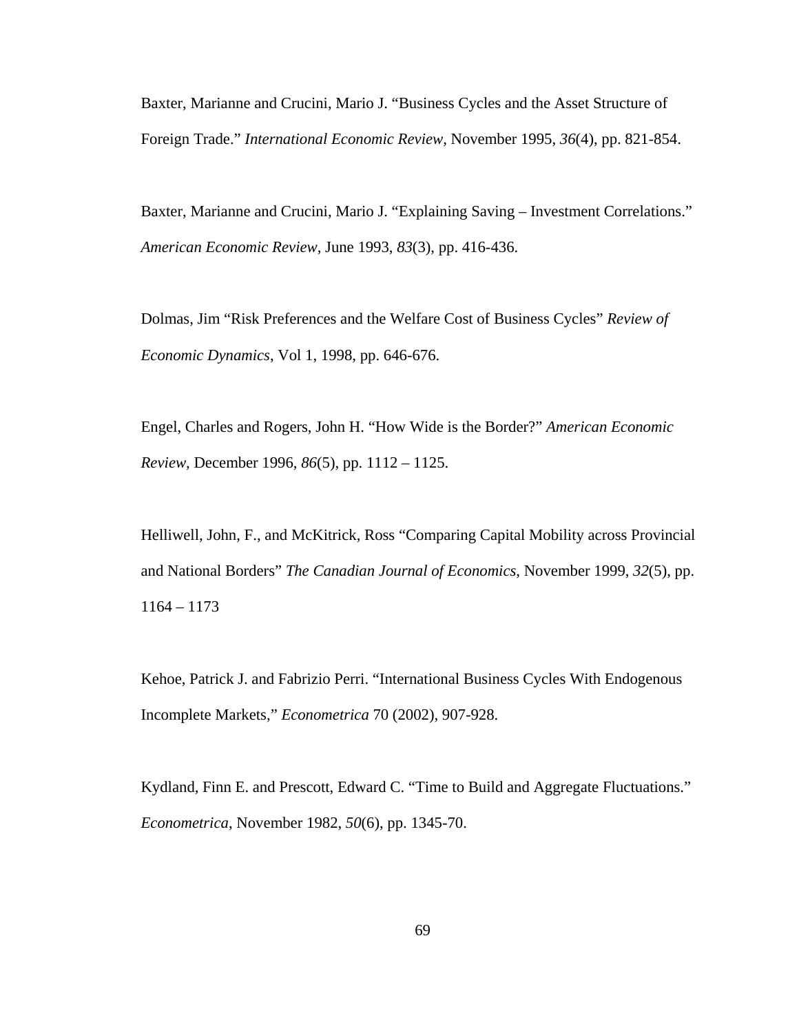Baxter, Marianne and Crucini, Mario J. “Business Cycles and the Asset Structure of Foreign Trade.” *International Economic Review*, November 1995, *36*(4), pp. 821-854.

Baxter, Marianne and Crucini, Mario J. “Explaining Saving – Investment Correlations.” *American Economic Review*, June 1993, *83*(3), pp. 416-436.

Dolmas, Jim “Risk Preferences and the Welfare Cost of Business Cycles” *Review of Economic Dynamics*, Vol 1, 1998, pp. 646-676.

Engel, Charles and Rogers, John H. “How Wide is the Border?” *American Economic Review*, December 1996, *86*(5), pp. 1112 – 1125.

Helliwell, John, F., and McKitrick, Ross “Comparing Capital Mobility across Provincial and National Borders” *The Canadian Journal of Economics*, November 1999, *32*(5), pp. 1164 – 1173

Kehoe, Patrick J. and Fabrizio Perri. “International Business Cycles With Endogenous Incomplete Markets,” *Econometrica* 70 (2002), 907-928.

Kydland, Finn E. and Prescott, Edward C. “Time to Build and Aggregate Fluctuations.” *Econometrica*, November 1982, *50*(6), pp. 1345-70.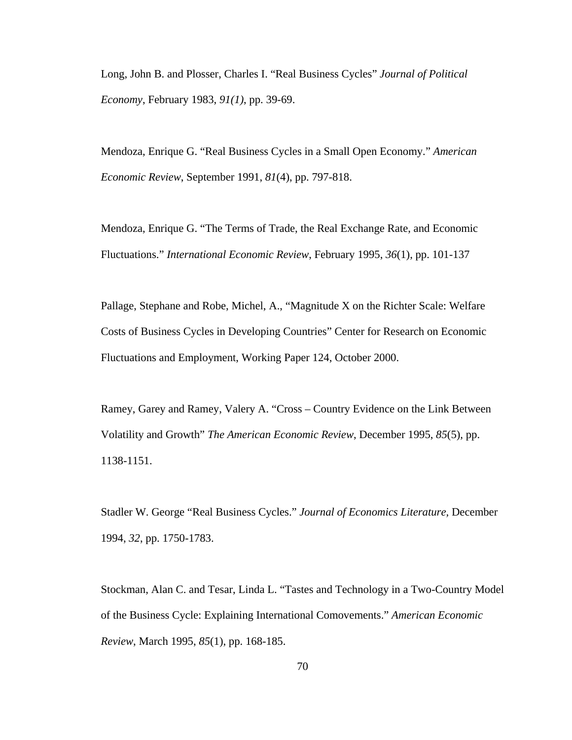Long, John B. and Plosser, Charles I. "Real Business Cycles" *Journal of Political Economy*, February 1983, *91(1)*, pp. 39-69.

Mendoza, Enrique G. "Real Business Cycles in a Small Open Economy." *American Economic Review*, September 1991, *81*(4), pp. 797-818.

Mendoza, Enrique G. "The Terms of Trade, the Real Exchange Rate, and Economic Fluctuations." *International Economic Review*, February 1995, *36*(1), pp. 101-137

Pallage, Stephane and Robe, Michel, A., "Magnitude X on the Richter Scale: Welfare Costs of Business Cycles in Developing Countries" Center for Research on Economic Fluctuations and Employment, Working Paper 124, October 2000.

Ramey, Garey and Ramey, Valery A. "Cross – Country Evidence on the Link Between Volatility and Growth" *The American Economic Review*, December 1995, *85*(5), pp. 1138-1151.

Stadler W. George "Real Business Cycles." *Journal of Economics Literature*, December 1994, *32*, pp. 1750-1783.

Stockman, Alan C. and Tesar, Linda L. "Tastes and Technology in a Two-Country Model of the Business Cycle: Explaining International Comovements." *American Economic Review*, March 1995, *85*(1), pp. 168-185.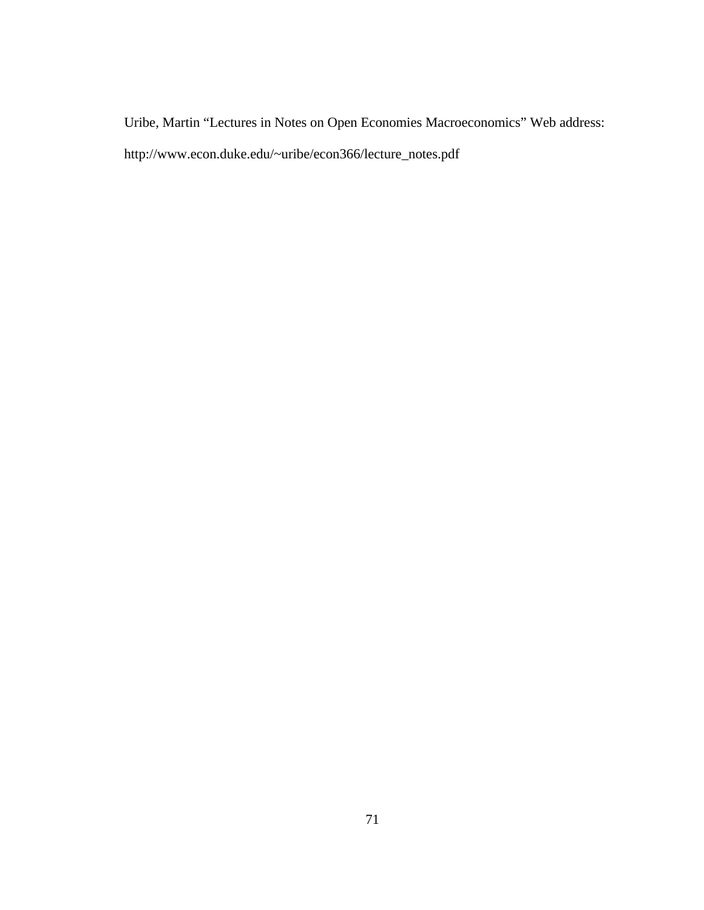Uribe, Martin “Lectures in Notes on Open Economies Macroeconomics” Web address:

http://www.econ.duke.edu/~uribe/econ366/lecture_notes.pdf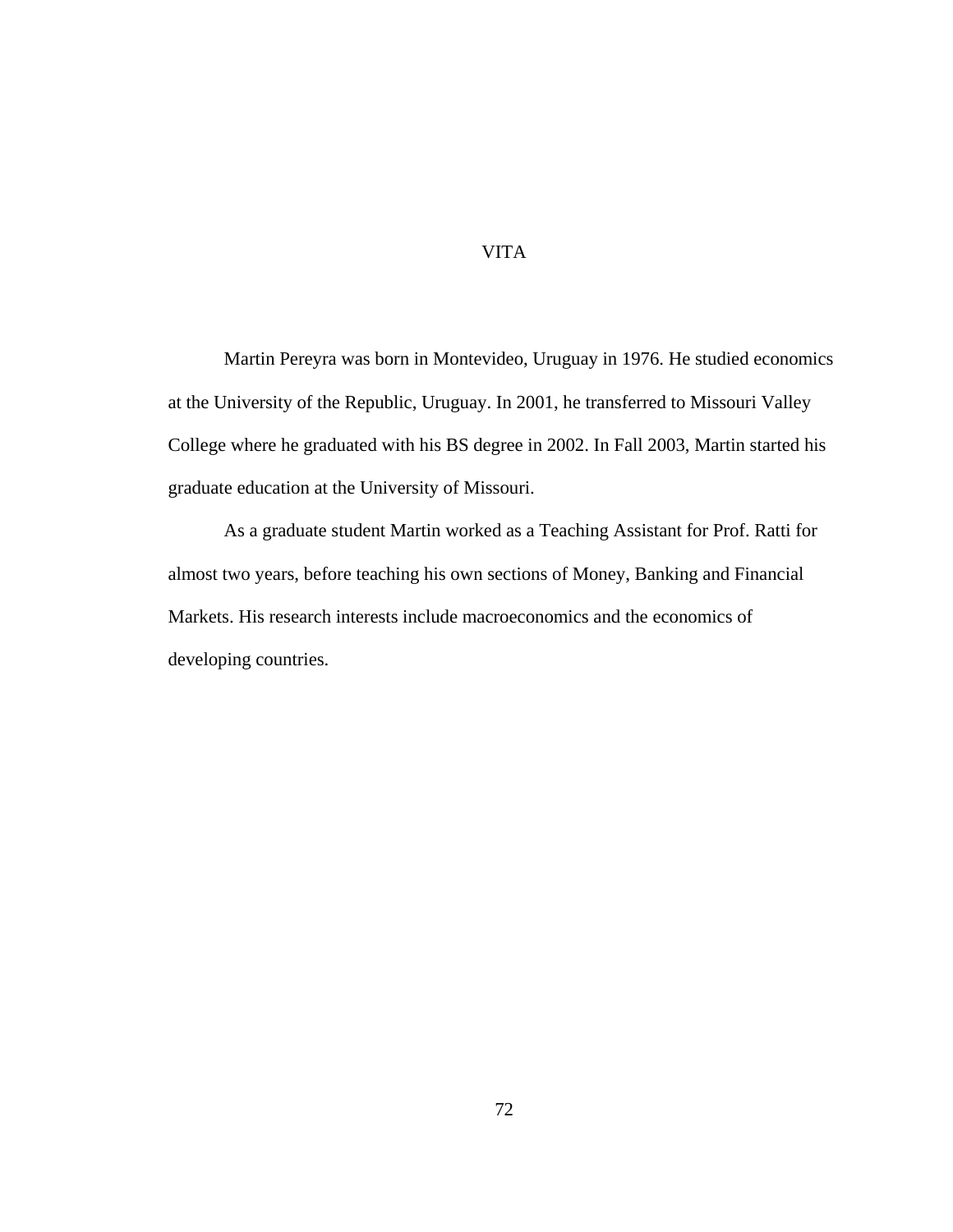# VITA

Martin Pereyra was born in Montevideo, Uruguay in 1976. He studied economics at the University of the Republic, Uruguay. In 2001, he transferred to Missouri Valley College where he graduated with his BS degree in 2002. In Fall 2003, Martin started his graduate education at the University of Missouri.

As a graduate student Martin worked as a Teaching Assistant for Prof. Ratti for almost two years, before teaching his own sections of Money, Banking and Financial Markets. His research interests include macroeconomics and the economics of developing countries.